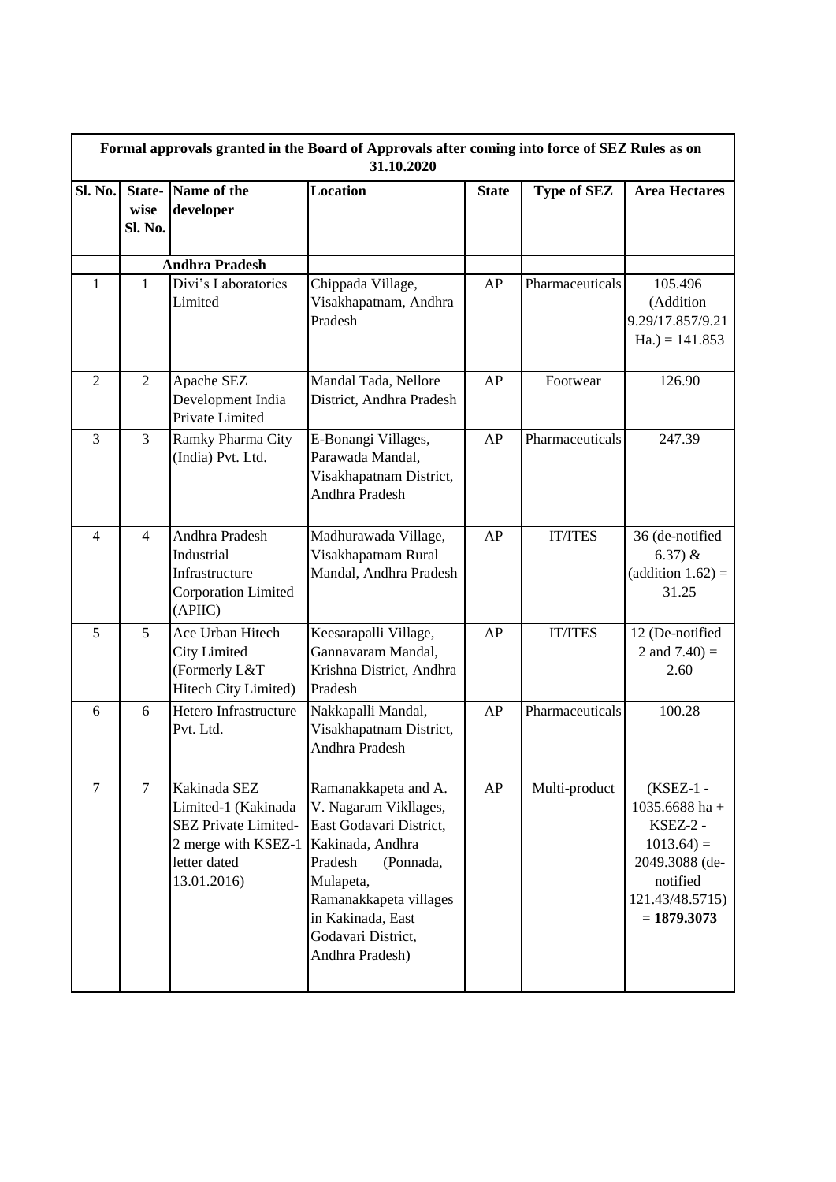| Formal approvals granted in the Board of Approvals after coming into force of SEZ Rules as on 31.10.2020 | | | | | | |
|---|---|---|---|---|---|---|
| **Sl. No.** | **State-wise Sl. No.** | **Name of the developer** | **Location** | **State** | **Type of SEZ** | **Area Hectares** |
| | | **Andhra Pradesh** | | | | |
| 1 | 1 | Divi's Laboratories Limited | Chippada Village, Visakhapatnam, Andhra Pradesh | AP | Pharmaceuticals | 105.496 (Addition 9.29/17.857/9.21 Ha.) = 141.853 |
| 2 | 2 | Apache SEZ Development India Private Limited | Mandal Tada, Nellore District, Andhra Pradesh | AP | Footwear | 126.90 |
| 3 | 3 | Ramky Pharma City (India) Pvt. Ltd. | E-Bonangi Villages, Parawada Mandal, Visakhapatnam District, Andhra Pradesh | AP | Pharmaceuticals | 247.39 |
| 4 | 4 | Andhra Pradesh Industrial Infrastructure Corporation Limited (APIIC) | Madhurawada Village, Visakhapatnam Rural Mandal, Andhra Pradesh | AP | IT/ITES | 36 (de-notified 6.37) & (addition 1.62) = 31.25 |
| 5 | 5 | Ace Urban Hitech City Limited (Formerly L&T Hitech City Limited) | Keesarapalli Village, Gannavaram Mandal, Krishna District, Andhra Pradesh | AP | IT/ITES | 12 (De-notified 2 and 7.40) = 2.60 |
| 6 | 6 | Hetero Infrastructure Pvt. Ltd. | Nakkapalli Mandal, Visakhapatnam District, Andhra Pradesh | AP | Pharmaceuticals | 100.28 |
| 7 | 7 | Kakinada SEZ Limited-1 (Kakinada SEZ Private Limited-2 merge with KSEZ-1 letter dated 13.01.2016) | Ramanakkapeta and A. V. Nagaram Vikllages, East Godavari District, Kakinada, Andhra Pradesh (Ponnada, Mulapeta, Ramanakkapeta villages in Kakinada, East Godavari District, Andhra Pradesh) | AP | Multi-product | (KSEZ-1 - 1035.6688 ha + KSEZ-2 - 1013.64) = 2049.3088 (de-notified 121.43/48.5715) = **1879.3073** |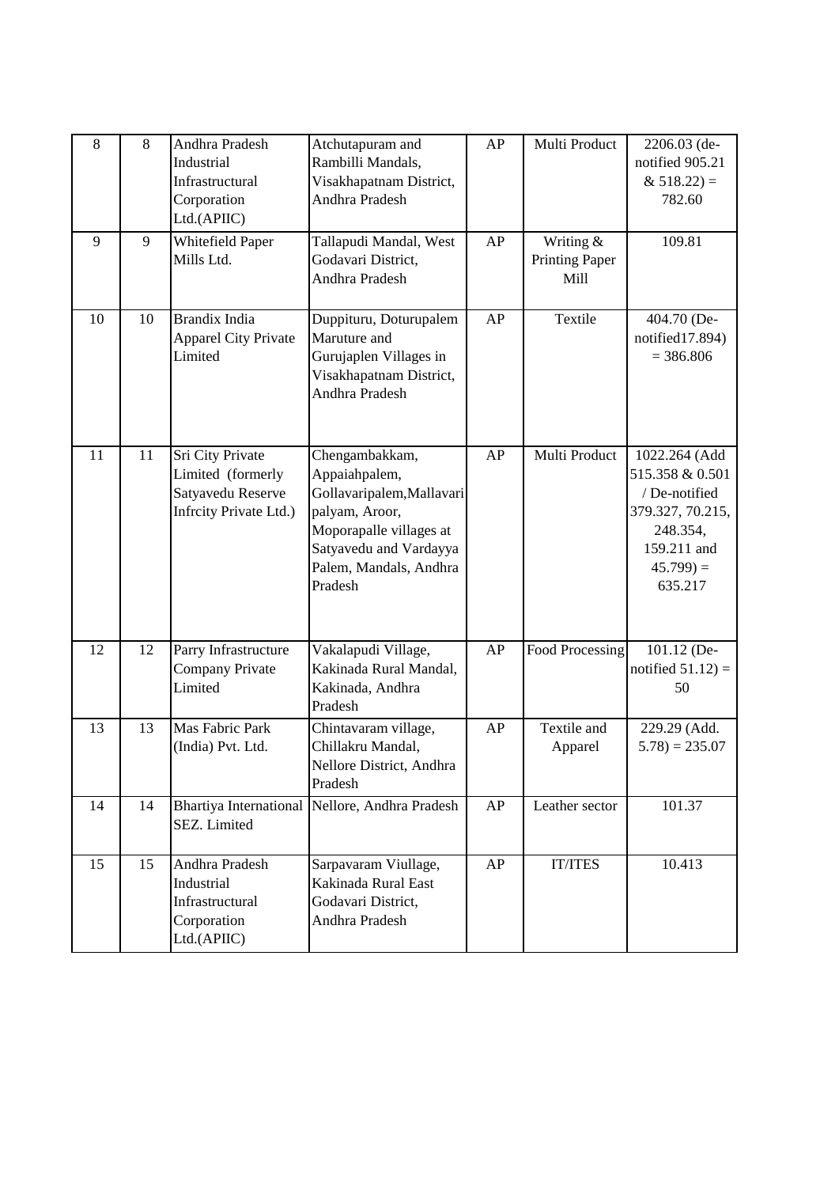| 8 | 8 | Andhra Pradesh Industrial Infrastructural Corporation Ltd.(APIIC) | Atchutapuram and Rambilli Mandals, Visakhapatnam District, Andhra Pradesh | AP | Multi Product | 2206.03 (de-notified 905.21 & 518.22) = 782.60 |
|---|---|---|---|---|---|---|
| 9 | 9 | Whitefield Paper Mills Ltd. | Tallapudi Mandal, West Godavari District, Andhra Pradesh | AP | Writing & Printing Paper Mill | 109.81 |
| 10 | 10 | Brandix India Apparel City Private Limited | Duppituru, Doturupalem Maruture and Gurujaplen Villages in Visakhapatnam District, Andhra Pradesh | AP | Textile | 404.70 (De-notified17.894) = 386.806 |
| 11 | 11 | Sri City Private Limited (formerly Satyavedu Reserve Infrcity Private Ltd.) | Chengambakkam, Appaiahpalem, Gollavaripalem,Mallavari palyam, Aroor, Moporapalle villages at Satyavedu and Vardayya Palem, Mandals, Andhra Pradesh | AP | Multi Product | 1022.264 (Add 515.358 & 0.501 / De-notified 379.327, 70.215, 248.354, 159.211 and 45.799) = 635.217 |
| 12 | 12 | Parry Infrastructure Company Private Limited | Vakalapudi Village, Kakinada Rural Mandal, Kakinada, Andhra Pradesh | AP | Food Processing | 101.12 (De-notified 51.12) = 50 |
| 13 | 13 | Mas Fabric Park (India) Pvt. Ltd. | Chintavaram village, Chillakru Mandal, Nellore District, Andhra Pradesh | AP | Textile and Apparel | 229.29 (Add. 5.78) = 235.07 |
| 14 | 14 | Bhartiya International SEZ. Limited | Nellore, Andhra Pradesh | AP | Leather sector | 101.37 |
| 15 | 15 | Andhra Pradesh Industrial Infrastructural Corporation Ltd.(APIIC) | Sarpavaram Viullage, Kakinada Rural East Godavari District, Andhra Pradesh | AP | IT/ITES | 10.413 |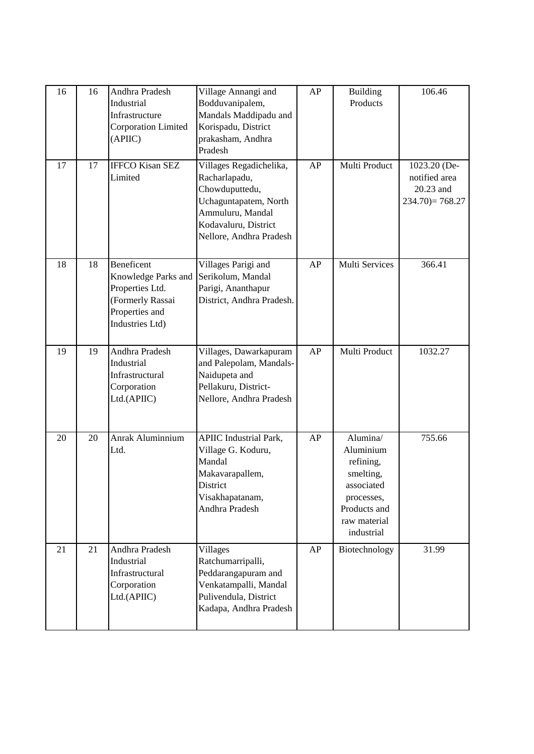| 16 | 16 | Andhra Pradesh Industrial Infrastructure Corporation Limited (APIIC) | Village Annangi and Bodduvanipalem, Mandals Maddipadu and Korispadu, District prakasham, Andhra Pradesh | AP | Building Products | 106.46 |
|---|---|---|---|---|---|---|
| 17 | 17 | IFFCO Kisan SEZ Limited | Villages Regadichelika, Racharlapadu, Chowduputtedu, Uchaguntapatem, North Ammuluru, Mandal Kodavaluru, District Nellore, Andhra Pradesh | AP | Multi Product | 1023.20 (De-notified area 20.23 and 234.70)= 768.27 |
| 18 | 18 | Beneficent Knowledge Parks and Properties Ltd. (Formerly Rassai Properties and Industries Ltd) | Villages Parigi and Serikolum, Mandal Parigi, Ananthapur District, Andhra Pradesh. | AP | Multi Services | 366.41 |
| 19 | 19 | Andhra Pradesh Industrial Infrastructural Corporation Ltd.(APIIC) | Villages, Dawarkapuram and Palepolam, Mandals-Naidupeta and Pellakuru, District-Nellore, Andhra Pradesh | AP | Multi Product | 1032.27 |
| 20 | 20 | Anrak Aluminnium Ltd. | APIIC Industrial Park, Village G. Koduru, Mandal Makavarapallem, District Visakhapatanam, Andhra Pradesh | AP | Alumina/ Aluminium refining, smelting, associated processes, Products and raw material industrial | 755.66 |
| 21 | 21 | Andhra Pradesh Industrial Infrastructural Corporation Ltd.(APIIC) | Villages Ratchumarripalli, Peddarangapuram and Venkatampalli, Mandal Pulivendula, District Kadapa, Andhra Pradesh | AP | Biotechnology | 31.99 |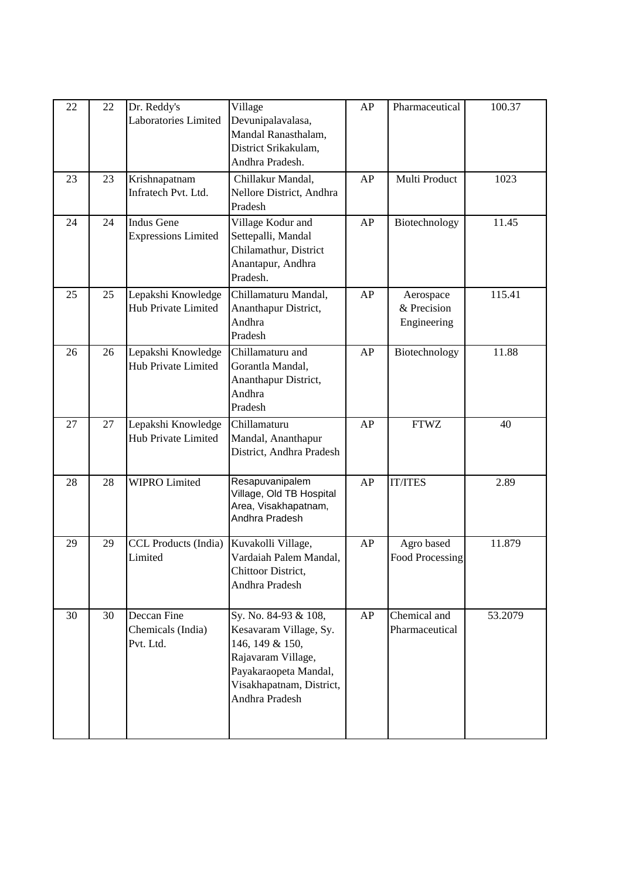| 22 | 22 | Dr. Reddy's Laboratories Limited | Village Devunipalavalasa, Mandal Ranasthalam, District Srikakulam, Andhra Pradesh. | AP | Pharmaceutical | 100.37 |
|---|---|---|---|---|---|---|
| 23 | 23 | Krishnapatnam Infratech Pvt. Ltd. | Chillakur Mandal, Nellore District, Andhra Pradesh | AP | Multi Product | 1023 |
| 24 | 24 | Indus Gene Expressions Limited | Village Kodur and Settepalli, Mandal Chilamathur, District Anantapur, Andhra Pradesh. | AP | Biotechnology | 11.45 |
| 25 | 25 | Lepakshi Knowledge Hub Private Limited | Chillamaturu Mandal, Ananthapur District, Andhra Pradesh | AP | Aerospace & Precision Engineering | 115.41 |
| 26 | 26 | Lepakshi Knowledge Hub Private Limited | Chillamaturu and Gorantla Mandal, Ananthapur District, Andhra Pradesh | AP | Biotechnology | 11.88 |
| 27 | 27 | Lepakshi Knowledge Hub Private Limited | Chillamaturu Mandal, Ananthapur District, Andhra Pradesh | AP | FTWZ | 40 |
| 28 | 28 | WIPRO Limited | Resapuvanipalem Village, Old TB Hospital Area, Visakhapatnam, Andhra Pradesh | AP | IT/ITES | 2.89 |
| 29 | 29 | CCL Products (India) Limited | Kuvakolli Village, Vardaiah Palem Mandal, Chittoor District, Andhra Pradesh | AP | Agro based Food Processing | 11.879 |
| 30 | 30 | Deccan Fine Chemicals (India) Pvt. Ltd. | Sy. No. 84-93 & 108, Kesavaram Village, Sy. 146, 149 & 150, Rajavaram Village, Payakaraopeta Mandal, Visakhapatnam, District, Andhra Pradesh | AP | Chemical and Pharmaceutical | 53.2079 |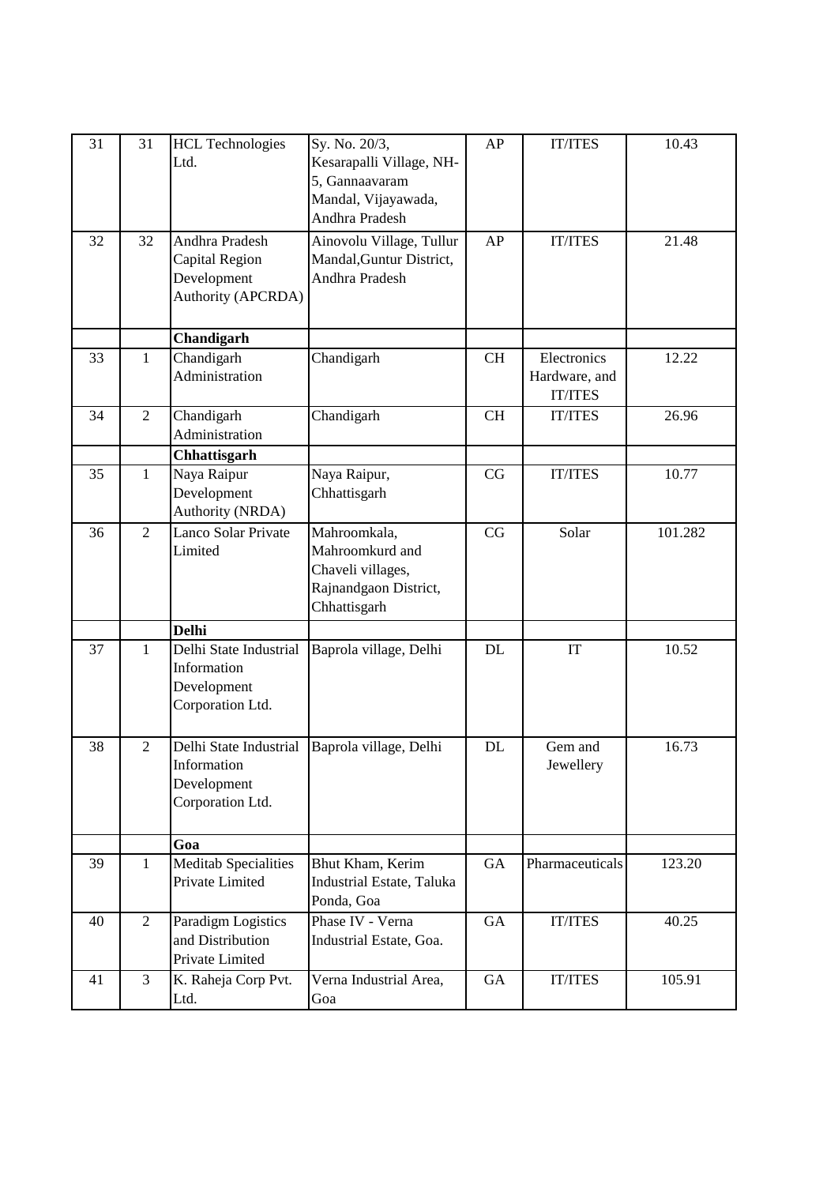| 31 | 31 | HCL Technologies Ltd. | Sy. No. 20/3, Kesarapalli Village, NH-5, Gannaavaram Mandal, Vijayawada, Andhra Pradesh | AP | IT/ITES | 10.43 |
|---|---|---|---|---|---|---|
| 32 | 32 | Andhra Pradesh Capital Region Development Authority (APCRDA) | Ainovolu Village, Tullur Mandal,Guntur District, Andhra Pradesh | AP | IT/ITES | 21.48 |
| | | **Chandigarh** | | | | |
| 33 | 1 | Chandigarh Administration | Chandigarh | CH | Electronics Hardware, and IT/ITES | 12.22 |
| 34 | 2 | Chandigarh Administration | Chandigarh | CH | IT/ITES | 26.96 |
| | | **Chhattisgarh** | | | | |
| 35 | 1 | Naya Raipur Development Authority (NRDA) | Naya Raipur, Chhattisgarh | CG | IT/ITES | 10.77 |
| 36 | 2 | Lanco Solar Private Limited | Mahroomkala, Mahroomkurd and Chaveli villages, Rajnandgaon District, Chhattisgarh | CG | Solar | 101.282 |
| | | **Delhi** | | | | |
| 37 | 1 | Delhi State Industrial Information Development Corporation Ltd. | Baprola village, Delhi | DL | IT | 10.52 |
| 38 | 2 | Delhi State Industrial Information Development Corporation Ltd. | Baprola village, Delhi | DL | Gem and Jewellery | 16.73 |
| | | **Goa** | | | | |
| 39 | 1 | Meditab Specialities Private Limited | Bhut Kham, Kerim Industrial Estate, Taluka Ponda, Goa | GA | Pharmaceuticals | 123.20 |
| 40 | 2 | Paradigm Logistics and Distribution Private Limited | Phase IV - Verna Industrial Estate, Goa. | GA | IT/ITES | 40.25 |
| 41 | 3 | K. Raheja Corp Pvt. Ltd. | Verna Industrial Area, Goa | GA | IT/ITES | 105.91 |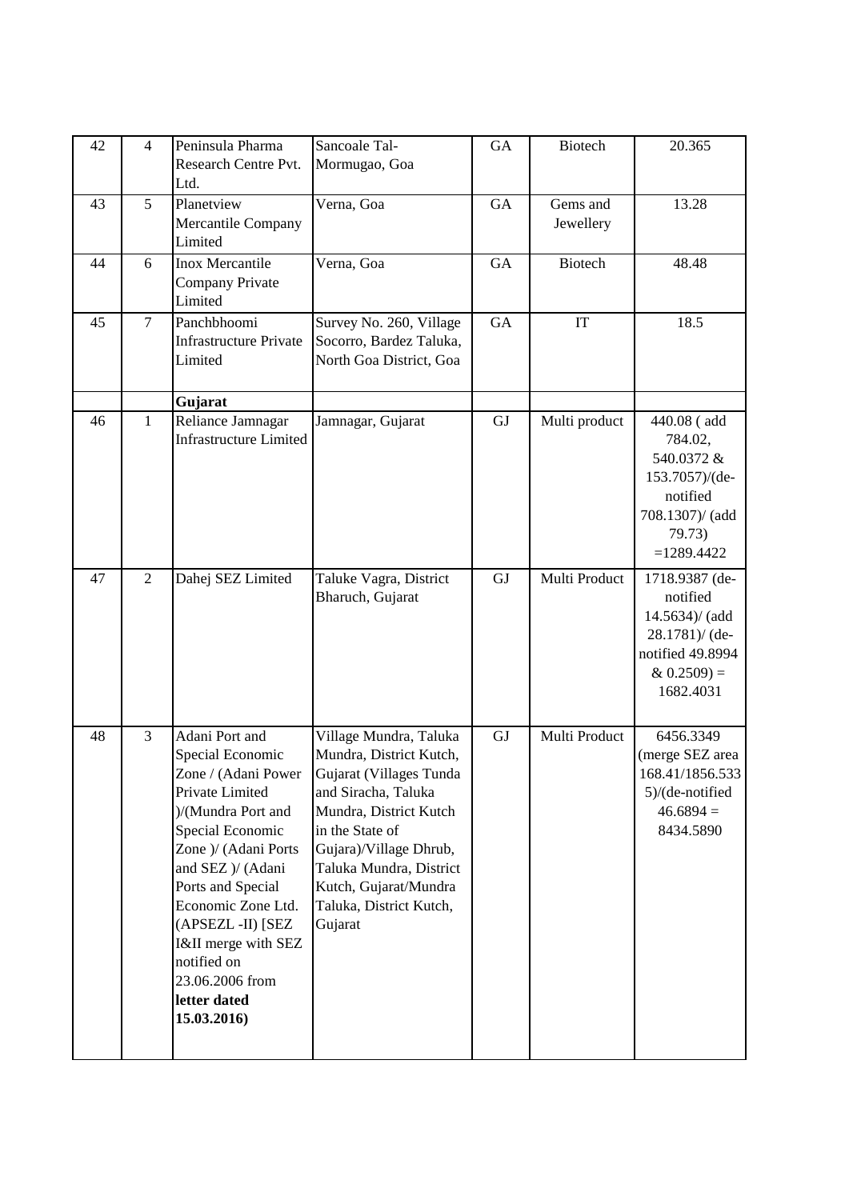| 42 | 4 | Peninsula Pharma Research Centre Pvt. Ltd. | Sancoale Tal-Mormugao, Goa | GA | Biotech | 20.365 |
|---|---|---|---|---|---|---|
| 43 | 5 | Planetview Mercantile Company Limited | Verna, Goa | GA | Gems and Jewellery | 13.28 |
| 44 | 6 | Inox Mercantile Company Private Limited | Verna, Goa | GA | Biotech | 48.48 |
| 45 | 7 | Panchbhoomi Infrastructure Private Limited | Survey No. 260, Village Socorro, Bardez Taluka, North Goa District, Goa | GA | IT | 18.5 |
| | | **Gujarat** | | | | |
| 46 | 1 | Reliance Jamnagar Infrastructure Limited | Jamnagar, Gujarat | GJ | Multi product | 440.08 ( add 784.02, 540.0372 & 153.7057)/(de-notified 708.1307)/ (add 79.73) =1289.4422 |
| 47 | 2 | Dahej SEZ Limited | Taluke Vagra, District Bharuch, Gujarat | GJ | Multi Product | 1718.9387 (de-notified 14.5634)/ (add 28.1781)/ (de-notified 49.8994 & 0.2509) = 1682.4031 |
| 48 | 3 | Adani Port and Special Economic Zone / (Adani Power Private Limited )/(Mundra Port and Special Economic Zone )/ (Adani Ports and SEZ )/ (Adani Ports and Special Economic Zone Ltd. (APSEZL -II) [SEZ I&II merge with SEZ notified on 23.06.2006 from **letter dated 15.03.2016)** | Village Mundra, Taluka Mundra, District Kutch, Gujarat (Villages Tunda and Siracha, Taluka Mundra, District Kutch in the State of Gujara)/Village Dhrub, Taluka Mundra, District Kutch, Gujarat/Mundra Taluka, District Kutch, Gujarat | GJ | Multi Product | 6456.3349 (merge SEZ area 168.41/1856.533 5)/(de-notified 46.6894 = 8434.5890 |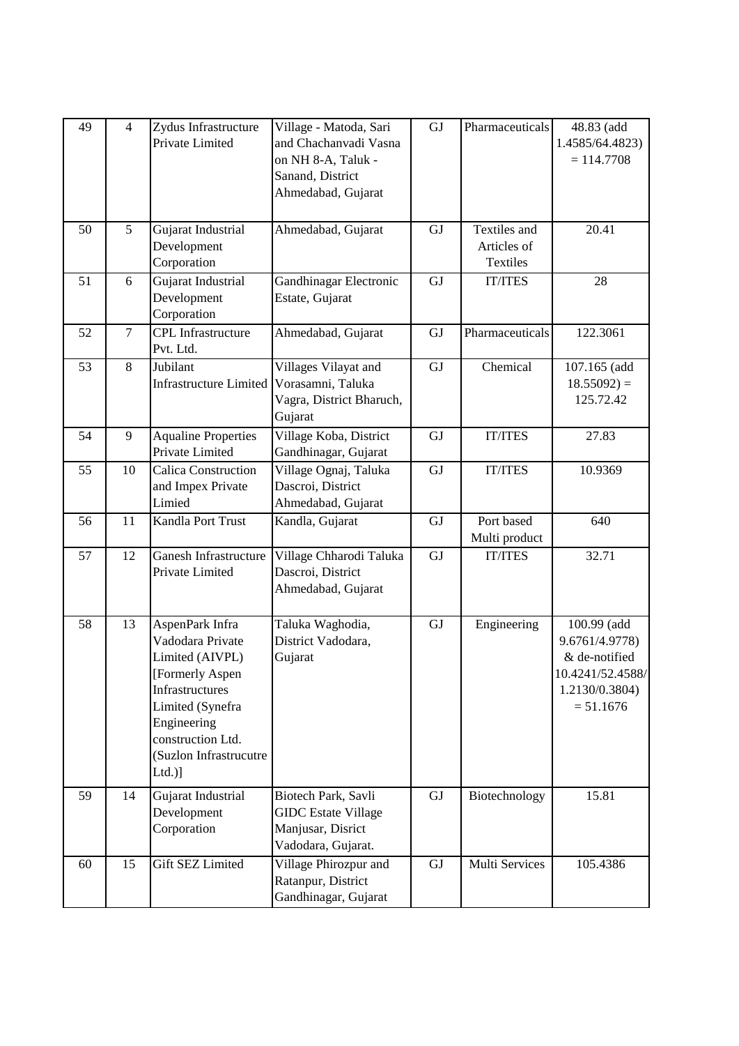| 49 | 4 | Zydus Infrastructure Private Limited | Village - Matoda, Sari and Chachanvadi Vasna on NH 8-A, Taluk - Sanand, District Ahmedabad, Gujarat | GJ | Pharmaceuticals | 48.83 (add 1.4585/64.4823) = 114.7708 |
|---|---|---|---|---|---|---|
| 50 | 5 | Gujarat Industrial Development Corporation | Ahmedabad, Gujarat | GJ | Textiles and Articles of Textiles | 20.41 |
| 51 | 6 | Gujarat Industrial Development Corporation | Gandhinagar Electronic Estate, Gujarat | GJ | IT/ITES | 28 |
| 52 | 7 | CPL Infrastructure Pvt. Ltd. | Ahmedabad, Gujarat | GJ | Pharmaceuticals | 122.3061 |
| 53 | 8 | Jubilant Infrastructure Limited | Villages Vilayat and Vorasamni, Taluka Vagra, District Bharuch, Gujarat | GJ | Chemical | 107.165 (add 18.55092) = 125.72.42 |
| 54 | 9 | Aqualine Properties Private Limited | Village Koba, District Gandhinagar, Gujarat | GJ | IT/ITES | 27.83 |
| 55 | 10 | Calica Construction and Impex Private Limied | Village Ognaj, Taluka Dascroi, District Ahmedabad, Gujarat | GJ | IT/ITES | 10.9369 |
| 56 | 11 | Kandla Port Trust | Kandla, Gujarat | GJ | Port based Multi product | 640 |
| 57 | 12 | Ganesh Infrastructure Private Limited | Village Chharodi Taluka Dascroi, District Ahmedabad, Gujarat | GJ | IT/ITES | 32.71 |
| 58 | 13 | AspenPark Infra Vadodara Private Limited (AIVPL) [Formerly Aspen Infrastructures Limited (Synefra Engineering construction Ltd. (Suzlon Infrastrucutre Ltd.)] | Taluka Waghodia, District Vadodara, Gujarat | GJ | Engineering | 100.99 (add 9.6761/4.9778) & de-notified 10.4241/52.4588/ 1.2130/0.3804) = 51.1676 |
| 59 | 14 | Gujarat Industrial Development Corporation | Biotech Park, Savli GIDC Estate Village Manjusar, Disrict Vadodara, Gujarat. | GJ | Biotechnology | 15.81 |
| 60 | 15 | Gift SEZ Limited | Village Phirozpur and Ratanpur, District Gandhinagar, Gujarat | GJ | Multi Services | 105.4386 |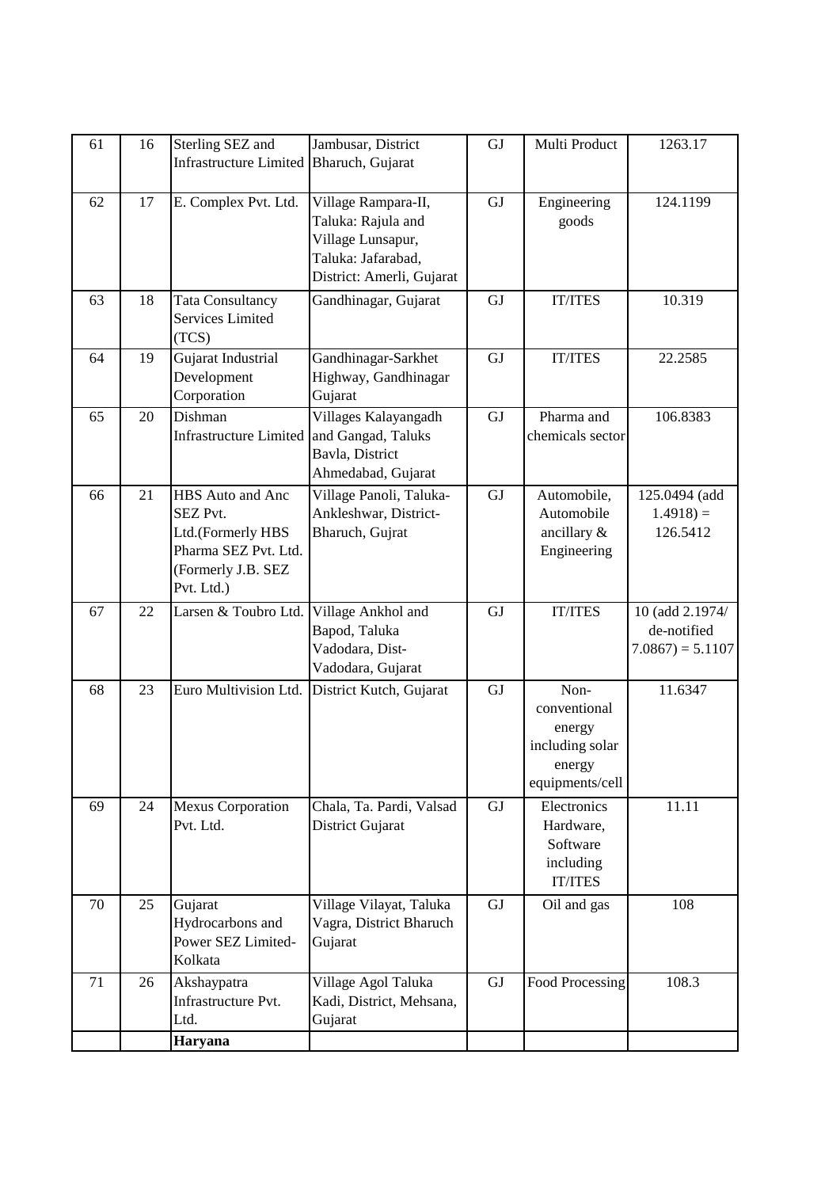| | | | | | | |
|---|---|---|---|---|---|---|
| 61 | 16 | Sterling SEZ and Infrastructure Limited | Jambusar, District Bharuch, Gujarat | GJ | Multi Product | 1263.17 |
| 62 | 17 | E. Complex Pvt. Ltd. | Village Rampara-II, Taluka: Rajula and Village Lunsapur, Taluka: Jafarabad, District: Amerli, Gujarat | GJ | Engineering goods | 124.1199 |
| 63 | 18 | Tata Consultancy Services Limited (TCS) | Gandhinagar, Gujarat | GJ | IT/ITES | 10.319 |
| 64 | 19 | Gujarat Industrial Development Corporation | Gandhinagar-Sarkhet Highway, Gandhinagar Gujarat | GJ | IT/ITES | 22.2585 |
| 65 | 20 | Dishman Infrastructure Limited | Villages Kalayangadh and Gangad, Taluks Bavla, District Ahmedabad, Gujarat | GJ | Pharma and chemicals sector | 106.8383 |
| 66 | 21 | HBS Auto and Anc SEZ Pvt. Ltd.(Formerly HBS Pharma SEZ Pvt. Ltd. (Formerly J.B. SEZ Pvt. Ltd.) | Village Panoli, Taluka-Ankleshwar, District-Bharuch, Gujrat | GJ | Automobile, Automobile ancillary & Engineering | 125.0494 (add 1.4918) = 126.5412 |
| 67 | 22 | Larsen & Toubro Ltd. | Village Ankhol and Bapod, Taluka Vadodara, Dist-Vadodara, Gujarat | GJ | IT/ITES | 10 (add 2.1974/ de-notified 7.0867) = 5.1107 |
| 68 | 23 | Euro Multivision Ltd. | District Kutch, Gujarat | GJ | Non-conventional energy including solar energy equipments/cell | 11.6347 |
| 69 | 24 | Mexus Corporation Pvt. Ltd. | Chala, Ta. Pardi, Valsad District Gujarat | GJ | Electronics Hardware, Software including IT/ITES | 11.11 |
| 70 | 25 | Gujarat Hydrocarbons and Power SEZ Limited-Kolkata | Village Vilayat, Taluka Vagra, District Bharuch Gujarat | GJ | Oil and gas | 108 |
| 71 | 26 | Akshaypatra Infrastructure Pvt. Ltd. | Village Agol Taluka Kadi, District, Mehsana, Gujarat | GJ | Food Processing | 108.3 |
| | | **Haryana** | | | | |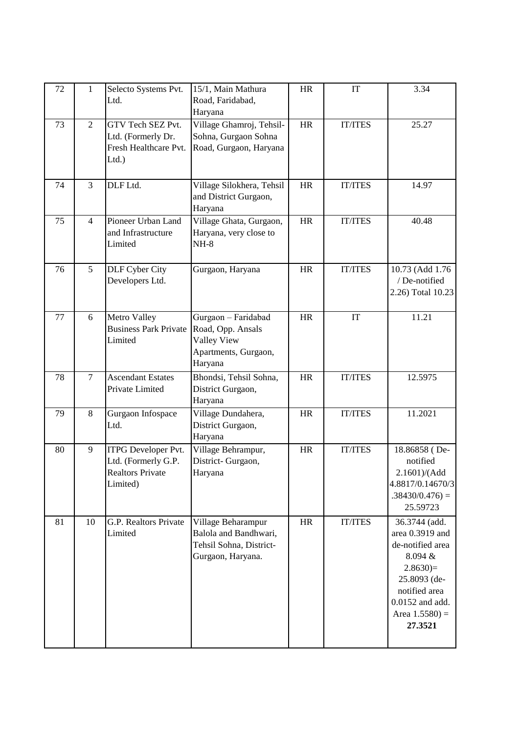| 72 | 1 | Selecto Systems Pvt. Ltd. | 15/1, Main Mathura Road, Faridabad, Haryana | HR | IT | 3.34 |
|---|---|---|---|---|---|---|
| 73 | 2 | GTV Tech SEZ Pvt. Ltd. (Formerly Dr. Fresh Healthcare Pvt. Ltd.) | Village Ghamroj, Tehsil-Sohna, Gurgaon Sohna Road, Gurgaon, Haryana | HR | IT/ITES | 25.27 |
| 74 | 3 | DLF Ltd. | Village Silokhera, Tehsil and District Gurgaon, Haryana | HR | IT/ITES | 14.97 |
| 75 | 4 | Pioneer Urban Land and Infrastructure Limited | Village Ghata, Gurgaon, Haryana, very close to NH-8 | HR | IT/ITES | 40.48 |
| 76 | 5 | DLF Cyber City Developers Ltd. | Gurgaon, Haryana | HR | IT/ITES | 10.73 (Add 1.76 / De-notified 2.26) Total 10.23 |
| 77 | 6 | Metro Valley Business Park Private Limited | Gurgaon – Faridabad Road, Opp. Ansals Valley View Apartments, Gurgaon, Haryana | HR | IT | 11.21 |
| 78 | 7 | Ascendant Estates Private Limited | Bhondsi, Tehsil Sohna, District Gurgaon, Haryana | HR | IT/ITES | 12.5975 |
| 79 | 8 | Gurgaon Infospace Ltd. | Village Dundahera, District Gurgaon, Haryana | HR | IT/ITES | 11.2021 |
| 80 | 9 | ITPG Developer Pvt. Ltd. (Formerly G.P. Realtors Private Limited) | Village Behrampur, District- Gurgaon, Haryana | HR | IT/ITES | 18.86858 ( De-notified 2.1601)/(Add 4.8817/0.14670/3.38430/0.476) = 25.59723 |
| 81 | 10 | G.P. Realtors Private Limited | Village Beharampur Balola and Bandhwari, Tehsil Sohna, District-Gurgaon, Haryana. | HR | IT/ITES | 36.3744 (add. area 0.3919 and de-notified area 8.094 & 2.8630)= 25.8093 (de-notified area 0.0152 and add. Area 1.5580) = **27.3521** |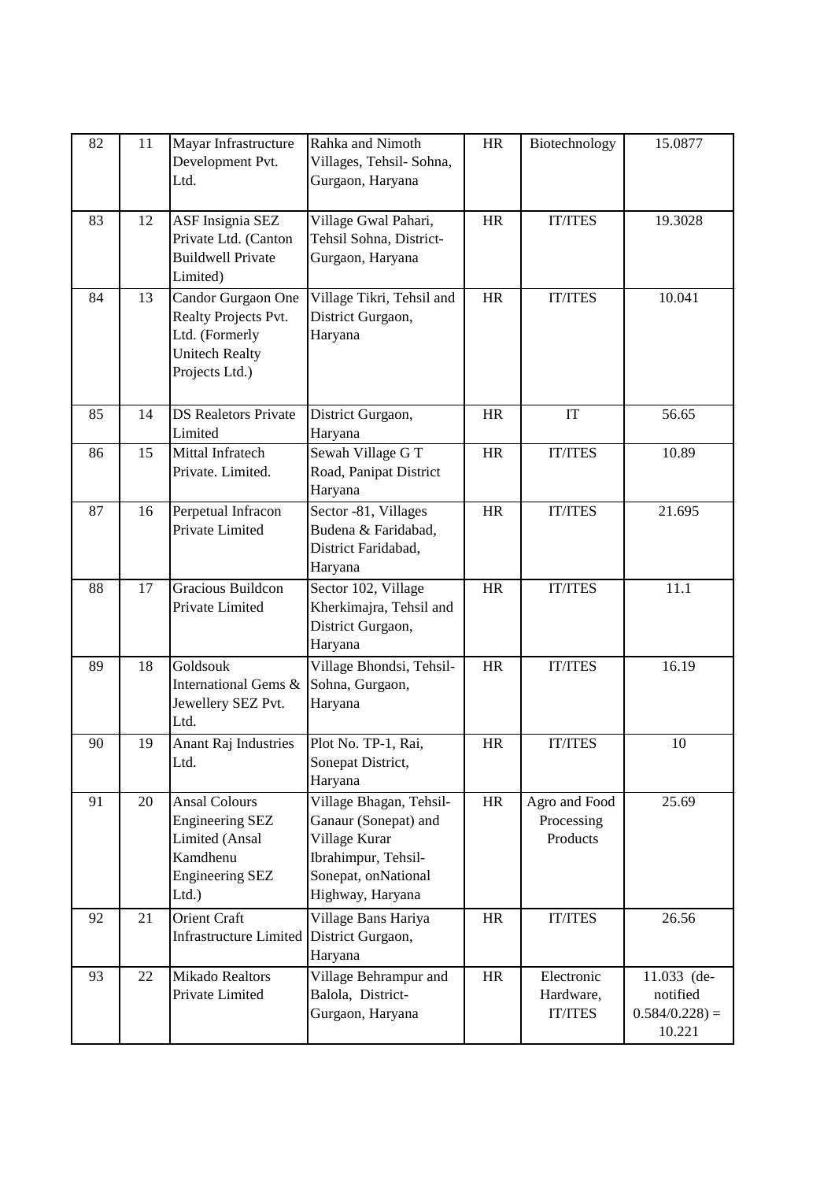| 82 | 11 | Mayar Infrastructure Development Pvt. Ltd. | Rahka and Nimoth Villages, Tehsil- Sohna, Gurgaon, Haryana | HR | Biotechnology | 15.0877 |
|---|---|---|---|---|---|---|
| 83 | 12 | ASF Insignia SEZ Private Ltd. (Canton Buildwell Private Limited) | Village Gwal Pahari, Tehsil Sohna, District- Gurgaon, Haryana | HR | IT/ITES | 19.3028 |
| 84 | 13 | Candor Gurgaon One Realty Projects Pvt. Ltd. (Formerly Unitech Realty Projects Ltd.) | Village Tikri, Tehsil and District Gurgaon, Haryana | HR | IT/ITES | 10.041 |
| 85 | 14 | DS Realetors Private Limited | District Gurgaon, Haryana | HR | IT | 56.65 |
| 86 | 15 | Mittal Infratech Private. Limited. | Sewah Village G T Road, Panipat District Haryana | HR | IT/ITES | 10.89 |
| 87 | 16 | Perpetual Infracon Private Limited | Sector -81, Villages Budena & Faridabad, District Faridabad, Haryana | HR | IT/ITES | 21.695 |
| 88 | 17 | Gracious Buildcon Private Limited | Sector 102, Village Kherkimajra, Tehsil and District Gurgaon, Haryana | HR | IT/ITES | 11.1 |
| 89 | 18 | Goldsouk International Gems & Jewellery SEZ Pvt. Ltd. | Village Bhondsi, Tehsil- Sohna, Gurgaon, Haryana | HR | IT/ITES | 16.19 |
| 90 | 19 | Anant Raj Industries Ltd. | Plot No. TP-1, Rai, Sonepat District, Haryana | HR | IT/ITES | 10 |
| 91 | 20 | Ansal Colours Engineering SEZ Limited (Ansal Kamdhenu Engineering SEZ Ltd.) | Village Bhagan, Tehsil- Ganaur (Sonepat) and Village Kurar Ibrahimpur, Tehsil- Sonepat, onNational Highway, Haryana | HR | Agro and Food Processing Products | 25.69 |
| 92 | 21 | Orient Craft Infrastructure Limited | Village Bans Hariya District Gurgaon, Haryana | HR | IT/ITES | 26.56 |
| 93 | 22 | Mikado Realtors Private Limited | Village Behrampur and Balola, District- Gurgaon, Haryana | HR | Electronic Hardware, IT/ITES | 11.033 (de-notified 0.584/0.228) = 10.221 |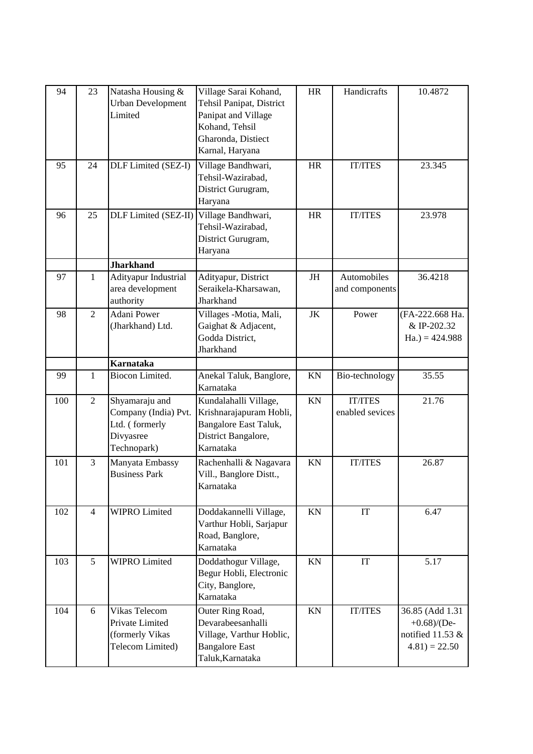| 94 | 23 | Natasha Housing & Urban Development Limited | Village Sarai Kohand, Tehsil Panipat, District Panipat and Village Kohand, Tehsil Gharonda, Distiect Karnal, Haryana | HR | Handicrafts | 10.4872 |
|---|---|---|---|---|---|---|
| 95 | 24 | DLF Limited (SEZ-I) | Village Bandhwari, Tehsil-Wazirabad, District Gurugram, Haryana | HR | IT/ITES | 23.345 |
| 96 | 25 | DLF Limited (SEZ-II) | Village Bandhwari, Tehsil-Wazirabad, District Gurugram, Haryana | HR | IT/ITES | 23.978 |
| | | **Jharkhand** | | | | |
| 97 | 1 | Adityapur Industrial area development authority | Adityapur, District Seraikela-Kharsawan, Jharkhand | JH | Automobiles and components | 36.4218 |
| 98 | 2 | Adani Power (Jharkhand) Ltd. | Villages -Motia, Mali, Gaighat & Adjacent, Godda District, Jharkhand | JK | Power | (FA-222.668 Ha. & IP-202.32 Ha.) = 424.988 |
| | | **Karnataka** | | | | |
| 99 | 1 | Biocon Limited. | Anekal Taluk, Banglore, Karnataka | KN | Bio-technology | 35.55 |
| 100 | 2 | Shyamaraju and Company (India) Pvt. Ltd. ( formerly Divyasree Technopark) | Kundalahalli Village, Krishnarajapuram Hobli, Bangalore East Taluk, District Bangalore, Karnataka | KN | IT/ITES enabled sevices | 21.76 |
| 101 | 3 | Manyata Embassy Business Park | Rachenhalli & Nagavara Vill., Banglore Distt., Karnataka | KN | IT/ITES | 26.87 |
| 102 | 4 | WIPRO Limited | Doddakannelli Village, Varthur Hobli, Sarjapur Road, Banglore, Karnataka | KN | IT | 6.47 |
| 103 | 5 | WIPRO Limited | Doddathogur Village, Begur Hobli, Electronic City, Banglore, Karnataka | KN | IT | 5.17 |
| 104 | 6 | Vikas Telecom Private Limited (formerly Vikas Telecom Limited) | Outer Ring Road, Devarabeesanhalli Village, Varthur Hoblic, Bangalore East Taluk,Karnataka | KN | IT/ITES | 36.85 (Add 1.31 +0.68)/(De-notified 11.53 & 4.81) = 22.50 |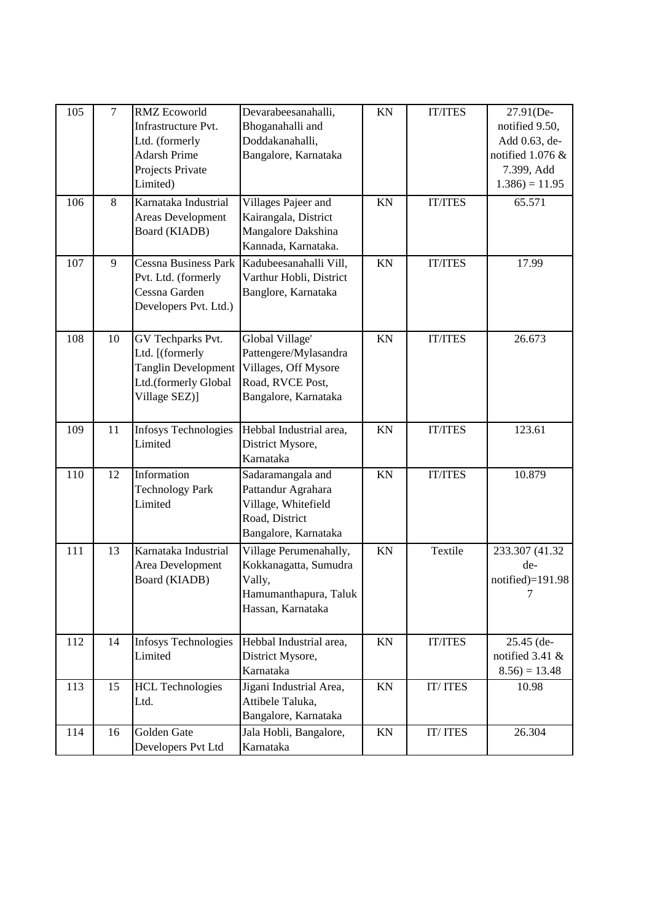| 105 | 7 | RMZ Ecoworld Infrastructure Pvt. Ltd. (formerly Adarsh Prime Projects Private Limited) | Devarabeesanahalli, Bhoganahalli and Doddakanahalli, Bangalore, Karnataka | KN | IT/ITES | 27.91(De-notified 9.50, Add 0.63, de-notified 1.076 & 7.399, Add 1.386) = 11.95 |
|---|---|---|---|---|---|---|
| 106 | 8 | Karnataka Industrial Areas Development Board (KIADB) | Villages Pajeer and Kairangala, District Mangalore Dakshina Kannada, Karnataka. | KN | IT/ITES | 65.571 |
| 107 | 9 | Cessna Business Park Pvt. Ltd. (formerly Cessna Garden Developers Pvt. Ltd.) | Kadubeesanahalli Vill, Varthur Hobli, District Banglore, Karnataka | KN | IT/ITES | 17.99 |
| 108 | 10 | GV Techparks Pvt. Ltd. [(formerly Tanglin Development Ltd.(formerly Global Village SEZ)] | Global Village' Pattengere/Mylasandra Villages, Off Mysore Road, RVCE Post, Bangalore, Karnataka | KN | IT/ITES | 26.673 |
| 109 | 11 | Infosys Technologies Limited | Hebbal Industrial area, District Mysore, Karnataka | KN | IT/ITES | 123.61 |
| 110 | 12 | Information Technology Park Limited | Sadaramangala and Pattandur Agrahara Village, Whitefield Road, District Bangalore, Karnataka | KN | IT/ITES | 10.879 |
| 111 | 13 | Karnataka Industrial Area Development Board (KIADB) | Village Perumenahally, Kokkanagatta, Sumudra Vally, Hamumanthapura, Taluk Hassan, Karnataka | KN | Textile | 233.307 (41.32 de-notified)=191.987 |
| 112 | 14 | Infosys Technologies Limited | Hebbal Industrial area, District Mysore, Karnataka | KN | IT/ITES | 25.45 (de-notified 3.41 & 8.56) = 13.48 |
| 113 | 15 | HCL Technologies Ltd. | Jigani Industrial Area, Attibele Taluka, Bangalore, Karnataka | KN | IT/ ITES | 10.98 |
| 114 | 16 | Golden Gate Developers Pvt Ltd | Jala Hobli, Bangalore, Karnataka | KN | IT/ ITES | 26.304 |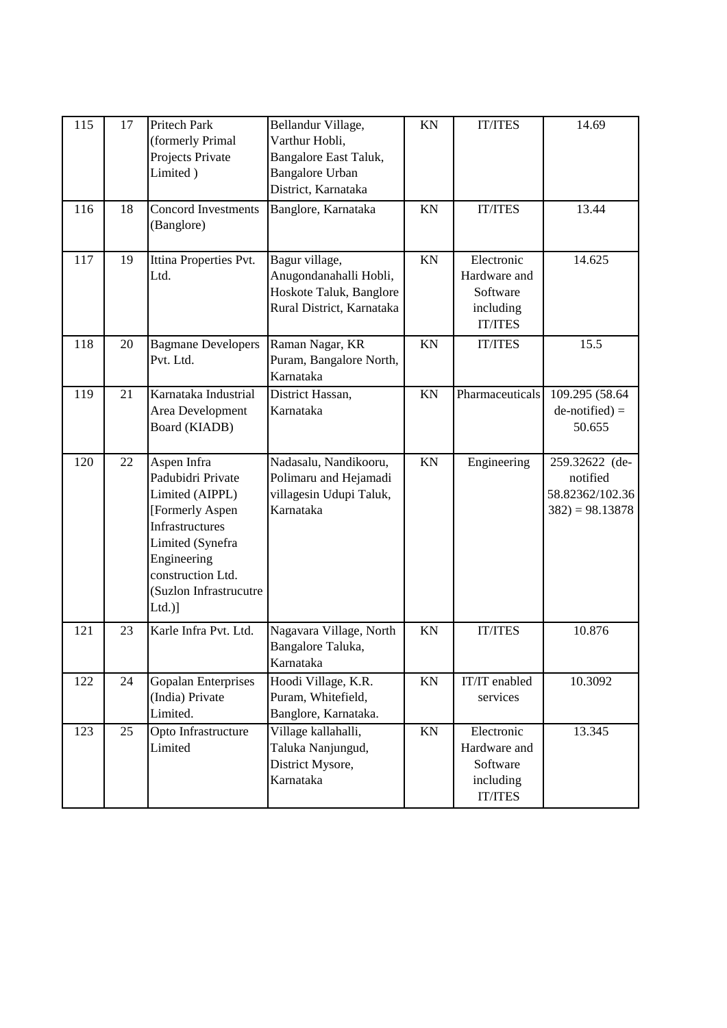| 115 | 17 | Pritech Park (formerly Primal Projects Private Limited ) | Bellandur Village, Varthur Hobli, Bangalore East Taluk, Bangalore Urban District, Karnataka | KN | IT/ITES | 14.69 |
|---|---|---|---|---|---|---|
| 116 | 18 | Concord Investments (Banglore) | Banglore, Karnataka | KN | IT/ITES | 13.44 |
| 117 | 19 | Ittina Properties Pvt. Ltd. | Bagur village, Anugondanahalli Hobli, Hoskote Taluk, Banglore Rural District, Karnataka | KN | Electronic Hardware and Software including IT/ITES | 14.625 |
| 118 | 20 | Bagmane Developers Pvt. Ltd. | Raman Nagar, KR Puram, Bangalore North, Karnataka | KN | IT/ITES | 15.5 |
| 119 | 21 | Karnataka Industrial Area Development Board (KIADB) | District Hassan, Karnataka | KN | Pharmaceuticals | 109.295 (58.64 de-notified) = 50.655 |
| 120 | 22 | Aspen Infra Padubidri Private Limited (AIPPL) [Formerly Aspen Infrastructures Limited (Synefra Engineering construction Ltd. (Suzlon Infrastrucutre Ltd.)] | Nadasalu, Nandikooru, Polimaru and Hejamadi villagesin Udupi Taluk, Karnataka | KN | Engineering | 259.32622 (de-notified 58.82362/102.36 382) = 98.13878 |
| 121 | 23 | Karle Infra Pvt. Ltd. | Nagavara Village, North Bangalore Taluka, Karnataka | KN | IT/ITES | 10.876 |
| 122 | 24 | Gopalan Enterprises (India) Private Limited. | Hoodi Village, K.R. Puram, Whitefield, Banglore, Karnataka. | KN | IT/IT enabled services | 10.3092 |
| 123 | 25 | Opto Infrastructure Limited | Village kallahalli, Taluka Nanjungud, District Mysore, Karnataka | KN | Electronic Hardware and Software including IT/ITES | 13.345 |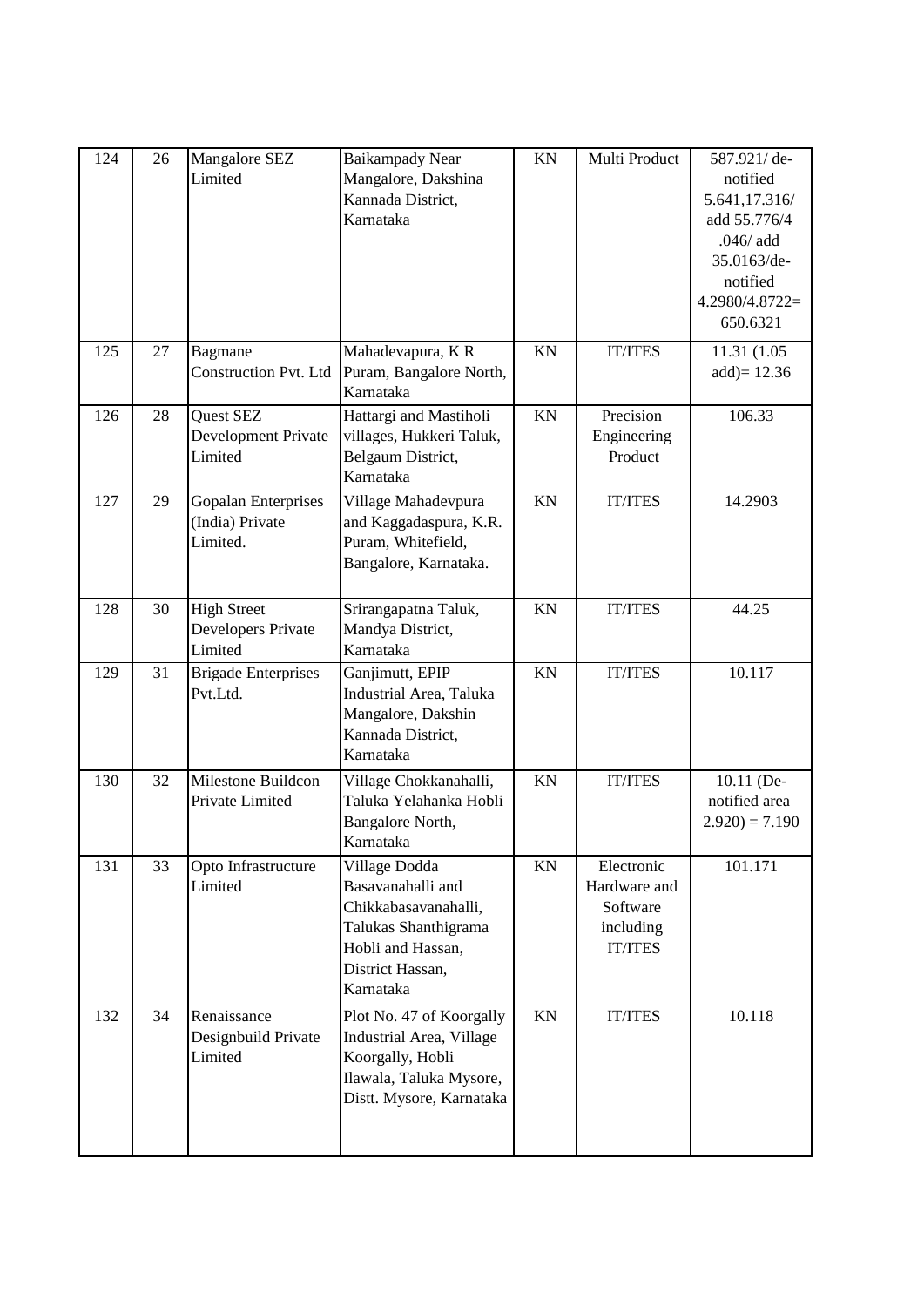| 124 | 26 | Mangalore SEZ Limited | Baikampady Near Mangalore, Dakshina Kannada District, Karnataka | KN | Multi Product | 587.921/ de-notified 5.641,17.316/ add 55.776/4 .046/ add 35.0163/de-notified 4.2980/4.8722= 650.6321 |
|---|---|---|---|---|---|---|
| 125 | 27 | Bagmane Construction Pvt. Ltd | Mahadevapura, K R Puram, Bangalore North, Karnataka | KN | IT/ITES | 11.31 (1.05 add)= 12.36 |
| 126 | 28 | Quest SEZ Development Private Limited | Hattargi and Mastiholi villages, Hukkeri Taluk, Belgaum District, Karnataka | KN | Precision Engineering Product | 106.33 |
| 127 | 29 | Gopalan Enterprises (India) Private Limited. | Village Mahadevpura and Kaggadaspura, K.R. Puram, Whitefield, Bangalore, Karnataka. | KN | IT/ITES | 14.2903 |
| 128 | 30 | High Street Developers Private Limited | Srirangapatna Taluk, Mandya District, Karnataka | KN | IT/ITES | 44.25 |
| 129 | 31 | Brigade Enterprises Pvt.Ltd. | Ganjimutt, EPIP Industrial Area, Taluka Mangalore, Dakshin Kannada District, Karnataka | KN | IT/ITES | 10.117 |
| 130 | 32 | Milestone Buildcon Private Limited | Village Chokkanahalli, Taluka Yelahanka Hobli Bangalore North, Karnataka | KN | IT/ITES | 10.11 (De-notified area 2.920) = 7.190 |
| 131 | 33 | Opto Infrastructure Limited | Village Dodda Basavanahalli and Chikkabasavanahalli, Talukas Shanthigrama Hobli and Hassan, District Hassan, Karnataka | KN | Electronic Hardware and Software including IT/ITES | 101.171 |
| 132 | 34 | Renaissance Designbuild Private Limited | Plot No. 47 of Koorgally Industrial Area, Village Koorgally, Hobli Ilawala, Taluka Mysore, Distt. Mysore, Karnataka | KN | IT/ITES | 10.118 |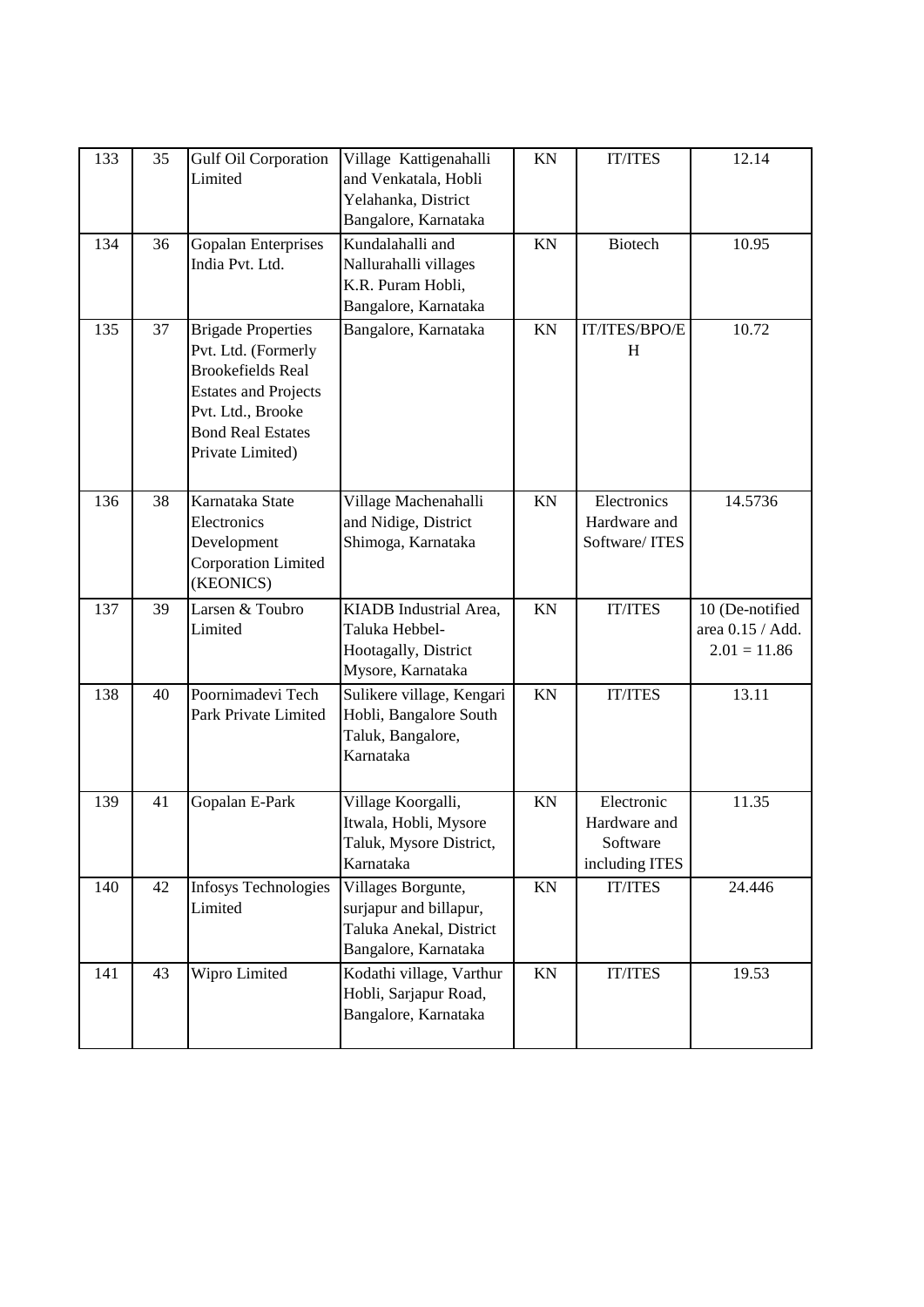| 133 | 35 | Gulf Oil Corporation Limited | Village Kattigenahalli and Venkatala, Hobli Yelahanka, District Bangalore, Karnataka | KN | IT/ITES | 12.14 |
|---|---|---|---|---|---|---|
| 134 | 36 | Gopalan Enterprises India Pvt. Ltd. | Kundalahalli and Nallurahalli villages K.R. Puram Hobli, Bangalore, Karnataka | KN | Biotech | 10.95 |
| 135 | 37 | Brigade Properties Pvt. Ltd. (Formerly Brookefields Real Estates and Projects Pvt. Ltd., Brooke Bond Real Estates Private Limited) | Bangalore, Karnataka | KN | IT/ITES/BPO/EH | 10.72 |
| 136 | 38 | Karnataka State Electronics Development Corporation Limited (KEONICS) | Village Machenahalli and Nidige, District Shimoga, Karnataka | KN | Electronics Hardware and Software/ ITES | 14.5736 |
| 137 | 39 | Larsen & Toubro Limited | KIADB Industrial Area, Taluka Hebbel-Hootagally, District Mysore, Karnataka | KN | IT/ITES | 10 (De-notified area 0.15 / Add. 2.01 = 11.86 |
| 138 | 40 | Poornimadevi Tech Park Private Limited | Sulikere village, Kengari Hobli, Bangalore South Taluk, Bangalore, Karnataka | KN | IT/ITES | 13.11 |
| 139 | 41 | Gopalan E-Park | Village Koorgalli, Itwala, Hobli, Mysore Taluk, Mysore District, Karnataka | KN | Electronic Hardware and Software including ITES | 11.35 |
| 140 | 42 | Infosys Technologies Limited | Villages Borgunte, surjapur and billapur, Taluka Anekal, District Bangalore, Karnataka | KN | IT/ITES | 24.446 |
| 141 | 43 | Wipro Limited | Kodathi village, Varthur Hobli, Sarjapur Road, Bangalore, Karnataka | KN | IT/ITES | 19.53 |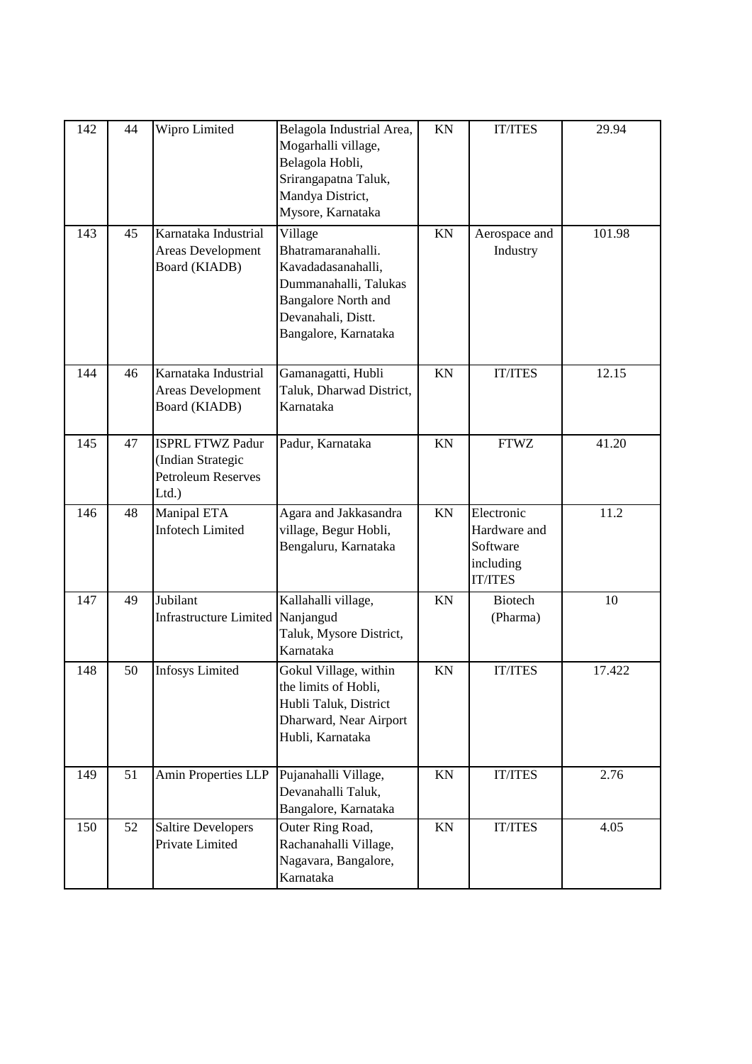| 142 | 44 | Wipro Limited | Belagola Industrial Area, Mogarhalli village, Belagola Hobli, Srirangapatna Taluk, Mandya District, Mysore, Karnataka | KN | IT/ITES | 29.94 |
|---|---|---|---|---|---|---|
| 143 | 45 | Karnataka Industrial Areas Development Board (KIADB) | Village Bhatramaranahalli. Kavadadasanahalli, Dummanahalli, Talukas Bangalore North and Devanahali, Distt. Bangalore, Karnataka | KN | Aerospace and Industry | 101.98 |
| 144 | 46 | Karnataka Industrial Areas Development Board (KIADB) | Gamanagatti, Hubli Taluk, Dharwad District, Karnataka | KN | IT/ITES | 12.15 |
| 145 | 47 | ISPRL FTWZ Padur (Indian Strategic Petroleum Reserves Ltd.) | Padur, Karnataka | KN | FTWZ | 41.20 |
| 146 | 48 | Manipal ETA Infotech Limited | Agara and Jakkasandra village, Begur Hobli, Bengaluru, Karnataka | KN | Electronic Hardware and Software including IT/ITES | 11.2 |
| 147 | 49 | Jubilant Infrastructure Limited | Kallahalli village, Nanjangud Taluk, Mysore District, Karnataka | KN | Biotech (Pharma) | 10 |
| 148 | 50 | Infosys Limited | Gokul Village, within the limits of Hobli, Hubli Taluk, District Dharward, Near Airport Hubli, Karnataka | KN | IT/ITES | 17.422 |
| 149 | 51 | Amin Properties LLP | Pujanahalli Village, Devanahalli Taluk, Bangalore, Karnataka | KN | IT/ITES | 2.76 |
| 150 | 52 | Saltire Developers Private Limited | Outer Ring Road, Rachanahalli Village, Nagavara, Bangalore, Karnataka | KN | IT/ITES | 4.05 |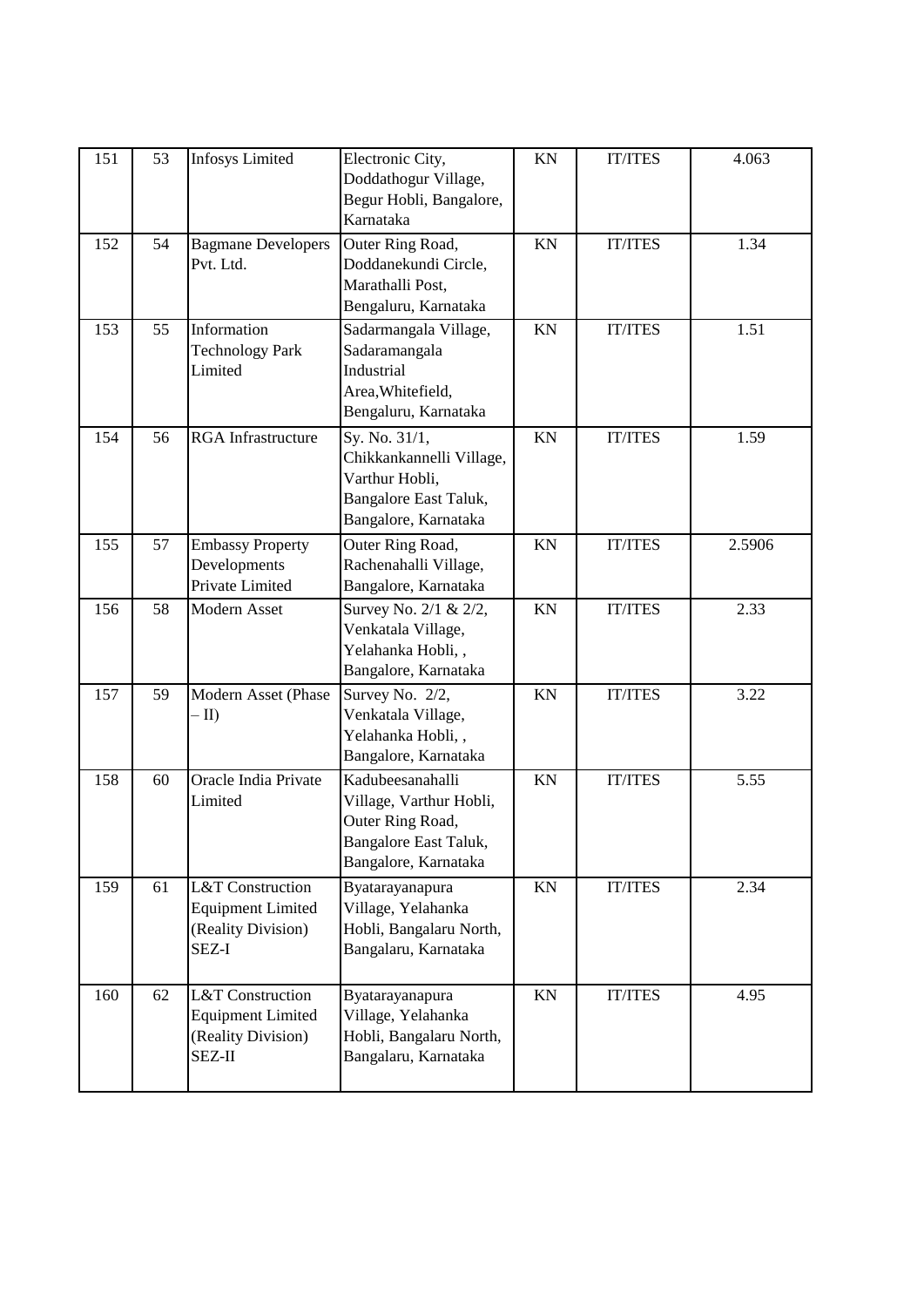| | | | | | | |
|---|---|---|---|---|---|---|
| 151 | 53 | Infosys Limited | Electronic City, Doddathogur Village, Begur Hobli, Bangalore, Karnataka | KN | IT/ITES | 4.063 |
| 152 | 54 | Bagmane Developers Pvt. Ltd. | Outer Ring Road, Doddanekundi Circle, Marathalli Post, Bengaluru, Karnataka | KN | IT/ITES | 1.34 |
| 153 | 55 | Information Technology Park Limited | Sadarmangala Village, Sadaramangala Industrial Area,Whitefield, Bengaluru, Karnataka | KN | IT/ITES | 1.51 |
| 154 | 56 | RGA Infrastructure | Sy. No. 31/1, Chikkankannelli Village, Varthur Hobli, Bangalore East Taluk, Bangalore, Karnataka | KN | IT/ITES | 1.59 |
| 155 | 57 | Embassy Property Developments Private Limited | Outer Ring Road, Rachenahalli Village, Bangalore, Karnataka | KN | IT/ITES | 2.5906 |
| 156 | 58 | Modern Asset | Survey No. 2/1 & 2/2, Venkatala Village, Yelahanka Hobli, , Bangalore, Karnataka | KN | IT/ITES | 2.33 |
| 157 | 59 | Modern Asset (Phase – II) | Survey No. 2/2, Venkatala Village, Yelahanka Hobli, , Bangalore, Karnataka | KN | IT/ITES | 3.22 |
| 158 | 60 | Oracle India Private Limited | Kadubeesanahalli Village, Varthur Hobli, Outer Ring Road, Bangalore East Taluk, Bangalore, Karnataka | KN | IT/ITES | 5.55 |
| 159 | 61 | L&T Construction Equipment Limited (Reality Division) SEZ-I | Byatarayanapura Village, Yelahanka Hobli, Bangalaru North, Bangalaru, Karnataka | KN | IT/ITES | 2.34 |
| 160 | 62 | L&T Construction Equipment Limited (Reality Division) SEZ-II | Byatarayanapura Village, Yelahanka Hobli, Bangalaru North, Bangalaru, Karnataka | KN | IT/ITES | 4.95 |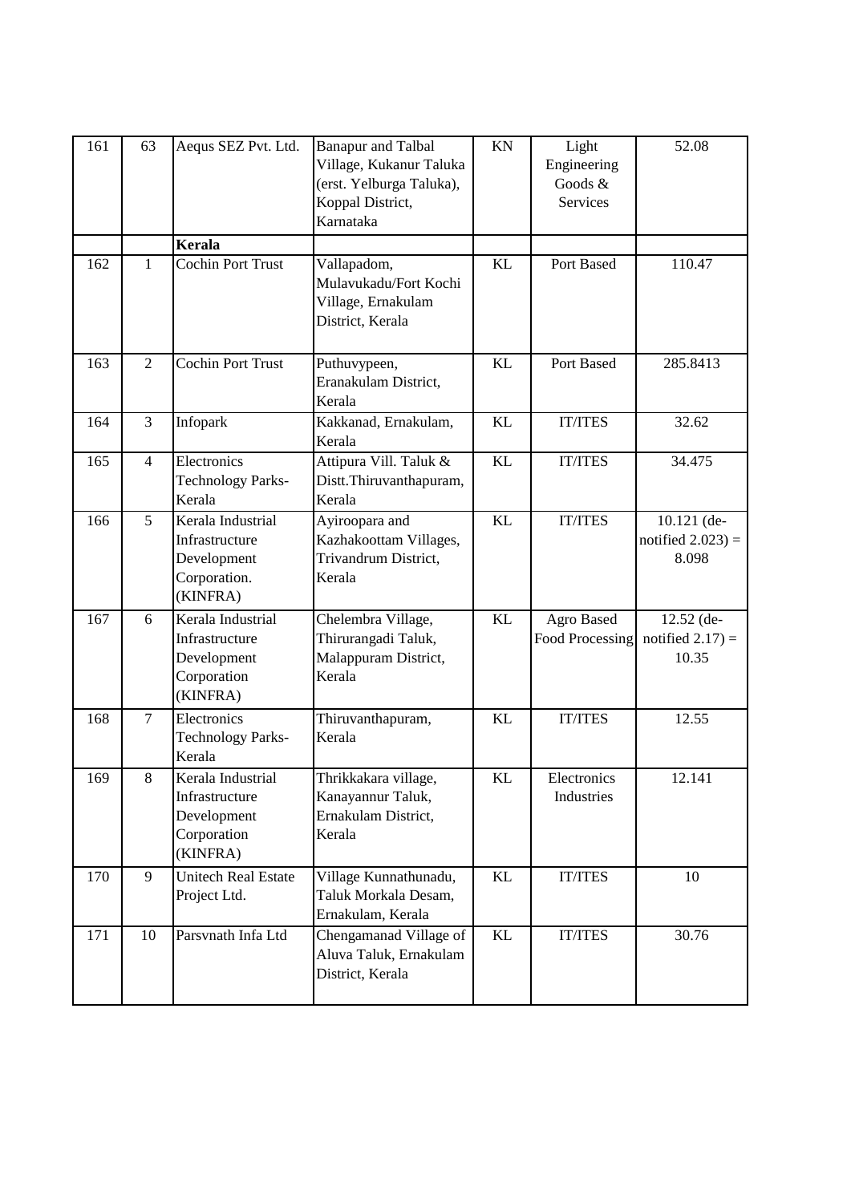| | | | | | | |
|---|---|---|---|---|---|---|
| 161 | 63 | Aequs SEZ Pvt. Ltd. | Banapur and Talbal Village, Kukanur Taluka (erst. Yelburga Taluka), Koppal District, Karnataka | KN | Light Engineering Goods & Services | 52.08 |
| | | **Kerala** | | | | |
| 162 | 1 | Cochin Port Trust | Vallapadom, Mulavukadu/Fort Kochi Village, Ernakulam District, Kerala | KL | Port Based | 110.47 |
| 163 | 2 | Cochin Port Trust | Puthuvypeen, Eranakulam District, Kerala | KL | Port Based | 285.8413 |
| 164 | 3 | Infopark | Kakkanad, Ernakulam, Kerala | KL | IT/ITES | 32.62 |
| 165 | 4 | Electronics Technology Parks-Kerala | Attipura Vill. Taluk & Distt.Thiruvanthapuram, Kerala | KL | IT/ITES | 34.475 |
| 166 | 5 | Kerala Industrial Infrastructure Development Corporation. (KINFRA) | Ayiroopara and Kazhakoottam Villages, Trivandrum District, Kerala | KL | IT/ITES | 10.121 (de-notified 2.023) = 8.098 |
| 167 | 6 | Kerala Industrial Infrastructure Development Corporation (KINFRA) | Chelembra Village, Thirurangadi Taluk, Malappuram District, Kerala | KL | Agro Based Food Processing | 12.52 (de-notified 2.17) = 10.35 |
| 168 | 7 | Electronics Technology Parks-Kerala | Thiruvanthapuram, Kerala | KL | IT/ITES | 12.55 |
| 169 | 8 | Kerala Industrial Infrastructure Development Corporation (KINFRA) | Thrikkakara village, Kanayannur Taluk, Ernakulam District, Kerala | KL | Electronics Industries | 12.141 |
| 170 | 9 | Unitech Real Estate Project Ltd. | Village Kunnathunadu, Taluk Morkala Desam, Ernakulam, Kerala | KL | IT/ITES | 10 |
| 171 | 10 | Parsvnath Infa Ltd | Chengamanad Village of Aluva Taluk, Ernakulam District, Kerala | KL | IT/ITES | 30.76 |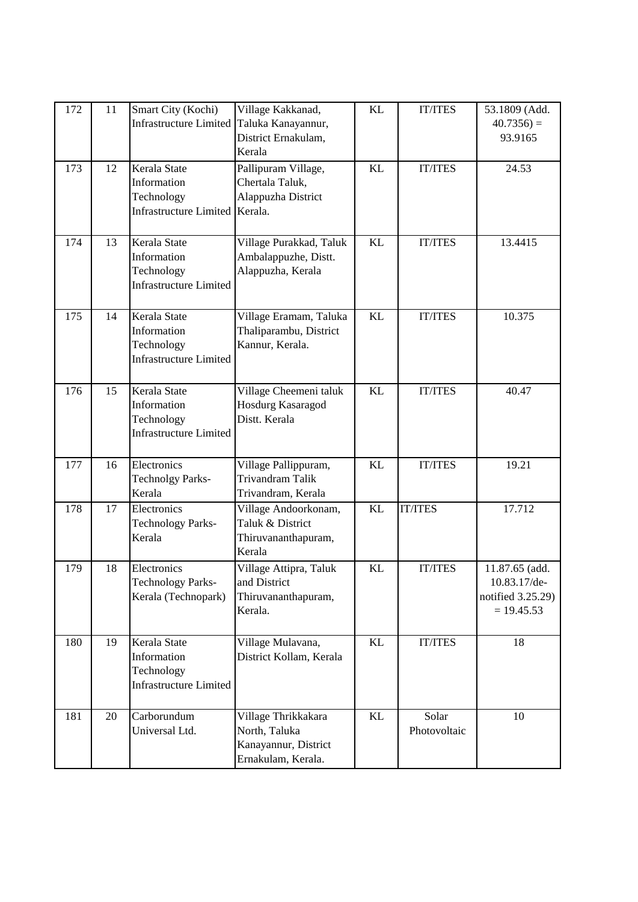| | | | | | | |
|---|---|---|---|---|---|---|
| 172 | 11 | Smart City (Kochi) Infrastructure Limited | Village Kakkanad, Taluka Kanayannur, District Ernakulam, Kerala | KL | IT/ITES | 53.1809 (Add. 40.7356) = 93.9165 |
| 173 | 12 | Kerala State Information Technology Infrastructure Limited | Pallipuram Village, Chertala Taluk, Alappuzha District Kerala. | KL | IT/ITES | 24.53 |
| 174 | 13 | Kerala State Information Technology Infrastructure Limited | Village Purakkad, Taluk Ambalappuzhe, Distt. Alappuzha, Kerala | KL | IT/ITES | 13.4415 |
| 175 | 14 | Kerala State Information Technology Infrastructure Limited | Village Eramam, Taluka Thaliparambu, District Kannur, Kerala. | KL | IT/ITES | 10.375 |
| 176 | 15 | Kerala State Information Technology Infrastructure Limited | Village Cheemeni taluk Hosdurg Kasaragod Distt. Kerala | KL | IT/ITES | 40.47 |
| 177 | 16 | Electronics Technolgy Parks-Kerala | Village Pallippuram, Trivandram Talik Trivandram, Kerala | KL | IT/ITES | 19.21 |
| 178 | 17 | Electronics Technology Parks-Kerala | Village Andoorkonam, Taluk & District Thiruvananthapuram, Kerala | KL | IT/ITES | 17.712 |
| 179 | 18 | Electronics Technology Parks-Kerala (Technopark) | Village Attipra, Taluk and District Thiruvananthapuram, Kerala. | KL | IT/ITES | 11.87.65 (add. 10.83.17/de-notified 3.25.29) = 19.45.53 |
| 180 | 19 | Kerala State Information Technology Infrastructure Limited | Village Mulavana, District Kollam, Kerala | KL | IT/ITES | 18 |
| 181 | 20 | Carborundum Universal Ltd. | Village Thrikkakara North, Taluka Kanayannur, District Ernakulam, Kerala. | KL | Solar Photovoltaic | 10 |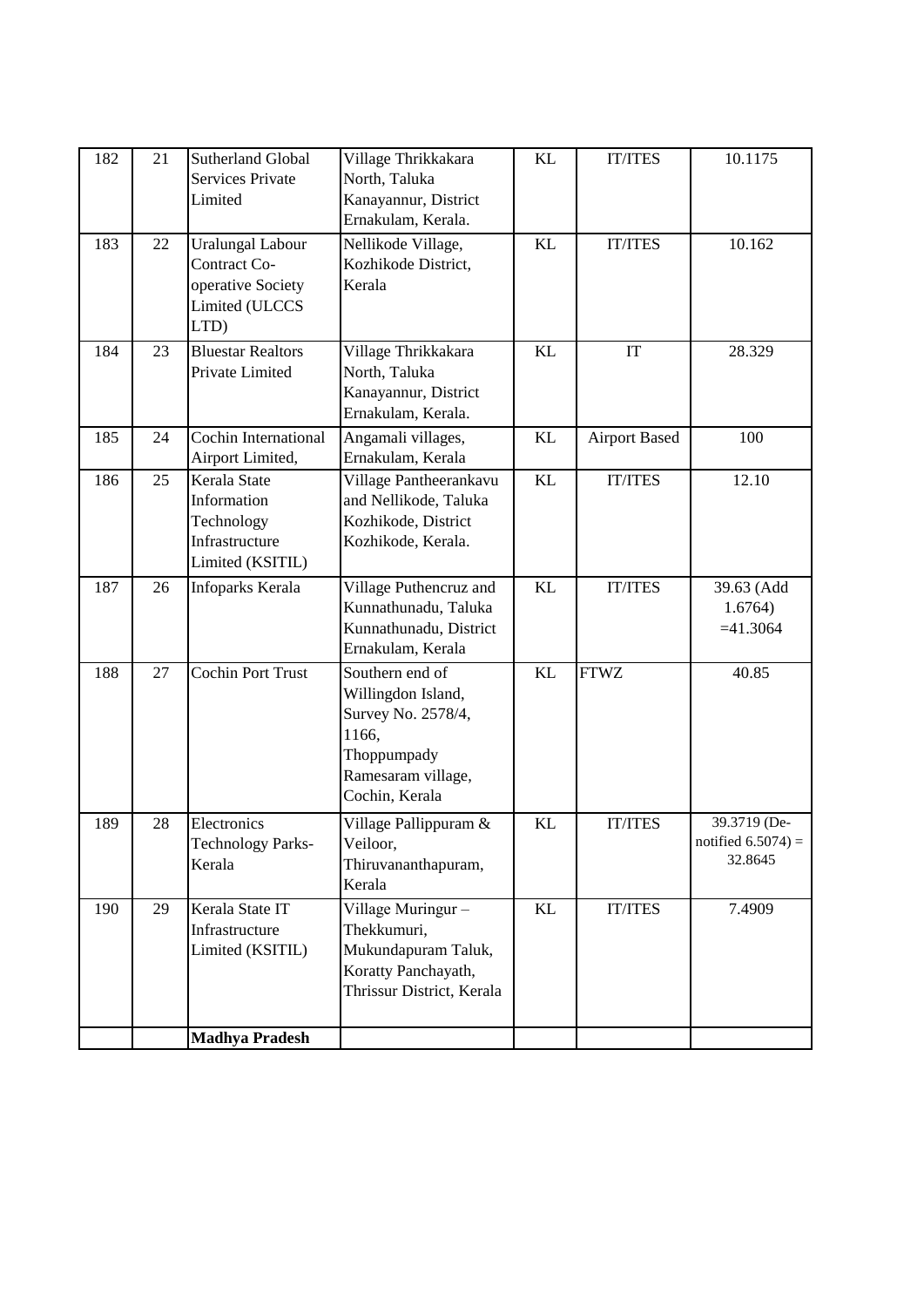| 182 | 21 | Sutherland Global Services Private Limited | Village Thrikkakara North, Taluka Kanayannur, District Ernakulam, Kerala. | KL | IT/ITES | 10.1175 |
|---|---|---|---|---|---|---|
| 183 | 22 | Uralungal Labour Contract Co-operative Society Limited (ULCCS LTD) | Nellikode Village, Kozhikode District, Kerala | KL | IT/ITES | 10.162 |
| 184 | 23 | Bluestar Realtors Private Limited | Village Thrikkakara North, Taluka Kanayannur, District Ernakulam, Kerala. | KL | IT | 28.329 |
| 185 | 24 | Cochin International Airport Limited, | Angamali villages, Ernakulam, Kerala | KL | Airport Based | 100 |
| 186 | 25 | Kerala State Information Technology Infrastructure Limited (KSITIL) | Village Pantheerankavu and Nellikode, Taluka Kozhikode, District Kozhikode, Kerala. | KL | IT/ITES | 12.10 |
| 187 | 26 | Infoparks Kerala | Village Puthencruz and Kunnathunadu, Taluka Kunnathunadu, District Ernakulam, Kerala | KL | IT/ITES | 39.63 (Add 1.6764) =41.3064 |
| 188 | 27 | Cochin Port Trust | Southern end of Willingdon Island, Survey No. 2578/4, 1166, Thoppumpady Ramesaram village, Cochin, Kerala | KL | FTWZ | 40.85 |
| 189 | 28 | Electronics Technology Parks-Kerala | Village Pallippuram & Veiloor, Thiruvananthapuram, Kerala | KL | IT/ITES | 39.3719 (De-notified 6.5074) = 32.8645 |
| 190 | 29 | Kerala State IT Infrastructure Limited (KSITIL) | Village Muringur – Thekkumuri, Mukundapuram Taluk, Koratty Panchayath, Thrissur District, Kerala | KL | IT/ITES | 7.4909 |
| | | **Madhya Pradesh** | | | | |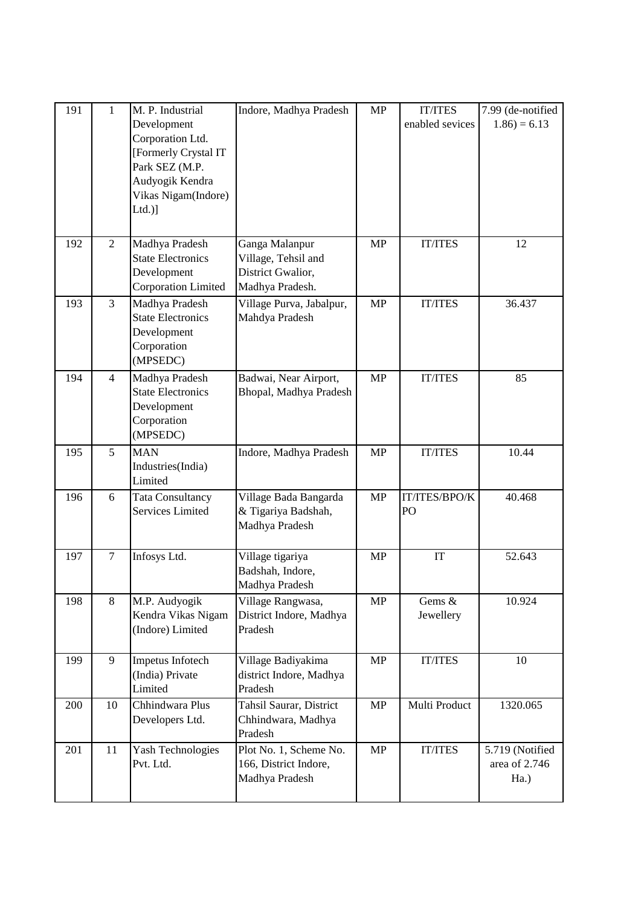| 191 | 1 | M. P. Industrial Development Corporation Ltd. [Formerly Crystal IT Park SEZ (M.P. Audyogik Kendra Vikas Nigam(Indore) Ltd.)] | Indore, Madhya Pradesh | MP | IT/ITES enabled sevices | 7.99 (de-notified 1.86) = 6.13 |
|---|---|---|---|---|---|---|
| 192 | 2 | Madhya Pradesh State Electronics Development Corporation Limited | Ganga Malanpur Village, Tehsil and District Gwalior, Madhya Pradesh. | MP | IT/ITES | 12 |
| 193 | 3 | Madhya Pradesh State Electronics Development Corporation (MPSEDC) | Village Purva, Jabalpur, Mahdya Pradesh | MP | IT/ITES | 36.437 |
| 194 | 4 | Madhya Pradesh State Electronics Development Corporation (MPSEDC) | Badwai, Near Airport, Bhopal, Madhya Pradesh | MP | IT/ITES | 85 |
| 195 | 5 | MAN Industries(India) Limited | Indore, Madhya Pradesh | MP | IT/ITES | 10.44 |
| 196 | 6 | Tata Consultancy Services Limited | Village Bada Bangarda & Tigariya Badshah, Madhya Pradesh | MP | IT/ITES/BPO/KPO | 40.468 |
| 197 | 7 | Infosys Ltd. | Village tigariya Badshah, Indore, Madhya Pradesh | MP | IT | 52.643 |
| 198 | 8 | M.P. Audyogik Kendra Vikas Nigam (Indore) Limited | Village Rangwasa, District Indore, Madhya Pradesh | MP | Gems & Jewellery | 10.924 |
| 199 | 9 | Impetus Infotech (India) Private Limited | Village Badiyakima district Indore, Madhya Pradesh | MP | IT/ITES | 10 |
| 200 | 10 | Chhindwara Plus Developers Ltd. | Tahsil Saurar, District Chhindwara, Madhya Pradesh | MP | Multi Product | 1320.065 |
| 201 | 11 | Yash Technologies Pvt. Ltd. | Plot No. 1, Scheme No. 166, District Indore, Madhya Pradesh | MP | IT/ITES | 5.719 (Notified area of 2.746 Ha.) |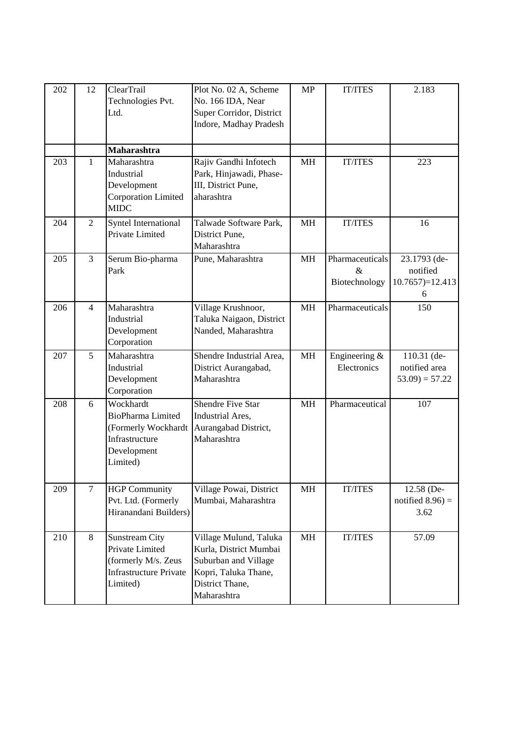| 202 | 12 | ClearTrail Technologies Pvt. Ltd. | Plot No. 02 A, Scheme No. 166 IDA, Near Super Corridor, District Indore, Madhay Pradesh | MP | IT/ITES | 2.183 |
|---|---|---|---|---|---|---|
| | | **Maharashtra** | | | | |
| 203 | 1 | Maharashtra Industrial Development Corporation Limited MIDC | Rajiv Gandhi Infotech Park, Hinjawadi, Phase-III, District Pune, aharashtra | MH | IT/ITES | 223 |
| 204 | 2 | Syntel International Private Limited | Talwade Software Park, District Pune, Maharashtra | MH | IT/ITES | 16 |
| 205 | 3 | Serum Bio-pharma Park | Pune, Maharashtra | MH | Pharmaceuticals & Biotechnology | 23.1793 (de-notified 10.7657)=12.4136 |
| 206 | 4 | Maharashtra Industrial Development Corporation | Village Krushnoor, Taluka Naigaon, District Nanded, Maharashtra | MH | Pharmaceuticals | 150 |
| 207 | 5 | Maharashtra Industrial Development Corporation | Shendre Industrial Area, District Aurangabad, Maharashtra | MH | Engineering & Electronics | 110.31 (de-notified area 53.09) = 57.22 |
| 208 | 6 | Wockhardt BioPharma Limited (Formerly Wockhardt Infrastructure Development Limited) | Shendre Five Star Industrial Ares, Aurangabad District, Maharashtra | MH | Pharmaceutical | 107 |
| 209 | 7 | HGP Community Pvt. Ltd. (Formerly Hiranandani Builders) | Village Powai, District Mumbai, Maharashtra | MH | IT/ITES | 12.58 (De-notified 8.96) = 3.62 |
| 210 | 8 | Sunstream City Private Limited (formerly M/s. Zeus Infrastructure Private Limited) | Village Mulund, Taluka Kurla, District Mumbai Suburban and Village Kopri, Taluka Thane, District Thane, Maharashtra | MH | IT/ITES | 57.09 |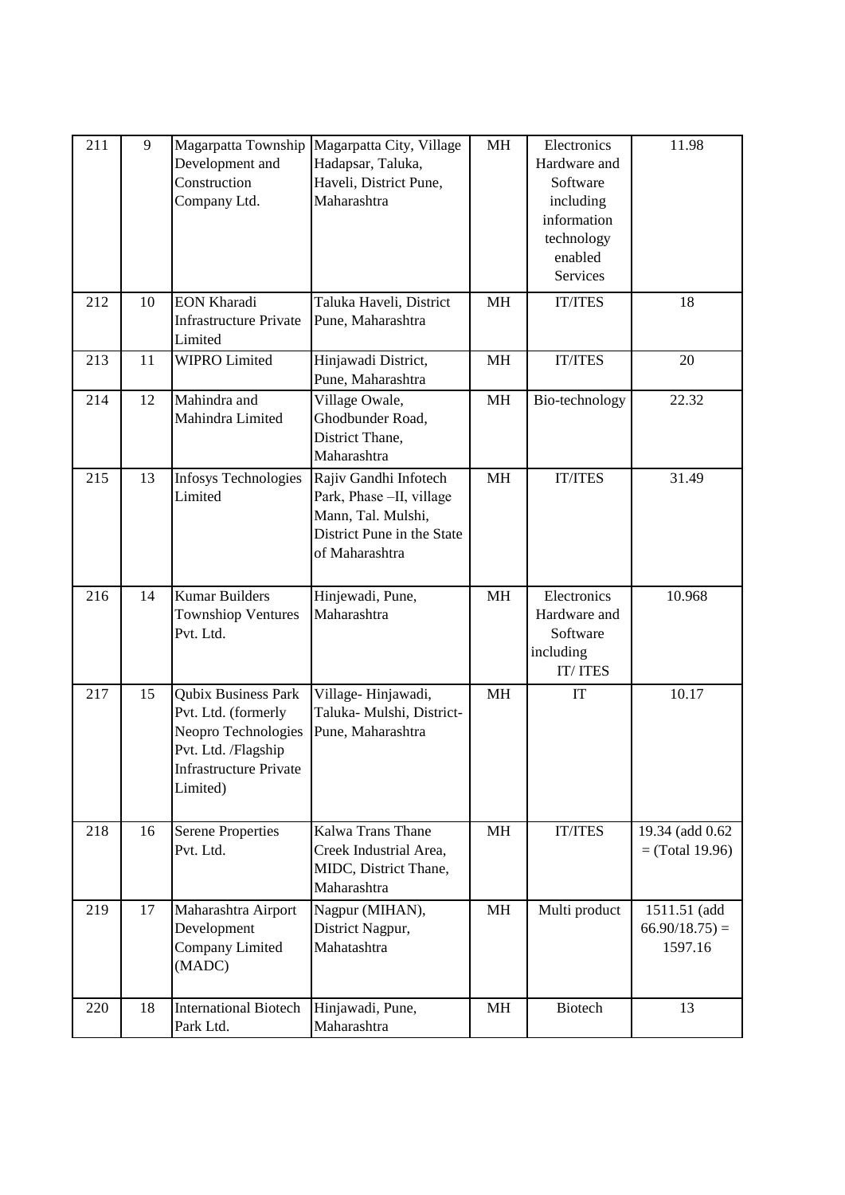| 211 | 9 | Magarpatta Township Development and Construction Company Ltd. | Magarpatta City, Village Hadapsar, Taluka, Haveli, District Pune, Maharashtra | MH | Electronics Hardware and Software including information technology enabled Services | 11.98 |
|---|---|---|---|---|---|---|
| 212 | 10 | EON Kharadi Infrastructure Private Limited | Taluka Haveli, District Pune, Maharashtra | MH | IT/ITES | 18 |
| 213 | 11 | WIPRO Limited | Hinjawadi District, Pune, Maharashtra | MH | IT/ITES | 20 |
| 214 | 12 | Mahindra and Mahindra Limited | Village Owale, Ghodbunder Road, District Thane, Maharashtra | MH | Bio-technology | 22.32 |
| 215 | 13 | Infosys Technologies Limited | Rajiv Gandhi Infotech Park, Phase –II, village Mann, Tal. Mulshi, District Pune in the State of Maharashtra | MH | IT/ITES | 31.49 |
| 216 | 14 | Kumar Builders Townshiop Ventures Pvt. Ltd. | Hinjewadi, Pune, Maharashtra | MH | Electronics Hardware and Software including IT/ ITES | 10.968 |
| 217 | 15 | Qubix Business Park Pvt. Ltd. (formerly Neopro Technologies Pvt. Ltd. /Flagship Infrastructure Private Limited) | Village- Hinjawadi, Taluka- Mulshi, District- Pune, Maharashtra | MH | IT | 10.17 |
| 218 | 16 | Serene Properties Pvt. Ltd. | Kalwa Trans Thane Creek Industrial Area, MIDC, District Thane, Maharashtra | MH | IT/ITES | 19.34 (add 0.62 = (Total 19.96) |
| 219 | 17 | Maharashtra Airport Development Company Limited (MADC) | Nagpur (MIHAN), District Nagpur, Mahatashtra | MH | Multi product | 1511.51 (add 66.90/18.75) = 1597.16 |
| 220 | 18 | International Biotech Park Ltd. | Hinjawadi, Pune, Maharashtra | MH | Biotech | 13 |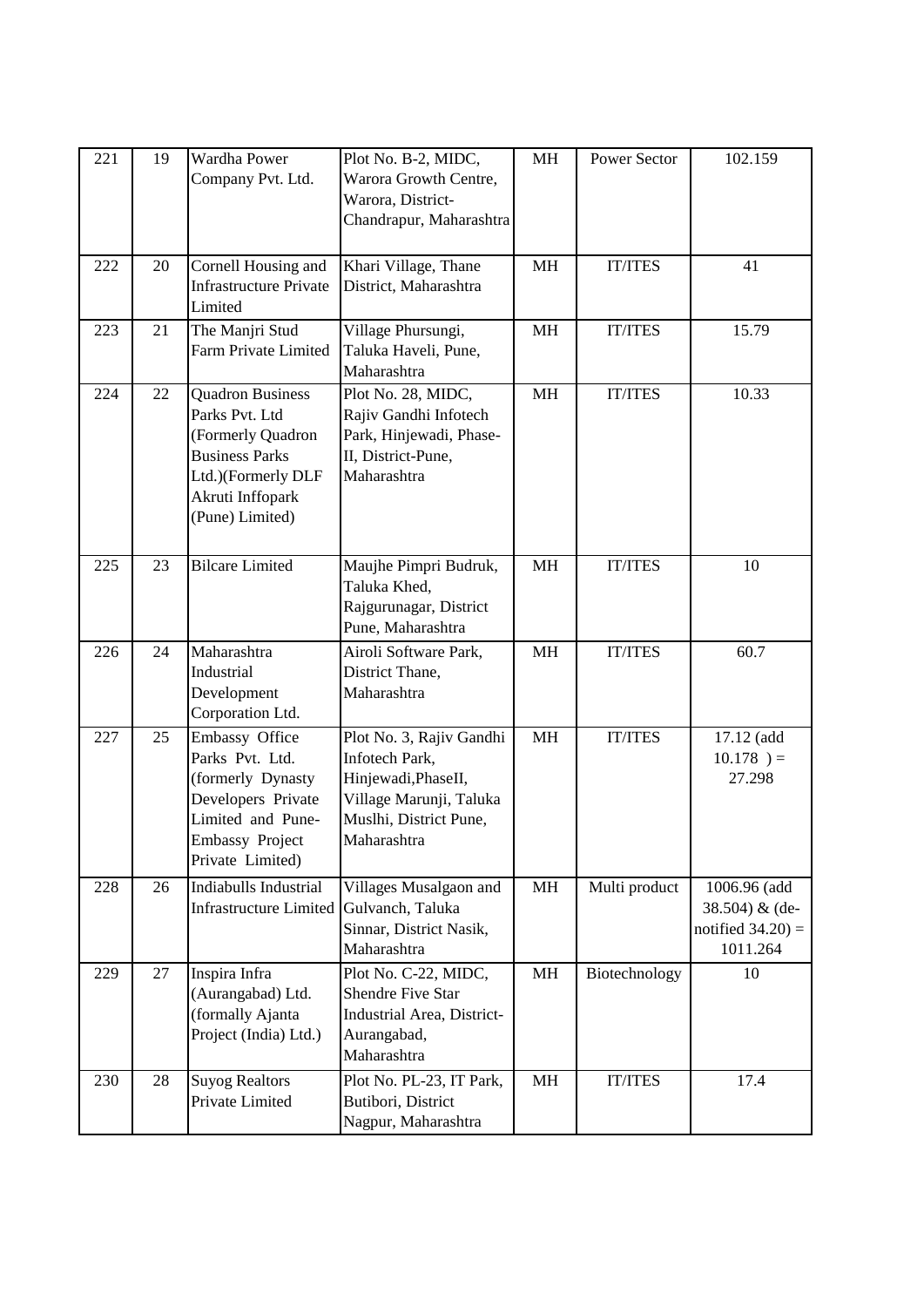| 221 | 19 | Wardha Power Company Pvt. Ltd. | Plot No. B-2, MIDC, Warora Growth Centre, Warora, District-Chandrapur, Maharashtra | MH | Power Sector | 102.159 |
|---|---|---|---|---|---|---|
| 222 | 20 | Cornell Housing and Infrastructure Private Limited | Khari Village, Thane District, Maharashtra | MH | IT/ITES | 41 |
| 223 | 21 | The Manjri Stud Farm Private Limited | Village Phursungi, Taluka Haveli, Pune, Maharashtra | MH | IT/ITES | 15.79 |
| 224 | 22 | Quadron Business Parks Pvt. Ltd (Formerly Quadron Business Parks Ltd.)(Formerly DLF Akruti Inffopark (Pune) Limited) | Plot No. 28, MIDC, Rajiv Gandhi Infotech Park, Hinjewadi, Phase-II, District-Pune, Maharashtra | MH | IT/ITES | 10.33 |
| 225 | 23 | Bilcare Limited | Maujhe Pimpri Budruk, Taluka Khed, Rajgurunagar, District Pune, Maharashtra | MH | IT/ITES | 10 |
| 226 | 24 | Maharashtra Industrial Development Corporation Ltd. | Airoli Software Park, District Thane, Maharashtra | MH | IT/ITES | 60.7 |
| 227 | 25 | Embassy Office Parks Pvt. Ltd. (formerly Dynasty Developers Private Limited and Pune-Embassy Project Private Limited) | Plot No. 3, Rajiv Gandhi Infotech Park, Hinjewadi,PhaseII, Village Marunji, Taluka Muslhi, District Pune, Maharashtra | MH | IT/ITES | 17.12 (add 10.178 ) = 27.298 |
| 228 | 26 | Indiabulls Industrial Infrastructure Limited | Villages Musalgaon and Gulvanch, Taluka Sinnar, District Nasik, Maharashtra | MH | Multi product | 1006.96 (add 38.504) & (de-notified 34.20) = 1011.264 |
| 229 | 27 | Inspira Infra (Aurangabad) Ltd. (formally Ajanta Project (India) Ltd.) | Plot No. C-22, MIDC, Shendre Five Star Industrial Area, District-Aurangabad, Maharashtra | MH | Biotechnology | 10 |
| 230 | 28 | Suyog Realtors Private Limited | Plot No. PL-23, IT Park, Butibori, District Nagpur, Maharashtra | MH | IT/ITES | 17.4 |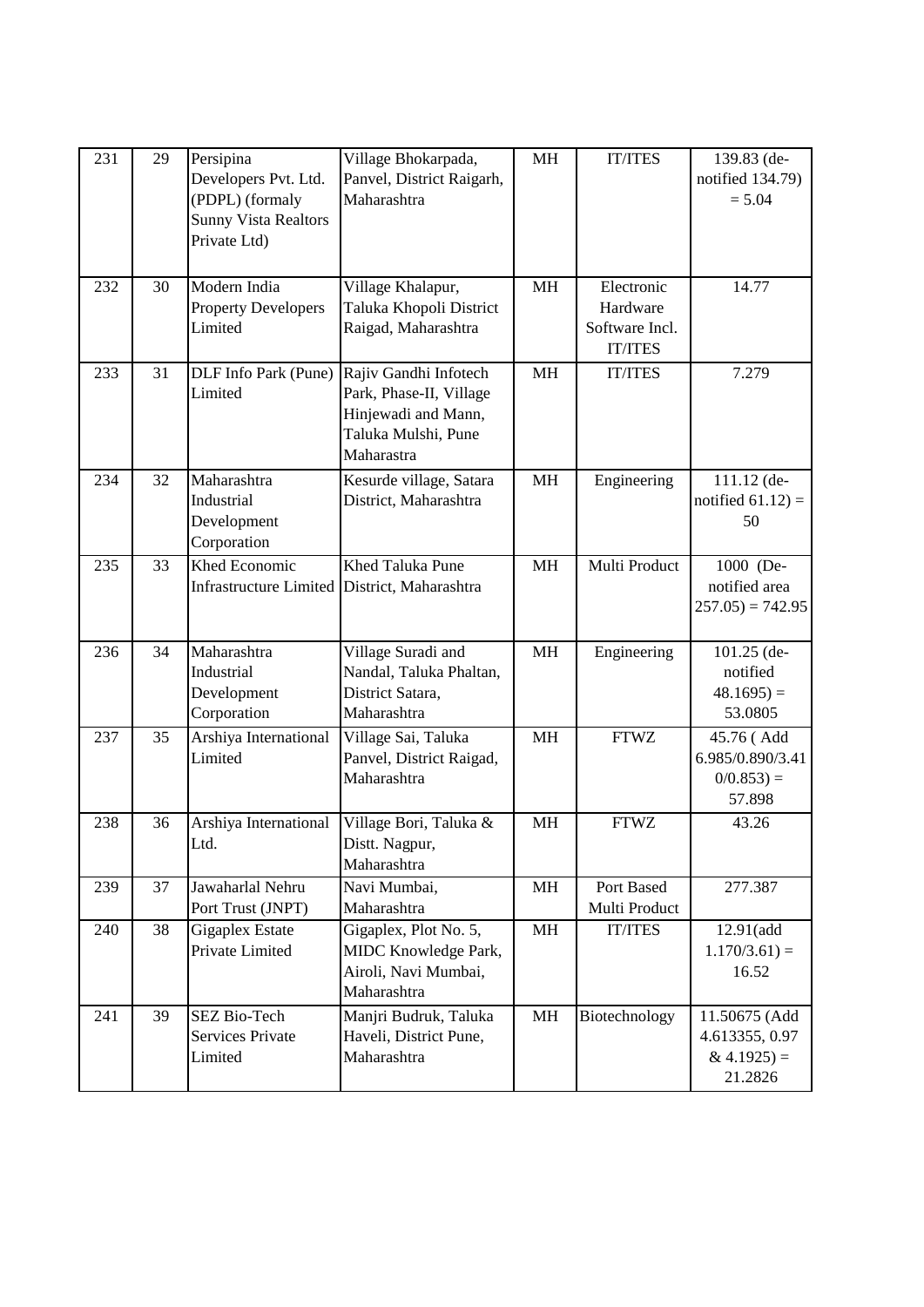| 231 | 29 | Persipina Developers Pvt. Ltd. (PDPL) (formaly Sunny Vista Realtors Private Ltd) | Village Bhokarpada, Panvel, District Raigarh, Maharashtra | MH | IT/ITES | 139.83 (de-notified 134.79) = 5.04 |
|---|---|---|---|---|---|---|
| 232 | 30 | Modern India Property Developers Limited | Village Khalapur, Taluka Khopoli District Raigad, Maharashtra | MH | Electronic Hardware Software Incl. IT/ITES | 14.77 |
| 233 | 31 | DLF Info Park (Pune) Limited | Rajiv Gandhi Infotech Park, Phase-II, Village Hinjewadi and Mann, Taluka Mulshi, Pune Maharastra | MH | IT/ITES | 7.279 |
| 234 | 32 | Maharashtra Industrial Development Corporation | Kesurde village, Satara District, Maharashtra | MH | Engineering | 111.12 (de-notified 61.12) = 50 |
| 235 | 33 | Khed Economic Infrastructure Limited | Khed Taluka Pune District, Maharashtra | MH | Multi Product | 1000 (De-notified area 257.05) = 742.95 |
| 236 | 34 | Maharashtra Industrial Development Corporation | Village Suradi and Nandal, Taluka Phaltan, District Satara, Maharashtra | MH | Engineering | 101.25 (de-notified 48.1695) = 53.0805 |
| 237 | 35 | Arshiya International Limited | Village Sai, Taluka Panvel, District Raigad, Maharashtra | MH | FTWZ | 45.76 ( Add 6.985/0.890/3.410/0.853) = 57.898 |
| 238 | 36 | Arshiya International Ltd. | Village Bori, Taluka & Distt. Nagpur, Maharashtra | MH | FTWZ | 43.26 |
| 239 | 37 | Jawaharlal Nehru Port Trust (JNPT) | Navi Mumbai, Maharashtra | MH | Port Based Multi Product | 277.387 |
| 240 | 38 | Gigaplex Estate Private Limited | Gigaplex, Plot No. 5, MIDC Knowledge Park, Airoli, Navi Mumbai, Maharashtra | MH | IT/ITES | 12.91(add 1.170/3.61) = 16.52 |
| 241 | 39 | SEZ Bio-Tech Services Private Limited | Manjri Budruk, Taluka Haveli, District Pune, Maharashtra | MH | Biotechnology | 11.50675 (Add 4.613355, 0.97 & 4.1925) = 21.2826 |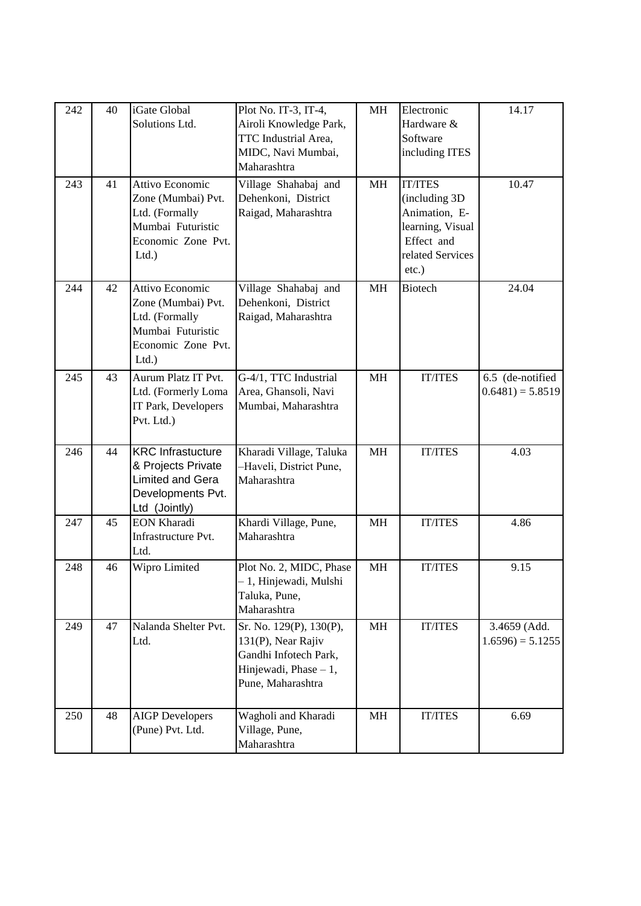| 242 | 40 | iGate Global Solutions Ltd. | Plot No. IT-3, IT-4, Airoli Knowledge Park, TTC Industrial Area, MIDC, Navi Mumbai, Maharashtra | MH | Electronic Hardware & Software including ITES | 14.17 |
|---|---|---|---|---|---|---|
| 243 | 41 | Attivo Economic Zone (Mumbai) Pvt. Ltd. (Formally Mumbai Futuristic Economic Zone Pvt. Ltd.) | Village Shahabaj and Dehenkoni, District Raigad, Maharashtra | MH | IT/ITES (including 3D Animation, E-learning, Visual Effect and related Services etc.) | 10.47 |
| 244 | 42 | Attivo Economic Zone (Mumbai) Pvt. Ltd. (Formally Mumbai Futuristic Economic Zone Pvt. Ltd.) | Village Shahabaj and Dehenkoni, District Raigad, Maharashtra | MH | Biotech | 24.04 |
| 245 | 43 | Aurum Platz IT Pvt. Ltd. (Formerly Loma IT Park, Developers Pvt. Ltd.) | G-4/1, TTC Industrial Area, Ghansoli, Navi Mumbai, Maharashtra | MH | IT/ITES | 6.5 (de-notified 0.6481) = 5.8519 |
| 246 | 44 | KRC Infrastucture & Projects Private Limited and Gera Developments Pvt. Ltd (Jointly) | Kharadi Village, Taluka –Haveli, District Pune, Maharashtra | MH | IT/ITES | 4.03 |
| 247 | 45 | EON Kharadi Infrastructure Pvt. Ltd. | Khardi Village, Pune, Maharashtra | MH | IT/ITES | 4.86 |
| 248 | 46 | Wipro Limited | Plot No. 2, MIDC, Phase – 1, Hinjewadi, Mulshi Taluka, Pune, Maharashtra | MH | IT/ITES | 9.15 |
| 249 | 47 | Nalanda Shelter Pvt. Ltd. | Sr. No. 129(P), 130(P), 131(P), Near Rajiv Gandhi Infotech Park, Hinjewadi, Phase – 1, Pune, Maharashtra | MH | IT/ITES | 3.4659 (Add. 1.6596) = 5.1255 |
| 250 | 48 | AIGP Developers (Pune) Pvt. Ltd. | Wagholi and Kharadi Village, Pune, Maharashtra | MH | IT/ITES | 6.69 |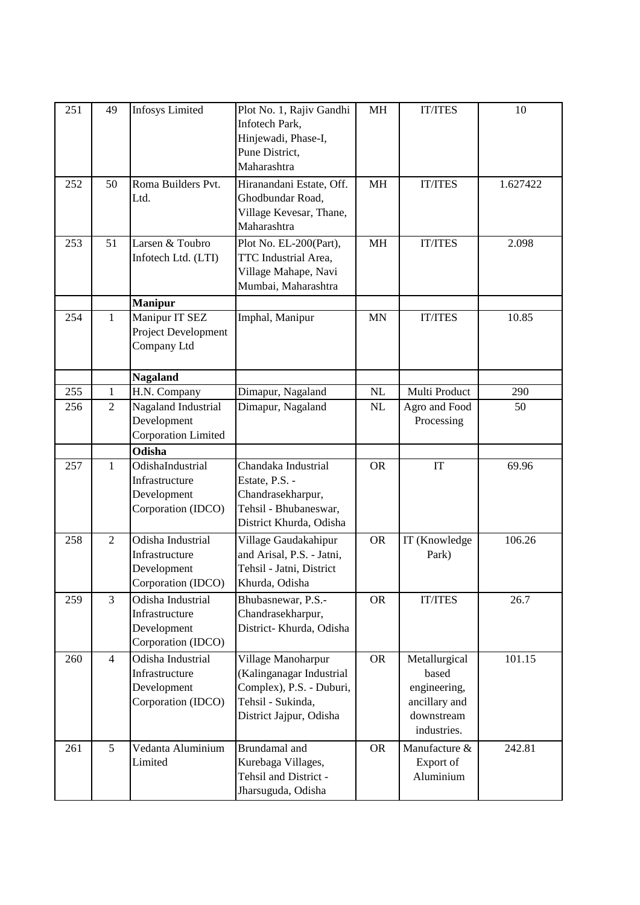| | | | | | | |
|---|---|---|---|---|---|---|
| 251 | 49 | Infosys Limited | Plot No. 1, Rajiv Gandhi Infotech Park, Hinjewadi, Phase-I, Pune District, Maharashtra | MH | IT/ITES | 10 |
| 252 | 50 | Roma Builders Pvt. Ltd. | Hiranandani Estate, Off. Ghodbundar Road, Village Kevesar, Thane, Maharashtra | MH | IT/ITES | 1.627422 |
| 253 | 51 | Larsen & Toubro Infotech Ltd. (LTI) | Plot No. EL-200(Part), TTC Industrial Area, Village Mahape, Navi Mumbai, Maharashtra | MH | IT/ITES | 2.098 |
| | | **Manipur** | | | | |
| 254 | 1 | Manipur IT SEZ Project Development Company Ltd | Imphal, Manipur | MN | IT/ITES | 10.85 |
| | | **Nagaland** | | | | |
| 255 | 1 | H.N. Company | Dimapur, Nagaland | NL | Multi Product | 290 |
| 256 | 2 | Nagaland Industrial Development Corporation Limited | Dimapur, Nagaland | NL | Agro and Food Processing | 50 |
| | | **Odisha** | | | | |
| 257 | 1 | OdishaIndustrial Infrastructure Development Corporation (IDCO) | Chandaka Industrial Estate, P.S. - Chandrasekharpur, Tehsil - Bhubaneswar, District Khurda, Odisha | OR | IT | 69.96 |
| 258 | 2 | Odisha Industrial Infrastructure Development Corporation (IDCO) | Village Gaudakahipur and Arisal, P.S. - Jatni, Tehsil - Jatni, District Khurda, Odisha | OR | IT (Knowledge Park) | 106.26 |
| 259 | 3 | Odisha Industrial Infrastructure Development Corporation (IDCO) | Bhubasnewar, P.S.- Chandrasekharpur, District- Khurda, Odisha | OR | IT/ITES | 26.7 |
| 260 | 4 | Odisha Industrial Infrastructure Development Corporation (IDCO) | Village Manoharpur (Kalinganagar Industrial Complex), P.S. - Duburi, Tehsil - Sukinda, District Jajpur, Odisha | OR | Metallurgical based engineering, ancillary and downstream industries. | 101.15 |
| 261 | 5 | Vedanta Aluminium Limited | Brundamal and Kurebaga Villages, Tehsil and District - Jharsuguda, Odisha | OR | Manufacture & Export of Aluminium | 242.81 |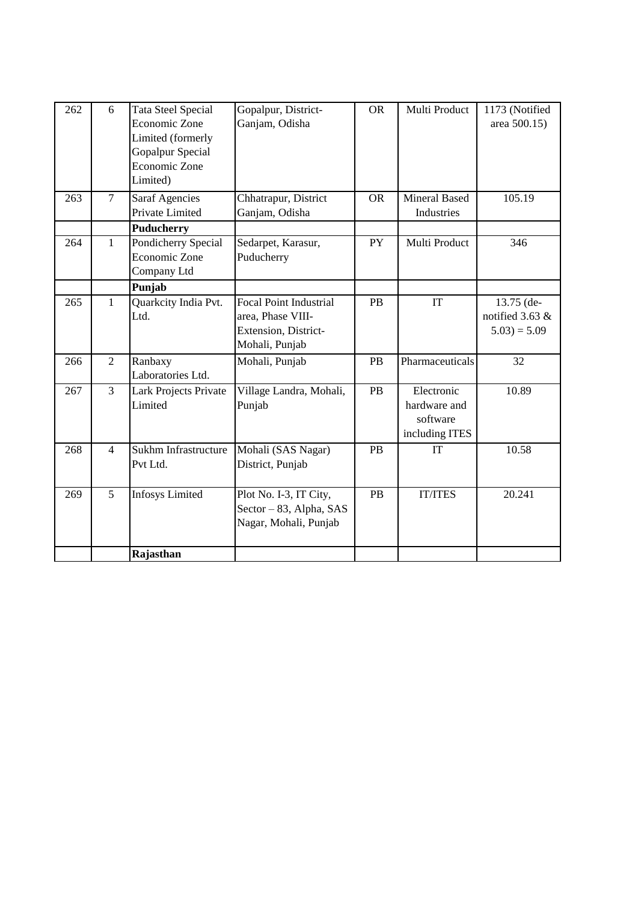| 262 | 6 | Tata Steel Special Economic Zone Limited (formerly Gopalpur Special Economic Zone Limited) | Gopalpur, District-Ganjam, Odisha | OR | Multi Product | 1173 (Notified area 500.15) |
|---|---|---|---|---|---|---|
| 263 | 7 | Saraf Agencies Private Limited | Chhatrapur, District Ganjam, Odisha | OR | Mineral Based Industries | 105.19 |
| | | **Puducherry** | | | | |
| 264 | 1 | Pondicherry Special Economic Zone Company Ltd | Sedarpet, Karasur, Puducherry | PY | Multi Product | 346 |
| | | **Punjab** | | | | |
| 265 | 1 | Quarkcity India Pvt. Ltd. | Focal Point Industrial area, Phase VIII-Extension, District-Mohali, Punjab | PB | IT | 13.75 (de-notified 3.63 & 5.03) = 5.09 |
| 266 | 2 | Ranbaxy Laboratories Ltd. | Mohali, Punjab | PB | Pharmaceuticals | 32 |
| 267 | 3 | Lark Projects Private Limited | Village Landra, Mohali, Punjab | PB | Electronic hardware and software including ITES | 10.89 |
| 268 | 4 | Sukhm Infrastructure Pvt Ltd. | Mohali (SAS Nagar) District, Punjab | PB | IT | 10.58 |
| 269 | 5 | Infosys Limited | Plot No. I-3, IT City, Sector – 83, Alpha, SAS Nagar, Mohali, Punjab | PB | IT/ITES | 20.241 |
| | | **Rajasthan** | | | | |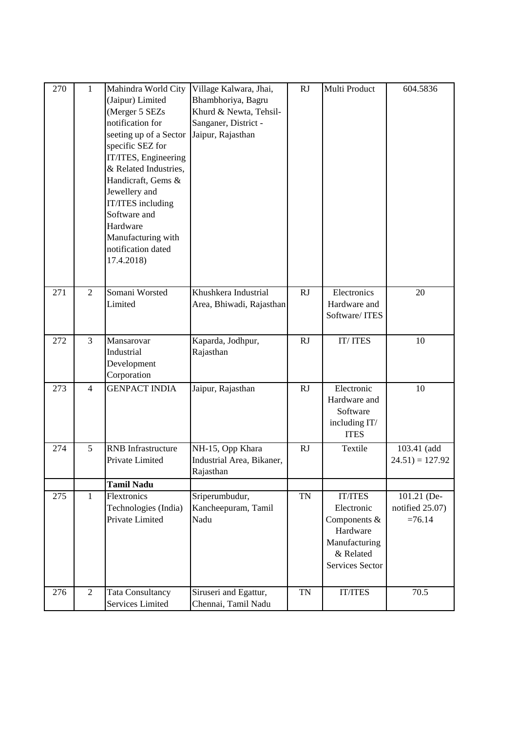| 270 | 1 | Mahindra World City (Jaipur) Limited (Merger 5 SEZs notification for seeting up of a Sector specific SEZ for IT/ITES, Engineering & Related Industries, Handicraft, Gems & Jewellery and IT/ITES including Software and Hardware Manufacturing with notification dated 17.4.2018) | Village Kalwara, Jhai, Bhambhoriya, Bagru Khurd & Newta, Tehsil-Sanganer, District - Jaipur, Rajasthan | RJ | Multi Product | 604.5836 |
|---|---|---|---|---|---|---|
| 271 | 2 | Somani Worsted Limited | Khushkera Industrial Area, Bhiwadi, Rajasthan | RJ | Electronics Hardware and Software/ ITES | 20 |
| 272 | 3 | Mansarovar Industrial Development Corporation | Kaparda, Jodhpur, Rajasthan | RJ | IT/ ITES | 10 |
| 273 | 4 | GENPACT INDIA | Jaipur, Rajasthan | RJ | Electronic Hardware and Software including IT/ ITES | 10 |
| 274 | 5 | RNB Infrastructure Private Limited | NH-15, Opp Khara Industrial Area, Bikaner, Rajasthan | RJ | Textile | 103.41 (add 24.51) = 127.92 |
| | | **Tamil Nadu** | | | | |
| 275 | 1 | Flextronics Technologies (India) Private Limited | Sriperumbudur, Kancheepuram, Tamil Nadu | TN | IT/ITES Electronic Components & Hardware Manufacturing & Related Services Sector | 101.21 (De-notified 25.07) =76.14 |
| 276 | 2 | Tata Consultancy Services Limited | Siruseri and Egattur, Chennai, Tamil Nadu | TN | IT/ITES | 70.5 |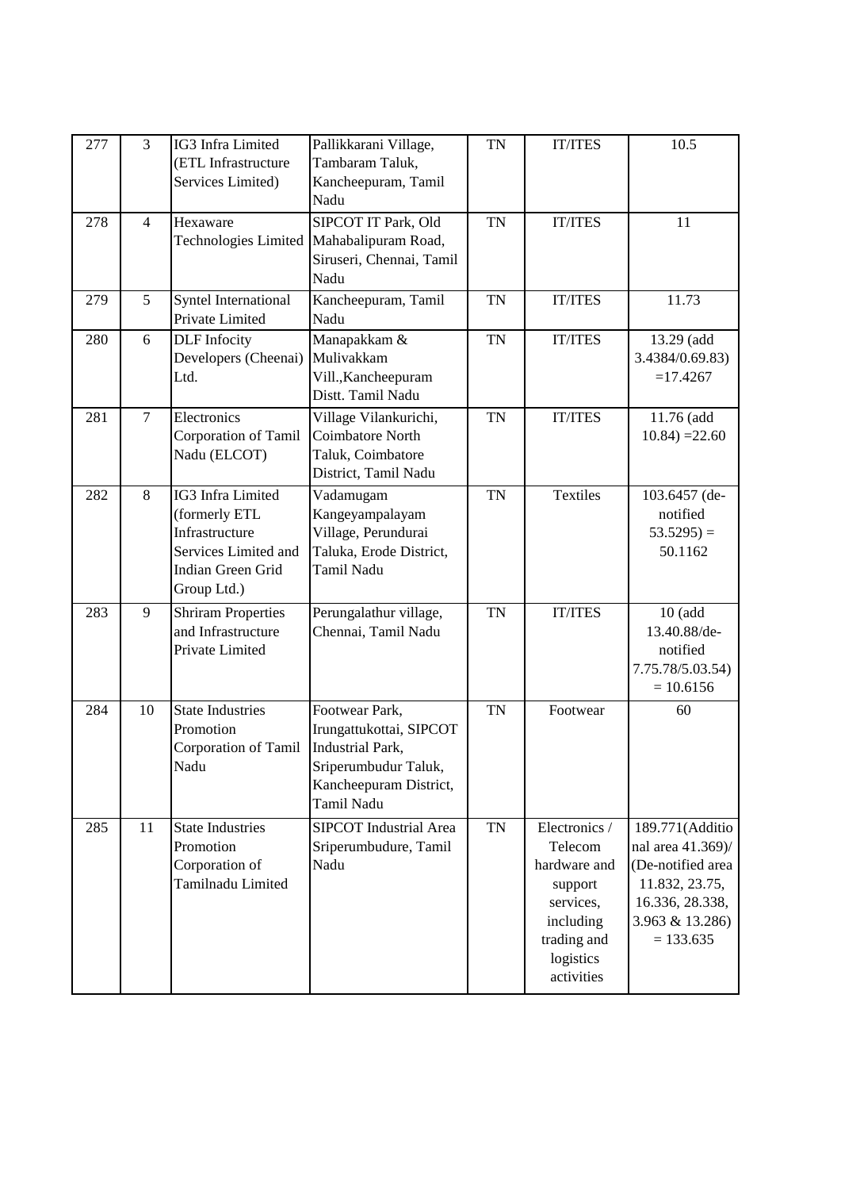| | | | | | | |
|---|---|---|---|---|---|---|
| 277 | 3 | IG3 Infra Limited (ETL Infrastructure Services Limited) | Pallikkarani Village, Tambaram Taluk, Kancheepuram, Tamil Nadu | TN | IT/ITES | 10.5 |
| 278 | 4 | Hexaware Technologies Limited | SIPCOT IT Park, Old Mahabalipuram Road, Siruseri, Chennai, Tamil Nadu | TN | IT/ITES | 11 |
| 279 | 5 | Syntel International Private Limited | Kancheepuram, Tamil Nadu | TN | IT/ITES | 11.73 |
| 280 | 6 | DLF Infocity Developers (Cheenai) Ltd. | Manapakkam & Mulivakkam Vill.,Kancheepuram Distt. Tamil Nadu | TN | IT/ITES | 13.29 (add 3.4384/0.69.83) =17.4267 |
| 281 | 7 | Electronics Corporation of Tamil Nadu (ELCOT) | Village Vilankurichi, Coimbatore North Taluk, Coimbatore District, Tamil Nadu | TN | IT/ITES | 11.76 (add 10.84) =22.60 |
| 282 | 8 | IG3 Infra Limited (formerly ETL Infrastructure Services Limited and Indian Green Grid Group Ltd.) | Vadamugam Kangeyampalayam Village, Perundurai Taluka, Erode District, Tamil Nadu | TN | Textiles | 103.6457 (de-notified 53.5295) = 50.1162 |
| 283 | 9 | Shriram Properties and Infrastructure Private Limited | Perungalathur village, Chennai, Tamil Nadu | TN | IT/ITES | 10 (add 13.40.88/de-notified 7.75.78/5.03.54) = 10.6156 |
| 284 | 10 | State Industries Promotion Corporation of Tamil Nadu | Footwear Park, Irungattukottai, SIPCOT Industrial Park, Sriperumbudur Taluk, Kancheepuram District, Tamil Nadu | TN | Footwear | 60 |
| 285 | 11 | State Industries Promotion Corporation of Tamilnadu Limited | SIPCOT Industrial Area Sriperumbudure, Tamil Nadu | TN | Electronics / Telecom hardware and support services, including trading and logistics activities | 189.771(Additional area 41.369)/ (De-notified area 11.832, 23.75, 16.336, 28.338, 3.963 & 13.286) = 133.635 |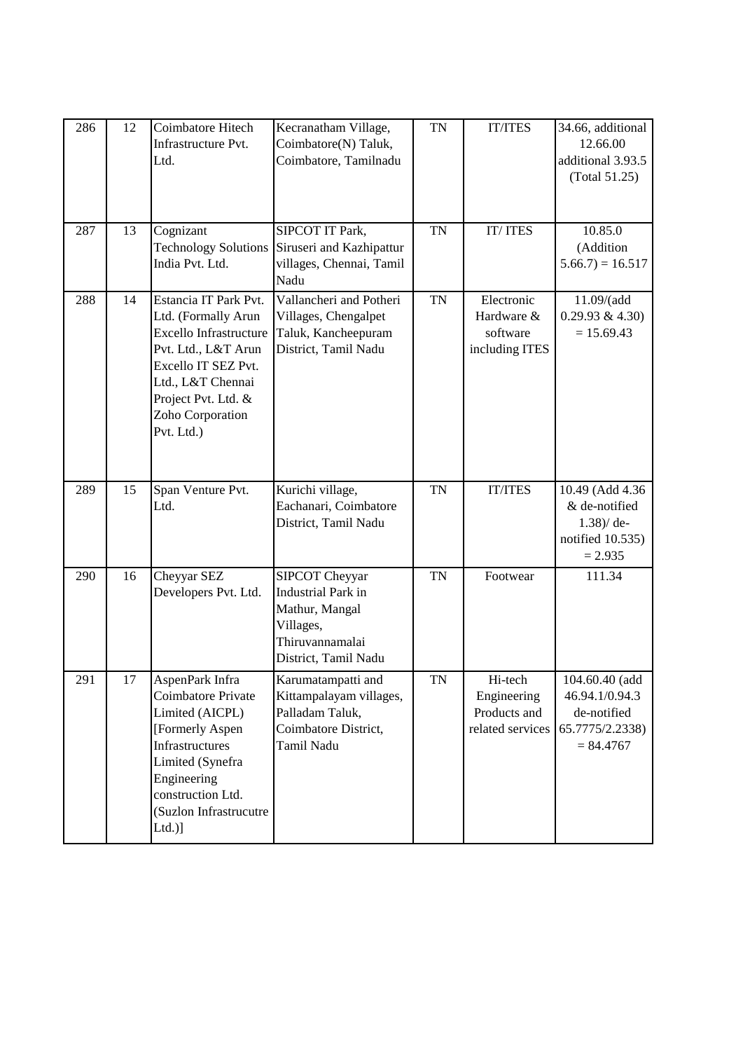| 286 | 12 | Coimbatore Hitech Infrastructure Pvt. Ltd. | Kecranatham Village, Coimbatore(N) Taluk, Coimbatore, Tamilnadu | TN | IT/ITES | 34.66, additional 12.66.00 additional 3.93.5 (Total 51.25) |
|---|---|---|---|---|---|---|
| 287 | 13 | Cognizant Technology Solutions India Pvt. Ltd. | SIPCOT IT Park, Siruseri and Kazhipattur villages, Chennai, Tamil Nadu | TN | IT/ ITES | 10.85.0 (Addition 5.66.7) = 16.517 |
| 288 | 14 | Estancia IT Park Pvt. Ltd. (Formally Arun Excello Infrastructure Pvt. Ltd., L&T Arun Excello IT SEZ Pvt. Ltd., L&T Chennai Project Pvt. Ltd. & Zoho Corporation Pvt. Ltd.) | Vallancheri and Potheri Villages, Chengalpet Taluk, Kancheepuram District, Tamil Nadu | TN | Electronic Hardware & software including ITES | 11.09/(add 0.29.93 & 4.30) = 15.69.43 |
| 289 | 15 | Span Venture Pvt. Ltd. | Kurichi village, Eachanari, Coimbatore District, Tamil Nadu | TN | IT/ITES | 10.49 (Add 4.36 & de-notified 1.38)/ de-notified 10.535) = 2.935 |
| 290 | 16 | Cheyyar SEZ Developers Pvt. Ltd. | SIPCOT Cheyyar Industrial Park in Mathur, Mangal Villages, Thiruvannamalai District, Tamil Nadu | TN | Footwear | 111.34 |
| 291 | 17 | AspenPark Infra Coimbatore Private Limited (AICPL) [Formerly Aspen Infrastructures Limited (Synefra Engineering construction Ltd. (Suzlon Infrastrucutre Ltd.)] | Karumatampatti and Kittampalayam villages, Palladam Taluk, Coimbatore District, Tamil Nadu | TN | Hi-tech Engineering Products and related services | 104.60.40 (add 46.94.1/0.94.3 de-notified 65.7775/2.2338) = 84.4767 |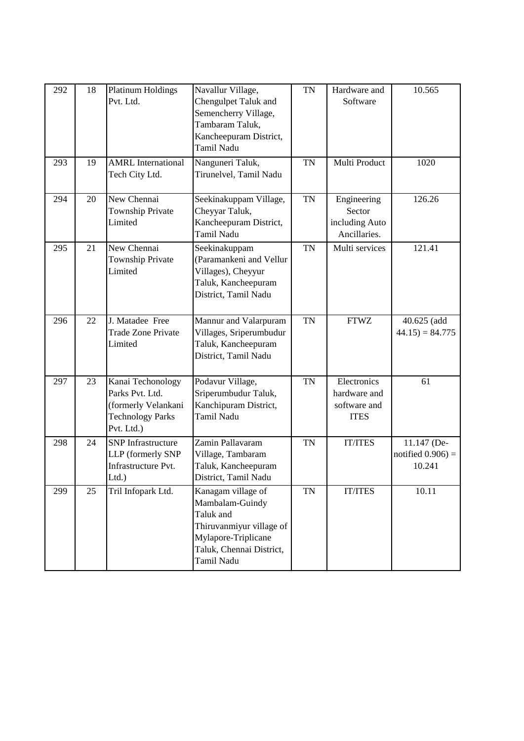| 292 | 18 | Platinum Holdings Pvt. Ltd. | Navallur Village, Chengulpet Taluk and Semencherry Village, Tambaram Taluk, Kancheepuram District, Tamil Nadu | TN | Hardware and Software | 10.565 |
|---|---|---|---|---|---|---|
| 293 | 19 | AMRL International Tech City Ltd. | Nanguneri Taluk, Tirunelvel, Tamil Nadu | TN | Multi Product | 1020 |
| 294 | 20 | New Chennai Township Private Limited | Seekinakuppam Village, Cheyyar Taluk, Kancheepuram District, Tamil Nadu | TN | Engineering Sector including Auto Ancillaries. | 126.26 |
| 295 | 21 | New Chennai Township Private Limited | Seekinakuppam (Paramankeni and Vellur Villages), Cheyyur Taluk, Kancheepuram District, Tamil Nadu | TN | Multi services | 121.41 |
| 296 | 22 | J. Matadee Free Trade Zone Private Limited | Mannur and Valarpuram Villages, Sriperumbudur Taluk, Kancheepuram District, Tamil Nadu | TN | FTWZ | 40.625 (add 44.15) = 84.775 |
| 297 | 23 | Kanai Techonology Parks Pvt. Ltd. (formerly Velankani Technology Parks Pvt. Ltd.) | Podavur Village, Sriperumbudur Taluk, Kanchipuram District, Tamil Nadu | TN | Electronics hardware and software and ITES | 61 |
| 298 | 24 | SNP Infrastructure LLP (formerly SNP Infrastructure Pvt. Ltd.) | Zamin Pallavaram Village, Tambaram Taluk, Kancheepuram District, Tamil Nadu | TN | IT/ITES | 11.147 (De-notified 0.906) = 10.241 |
| 299 | 25 | Tril Infopark Ltd. | Kanagam village of Mambalam-Guindy Taluk and Thiruvanmiyur village of Mylapore-Triplicane Taluk, Chennai District, Tamil Nadu | TN | IT/ITES | 10.11 |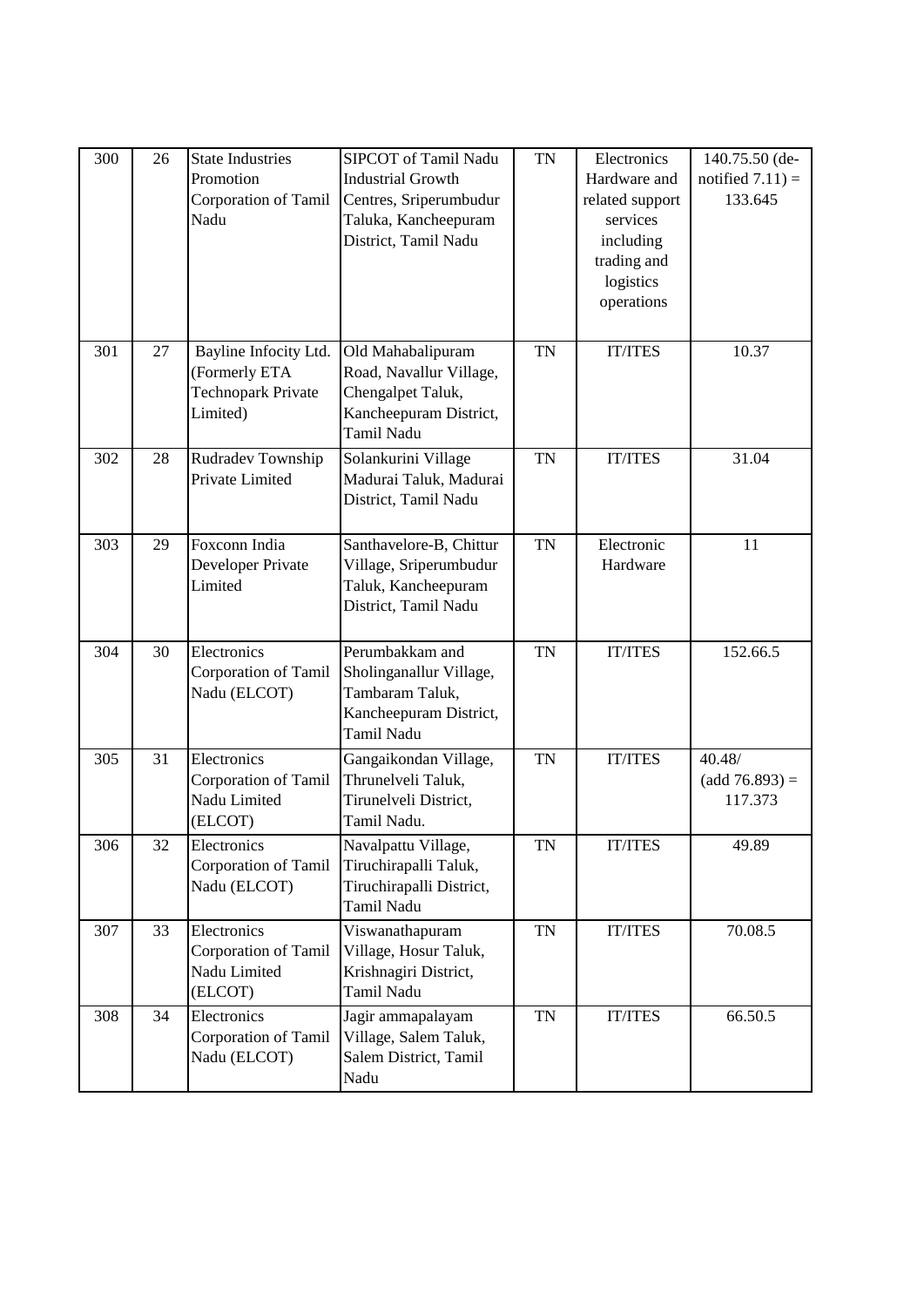| 300 | 26 | State Industries Promotion Corporation of Tamil Nadu | SIPCOT of Tamil Nadu Industrial Growth Centres, Sriperumbudur Taluka, Kancheepuram District, Tamil Nadu | TN | Electronics Hardware and related support services including trading and logistics operations | 140.75.50 (de-notified 7.11) = 133.645 |
|---|---|---|---|---|---|---|
| 301 | 27 | Bayline Infocity Ltd. (Formerly ETA Technopark Private Limited) | Old Mahabalipuram Road, Navallur Village, Chengalpet Taluk, Kancheepuram District, Tamil Nadu | TN | IT/ITES | 10.37 |
| 302 | 28 | Rudradev Township Private Limited | Solankurini Village Madurai Taluk, Madurai District, Tamil Nadu | TN | IT/ITES | 31.04 |
| 303 | 29 | Foxconn India Developer Private Limited | Santhavelore-B, Chittur Village, Sriperumbudur Taluk, Kancheepuram District, Tamil Nadu | TN | Electronic Hardware | 11 |
| 304 | 30 | Electronics Corporation of Tamil Nadu (ELCOT) | Perumbakkam and Sholinganallur Village, Tambaram Taluk, Kancheepuram District, Tamil Nadu | TN | IT/ITES | 152.66.5 |
| 305 | 31 | Electronics Corporation of Tamil Nadu Limited (ELCOT) | Gangaikondan Village, Thrunelveli Taluk, Tirunelveli District, Tamil Nadu. | TN | IT/ITES | 40.48/ (add 76.893) = 117.373 |
| 306 | 32 | Electronics Corporation of Tamil Nadu (ELCOT) | Navalpattu Village, Tiruchirapalli Taluk, Tiruchirapalli District, Tamil Nadu | TN | IT/ITES | 49.89 |
| 307 | 33 | Electronics Corporation of Tamil Nadu Limited (ELCOT) | Viswanathapuram Village, Hosur Taluk, Krishnagiri District, Tamil Nadu | TN | IT/ITES | 70.08.5 |
| 308 | 34 | Electronics Corporation of Tamil Nadu (ELCOT) | Jagir ammapalayam Village, Salem Taluk, Salem District, Tamil Nadu | TN | IT/ITES | 66.50.5 |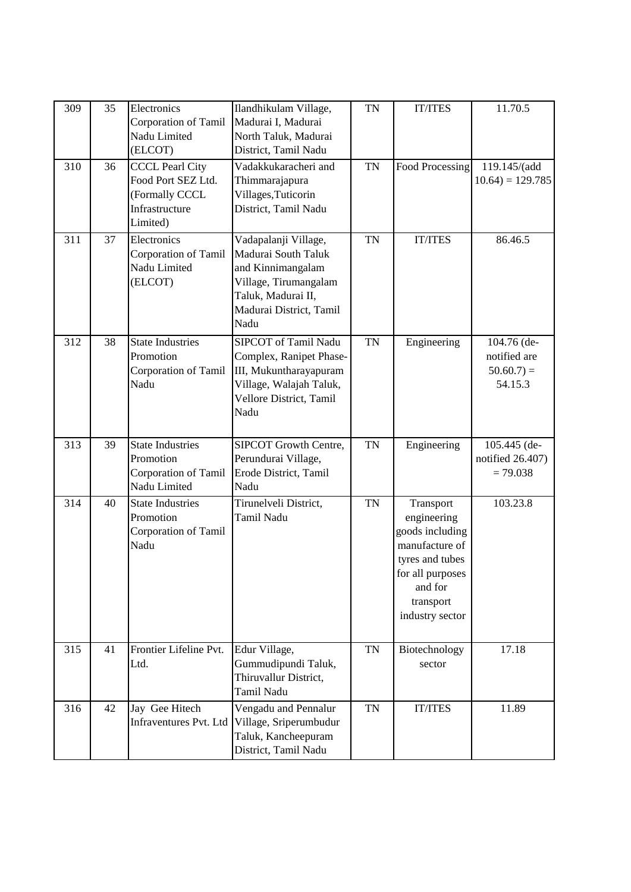| 309 | 35 | Electronics Corporation of Tamil Nadu Limited (ELCOT) | Ilandhikulam Village, Madurai I, Madurai North Taluk, Madurai District, Tamil Nadu | TN | IT/ITES | 11.70.5 |
|---|---|---|---|---|---|---|
| 310 | 36 | CCCL Pearl City Food Port SEZ Ltd. (Formally CCCL Infrastructure Limited) | Vadakkukaracheri and Thimmarajapura Villages,Tuticorin District, Tamil Nadu | TN | Food Processing | 119.145/(add 10.64) = 129.785 |
| 311 | 37 | Electronics Corporation of Tamil Nadu Limited (ELCOT) | Vadapalanji Village, Madurai South Taluk and Kinnimangalam Village, Tirumangalam Taluk, Madurai II, Madurai District, Tamil Nadu | TN | IT/ITES | 86.46.5 |
| 312 | 38 | State Industries Promotion Corporation of Tamil Nadu | SIPCOT of Tamil Nadu Complex, Ranipet Phase-III, Mukuntharayapuram Village, Walajah Taluk, Vellore District, Tamil Nadu | TN | Engineering | 104.76 (de-notified are 50.60.7) = 54.15.3 |
| 313 | 39 | State Industries Promotion Corporation of Tamil Nadu Limited | SIPCOT Growth Centre, Perundurai Village, Erode District, Tamil Nadu | TN | Engineering | 105.445 (de-notified 26.407) = 79.038 |
| 314 | 40 | State Industries Promotion Corporation of Tamil Nadu | Tirunelveli District, Tamil Nadu | TN | Transport engineering goods including manufacture of tyres and tubes for all purposes and for transport industry sector | 103.23.8 |
| 315 | 41 | Frontier Lifeline Pvt. Ltd. | Edur Village, Gummudipundi Taluk, Thiruvallur District, Tamil Nadu | TN | Biotechnology sector | 17.18 |
| 316 | 42 | Jay Gee Hitech Infraventures Pvt. Ltd | Vengadu and Pennalur Village, Sriperumbudur Taluk, Kancheepuram District, Tamil Nadu | TN | IT/ITES | 11.89 |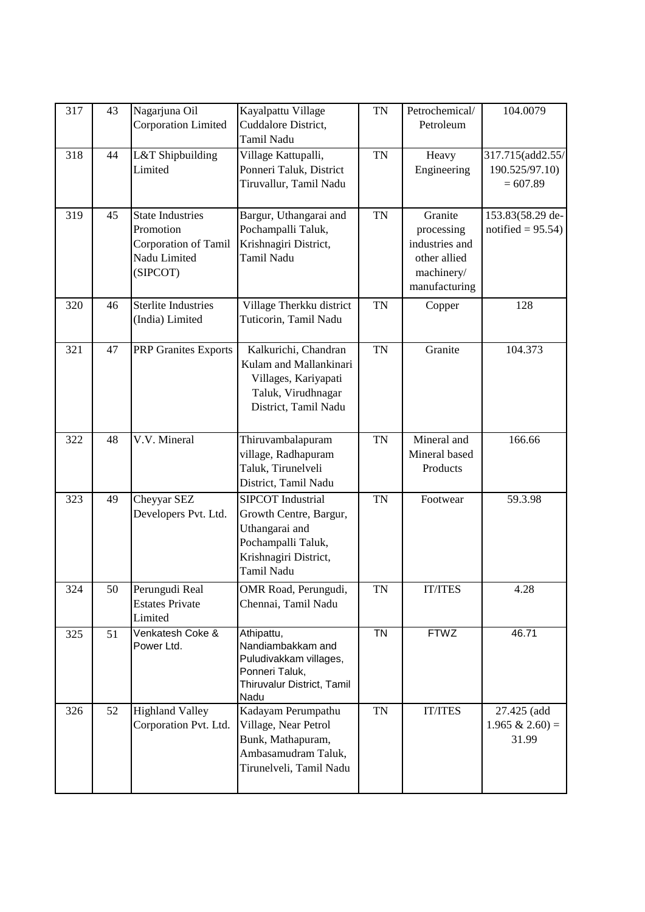| 317 | 43 | Nagarjuna Oil Corporation Limited | Kayalpattu Village Cuddalore District, Tamil Nadu | TN | Petrochemical/ Petroleum | 104.0079 |
|---|---|---|---|---|---|---|
| 318 | 44 | L&T Shipbuilding Limited | Village Kattupalli, Ponneri Taluk, District Tiruvallur, Tamil Nadu | TN | Heavy Engineering | 317.715(add2.55/ 190.525/97.10) = 607.89 |
| 319 | 45 | State Industries Promotion Corporation of Tamil Nadu Limited (SIPCOT) | Bargur, Uthangarai and Pochampalli Taluk, Krishnagiri District, Tamil Nadu | TN | Granite processing industries and other allied machinery/ manufacturing | 153.83(58.29 de-notified = 95.54) |
| 320 | 46 | Sterlite Industries (India) Limited | Village Therkku district Tuticorin, Tamil Nadu | TN | Copper | 128 |
| 321 | 47 | PRP Granites Exports | Kalkurichi, Chandran Kulam and Mallankinari Villages, Kariyapati Taluk, Virudhnagar District, Tamil Nadu | TN | Granite | 104.373 |
| 322 | 48 | V.V. Mineral | Thiruvambalapuram village, Radhapuram Taluk, Tirunelveli District, Tamil Nadu | TN | Mineral and Mineral based Products | 166.66 |
| 323 | 49 | Cheyyar SEZ Developers Pvt. Ltd. | SIPCOT Industrial Growth Centre, Bargur, Uthangarai and Pochampalli Taluk, Krishnagiri District, Tamil Nadu | TN | Footwear | 59.3.98 |
| 324 | 50 | Perungudi Real Estates Private Limited | OMR Road, Perungudi, Chennai, Tamil Nadu | TN | IT/ITES | 4.28 |
| 325 | 51 | Venkatesh Coke & Power Ltd. | Athipattu, Nandiambakkam and Puludivakkam villages, Ponneri Taluk, Thiruvalur District, Tamil Nadu | TN | FTWZ | 46.71 |
| 326 | 52 | Highland Valley Corporation Pvt. Ltd. | Kadayam Perumpathu Village, Near Petrol Bunk, Mathapuram, Ambasamudram Taluk, Tirunelveli, Tamil Nadu | TN | IT/ITES | 27.425 (add 1.965 & 2.60) = 31.99 |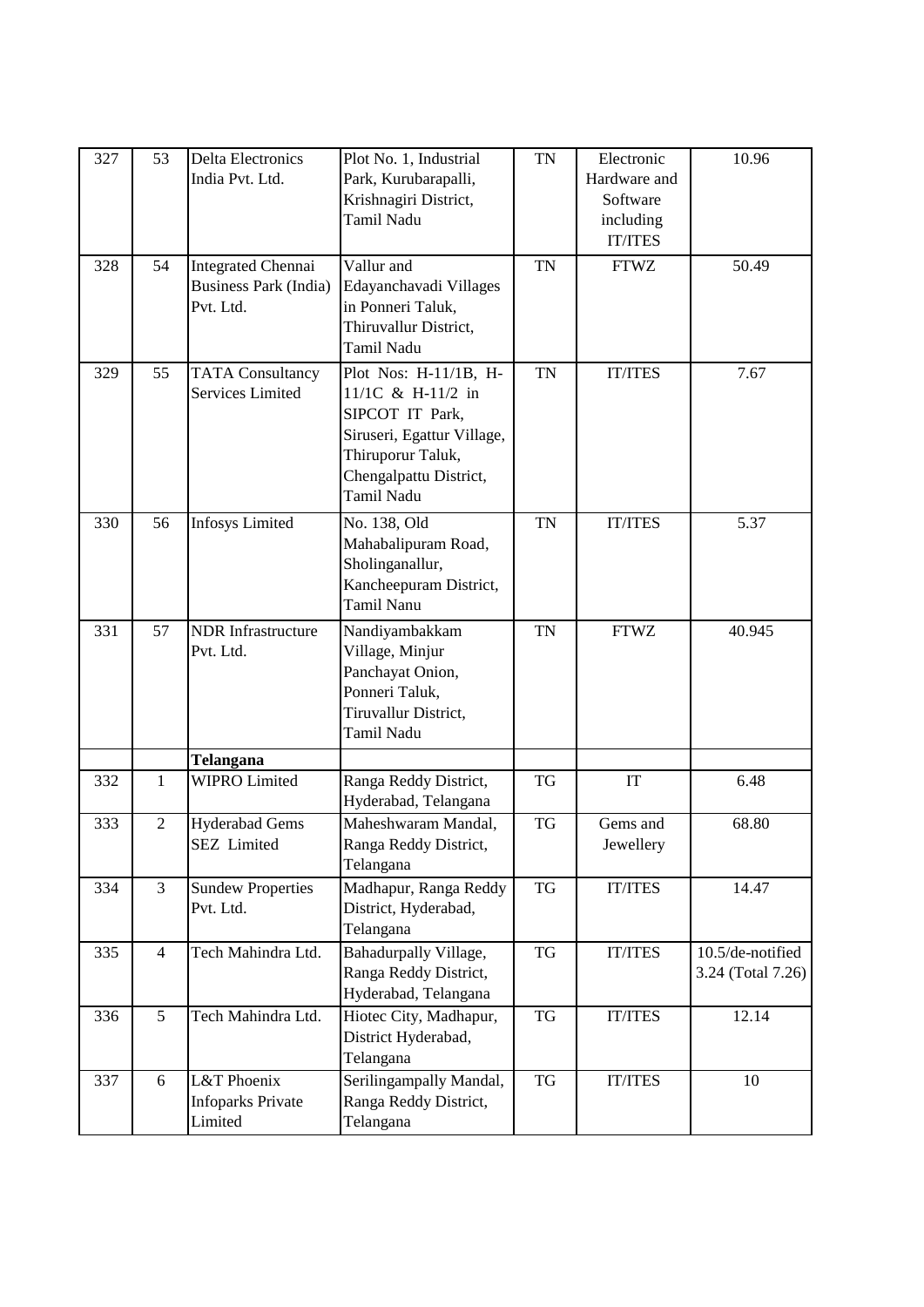| 327 | 53 | Delta Electronics India Pvt. Ltd. | Plot No. 1, Industrial Park, Kurubarapalli, Krishnagiri District, Tamil Nadu | TN | Electronic Hardware and Software including IT/ITES | 10.96 |
|---|---|---|---|---|---|---|
| 328 | 54 | Integrated Chennai Business Park (India) Pvt. Ltd. | Vallur and Edayanchavadi Villages in Ponneri Taluk, Thiruvallur District, Tamil Nadu | TN | FTWZ | 50.49 |
| 329 | 55 | TATA Consultancy Services Limited | Plot Nos: H-11/1B, H-11/1C & H-11/2 in SIPCOT IT Park, Siruseri, Egattur Village, Thiruporur Taluk, Chengalpattu District, Tamil Nadu | TN | IT/ITES | 7.67 |
| 330 | 56 | Infosys Limited | No. 138, Old Mahabalipuram Road, Sholinganallur, Kancheepuram District, Tamil Nanu | TN | IT/ITES | 5.37 |
| 331 | 57 | NDR Infrastructure Pvt. Ltd. | Nandiyambakkam Village, Minjur Panchayat Onion, Ponneri Taluk, Tiruvallur District, Tamil Nadu | TN | FTWZ | 40.945 |
| | | **Telangana** | | | | |
| 332 | 1 | WIPRO Limited | Ranga Reddy District, Hyderabad, Telangana | TG | IT | 6.48 |
| 333 | 2 | Hyderabad Gems SEZ Limited | Maheshwaram Mandal, Ranga Reddy District, Telangana | TG | Gems and Jewellery | 68.80 |
| 334 | 3 | Sundew Properties Pvt. Ltd. | Madhapur, Ranga Reddy District, Hyderabad, Telangana | TG | IT/ITES | 14.47 |
| 335 | 4 | Tech Mahindra Ltd. | Bahadurpally Village, Ranga Reddy District, Hyderabad, Telangana | TG | IT/ITES | 10.5/de-notified 3.24 (Total 7.26) |
| 336 | 5 | Tech Mahindra Ltd. | Hiotec City, Madhapur, District Hyderabad, Telangana | TG | IT/ITES | 12.14 |
| 337 | 6 | L&T Phoenix Infoparks Private Limited | Serilingampally Mandal, Ranga Reddy District, Telangana | TG | IT/ITES | 10 |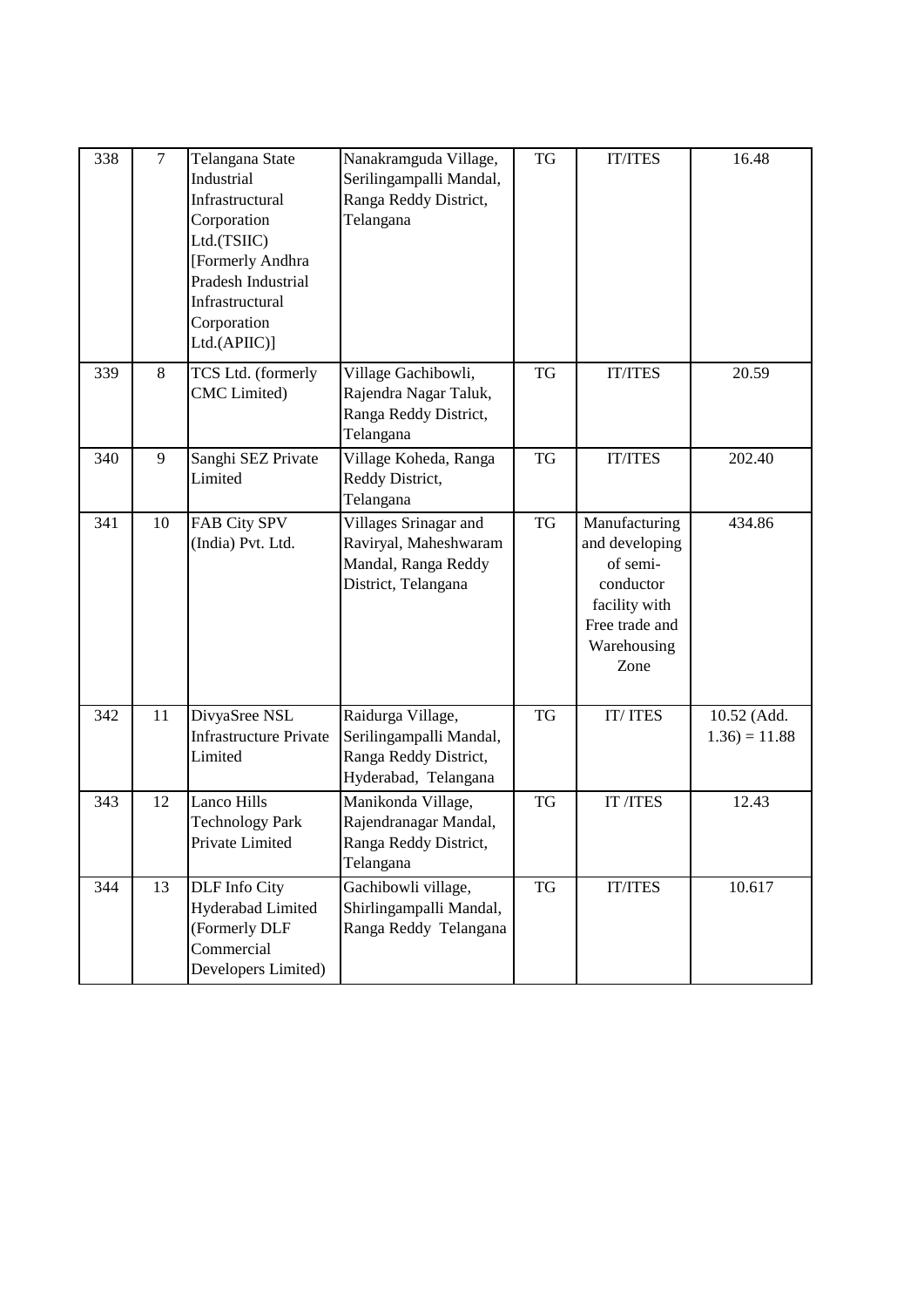| 338 | 7 | Telangana State Industrial Infrastructural Corporation Ltd.(TSIIC) [Formerly Andhra Pradesh Industrial Infrastructural Corporation Ltd.(APIIC)] | Nanakramguda Village, Serilingampalli Mandal, Ranga Reddy District, Telangana | TG | IT/ITES | 16.48 |
|---|---|---|---|---|---|---|
| 339 | 8 | TCS Ltd. (formerly CMC Limited) | Village Gachibowli, Rajendra Nagar Taluk, Ranga Reddy District, Telangana | TG | IT/ITES | 20.59 |
| 340 | 9 | Sanghi SEZ Private Limited | Village Koheda, Ranga Reddy District, Telangana | TG | IT/ITES | 202.40 |
| 341 | 10 | FAB City SPV (India) Pvt. Ltd. | Villages Srinagar and Raviryal, Maheshwaram Mandal, Ranga Reddy District, Telangana | TG | Manufacturing and developing of semi-conductor facility with Free trade and Warehousing Zone | 434.86 |
| 342 | 11 | DivyaSree NSL Infrastructure Private Limited | Raidurga Village, Serilingampalli Mandal, Ranga Reddy District, Hyderabad, Telangana | TG | IT/ ITES | 10.52 (Add. 1.36) = 11.88 |
| 343 | 12 | Lanco Hills Technology Park Private Limited | Manikonda Village, Rajendranagar Mandal, Ranga Reddy District, Telangana | TG | IT /ITES | 12.43 |
| 344 | 13 | DLF Info City Hyderabad Limited (Formerly DLF Commercial Developers Limited) | Gachibowli village, Shirlingampalli Mandal, Ranga Reddy Telangana | TG | IT/ITES | 10.617 |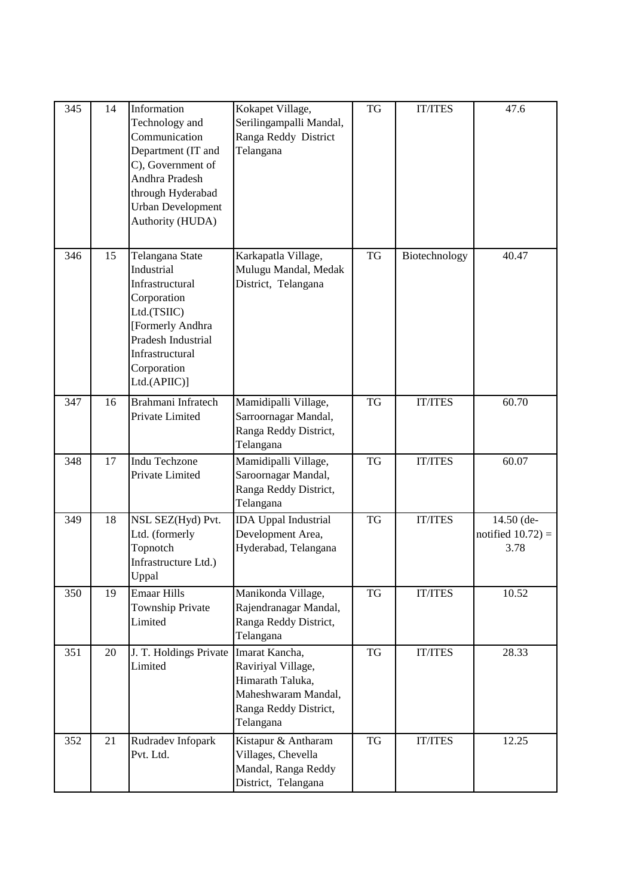| 345 | 14 | Information Technology and Communication Department (IT and C), Government of Andhra Pradesh through Hyderabad Urban Development Authority (HUDA) | Kokapet Village, Serilingampalli Mandal, Ranga Reddy District Telangana | TG | IT/ITES | 47.6 |
|---|---|---|---|---|---|---|
| 346 | 15 | Telangana State Industrial Infrastructural Corporation Ltd.(TSIIC) [Formerly Andhra Pradesh Industrial Infrastructural Corporation Ltd.(APIIC)] | Karkapatla Village, Mulugu Mandal, Medak District, Telangana | TG | Biotechnology | 40.47 |
| 347 | 16 | Brahmani Infratech Private Limited | Mamidipalli Village, Sarroornagar Mandal, Ranga Reddy District, Telangana | TG | IT/ITES | 60.70 |
| 348 | 17 | Indu Techzone Private Limited | Mamidipalli Village, Saroornagar Mandal, Ranga Reddy District, Telangana | TG | IT/ITES | 60.07 |
| 349 | 18 | NSL SEZ(Hyd) Pvt. Ltd. (formerly Topnotch Infrastructure Ltd.) Uppal | IDA Uppal Industrial Development Area, Hyderabad, Telangana | TG | IT/ITES | 14.50 (de-notified 10.72) = 3.78 |
| 350 | 19 | Emaar Hills Township Private Limited | Manikonda Village, Rajendranagar Mandal, Ranga Reddy District, Telangana | TG | IT/ITES | 10.52 |
| 351 | 20 | J. T. Holdings Private Limited | Imarat Kancha, Raviriyal Village, Himarath Taluka, Maheshwaram Mandal, Ranga Reddy District, Telangana | TG | IT/ITES | 28.33 |
| 352 | 21 | Rudradev Infopark Pvt. Ltd. | Kistapur & Antharam Villages, Chevella Mandal, Ranga Reddy District, Telangana | TG | IT/ITES | 12.25 |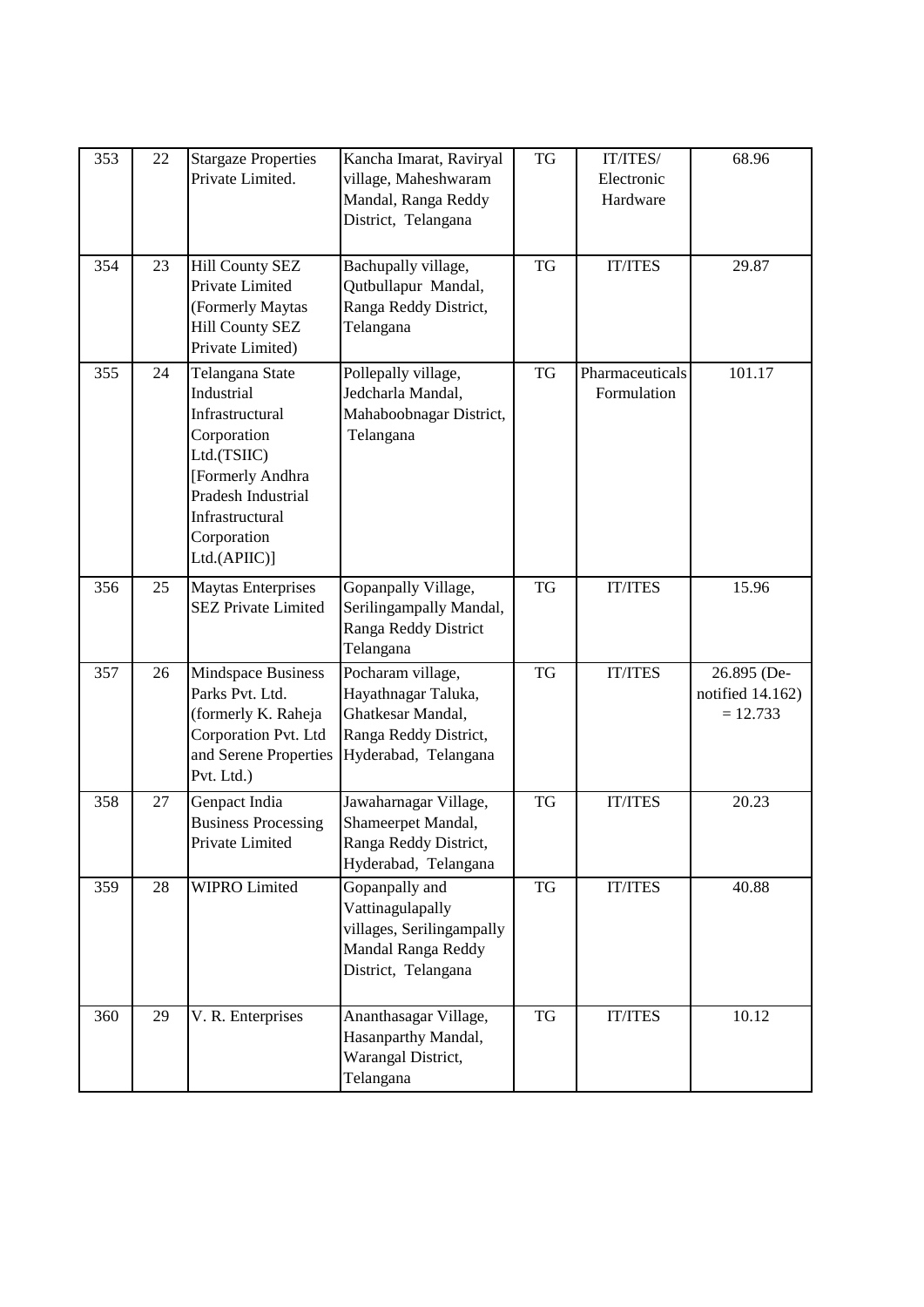| 353 | 22 | Stargaze Properties Private Limited. | Kancha Imarat, Raviryal village, Maheshwaram Mandal, Ranga Reddy District, Telangana | TG | IT/ITES/ Electronic Hardware | 68.96 |
|---|---|---|---|---|---|---|
| 354 | 23 | Hill County SEZ Private Limited (Formerly Maytas Hill County SEZ Private Limited) | Bachupally village, Qutbullapur Mandal, Ranga Reddy District, Telangana | TG | IT/ITES | 29.87 |
| 355 | 24 | Telangana State Industrial Infrastructural Corporation Ltd.(TSIIC) [Formerly Andhra Pradesh Industrial Infrastructural Corporation Ltd.(APIIC)] | Pollepally village, Jedcharla Mandal, Mahaboobnagar District, Telangana | TG | Pharmaceuticals Formulation | 101.17 |
| 356 | 25 | Maytas Enterprises SEZ Private Limited | Gopanpally Village, Serilingampally Mandal, Ranga Reddy District Telangana | TG | IT/ITES | 15.96 |
| 357 | 26 | Mindspace Business Parks Pvt. Ltd. (formerly K. Raheja Corporation Pvt. Ltd and Serene Properties Pvt. Ltd.) | Pocharam village, Hayathnagar Taluka, Ghatkesar Mandal, Ranga Reddy District, Hyderabad, Telangana | TG | IT/ITES | 26.895 (De-notified 14.162) = 12.733 |
| 358 | 27 | Genpact India Business Processing Private Limited | Jawaharnagar Village, Shameerpet Mandal, Ranga Reddy District, Hyderabad, Telangana | TG | IT/ITES | 20.23 |
| 359 | 28 | WIPRO Limited | Gopanpally and Vattinagulapally villages, Serilingampally Mandal Ranga Reddy District, Telangana | TG | IT/ITES | 40.88 |
| 360 | 29 | V. R. Enterprises | Ananthasagar Village, Hasanparthy Mandal, Warangal District, Telangana | TG | IT/ITES | 10.12 |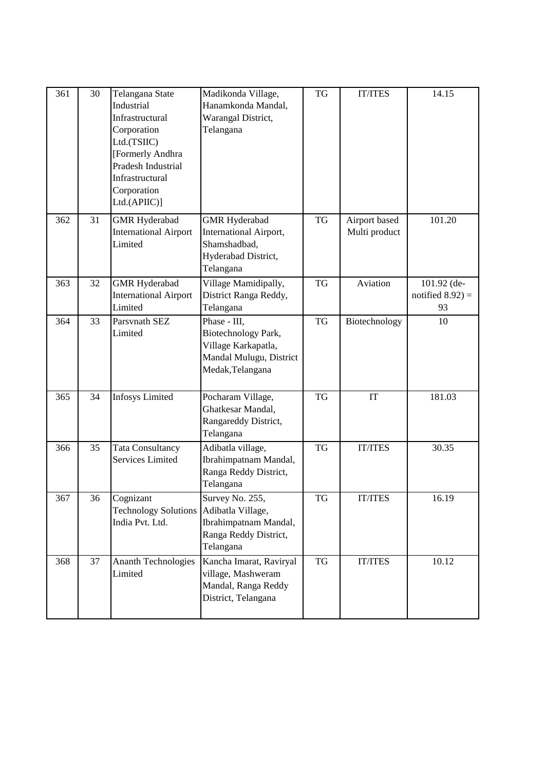| 361 | 30 | Telangana State Industrial Infrastructural Corporation Ltd.(TSIIC) [Formerly Andhra Pradesh Industrial Infrastructural Corporation Ltd.(APIIC)] | Madikonda Village, Hanamkonda Mandal, Warangal District, Telangana | TG | IT/ITES | 14.15 |
|---|---|---|---|---|---|---|
| 362 | 31 | GMR Hyderabad International Airport Limited | GMR Hyderabad International Airport, Shamshadbad, Hyderabad District, Telangana | TG | Airport based Multi product | 101.20 |
| 363 | 32 | GMR Hyderabad International Airport Limited | Village Mamidipally, District Ranga Reddy, Telangana | TG | Aviation | 101.92 (de-notified 8.92) = 93 |
| 364 | 33 | Parsvnath SEZ Limited | Phase - III, Biotechnology Park, Village Karkapatla, Mandal Mulugu, District Medak,Telangana | TG | Biotechnology | 10 |
| 365 | 34 | Infosys Limited | Pocharam Village, Ghatkesar Mandal, Rangareddy District, Telangana | TG | IT | 181.03 |
| 366 | 35 | Tata Consultancy Services Limited | Adibatla village, Ibrahimpatnam Mandal, Ranga Reddy District, Telangana | TG | IT/ITES | 30.35 |
| 367 | 36 | Cognizant Technology Solutions India Pvt. Ltd. | Survey No. 255, Adibatla Village, Ibrahimpatnam Mandal, Ranga Reddy District, Telangana | TG | IT/ITES | 16.19 |
| 368 | 37 | Ananth Technologies Limited | Kancha Imarat, Raviryal village, Mashweram Mandal, Ranga Reddy District, Telangana | TG | IT/ITES | 10.12 |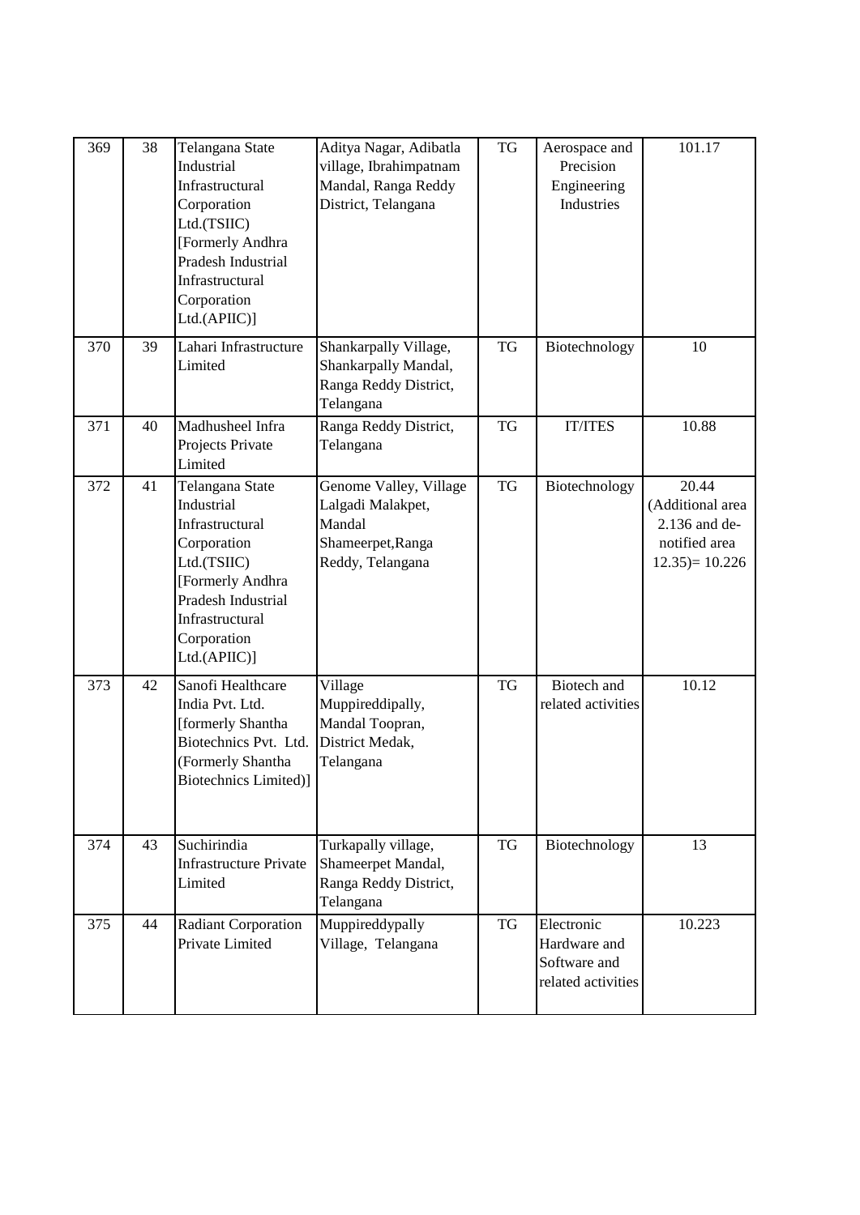| 369 | 38 | Telangana State Industrial Infrastructural Corporation Ltd.(TSIIC) [Formerly Andhra Pradesh Industrial Infrastructural Corporation Ltd.(APIIC)] | Aditya Nagar, Adibatla village, Ibrahimpatnam Mandal, Ranga Reddy District, Telangana | TG | Aerospace and Precision Engineering Industries | 101.17 |
|---|---|---|---|---|---|---|
| 370 | 39 | Lahari Infrastructure Limited | Shankarpally Village, Shankarpally Mandal, Ranga Reddy District, Telangana | TG | Biotechnology | 10 |
| 371 | 40 | Madhusheel Infra Projects Private Limited | Ranga Reddy District, Telangana | TG | IT/ITES | 10.88 |
| 372 | 41 | Telangana State Industrial Infrastructural Corporation Ltd.(TSIIC) [Formerly Andhra Pradesh Industrial Infrastructural Corporation Ltd.(APIIC)] | Genome Valley, Village Lalgadi Malakpet, Mandal Shameerpet,Ranga Reddy, Telangana | TG | Biotechnology | 20.44 (Additional area 2.136 and de-notified area 12.35)= 10.226 |
| 373 | 42 | Sanofi Healthcare India Pvt. Ltd. [formerly Shantha Biotechnics Pvt. Ltd. (Formerly Shantha Biotechnics Limited)] | Village Muppireddipally, Mandal Toopran, District Medak, Telangana | TG | Biotech and related activities | 10.12 |
| 374 | 43 | Suchirindia Infrastructure Private Limited | Turkapally village, Shameerpet Mandal, Ranga Reddy District, Telangana | TG | Biotechnology | 13 |
| 375 | 44 | Radiant Corporation Private Limited | Muppireddypally Village, Telangana | TG | Electronic Hardware and Software and related activities | 10.223 |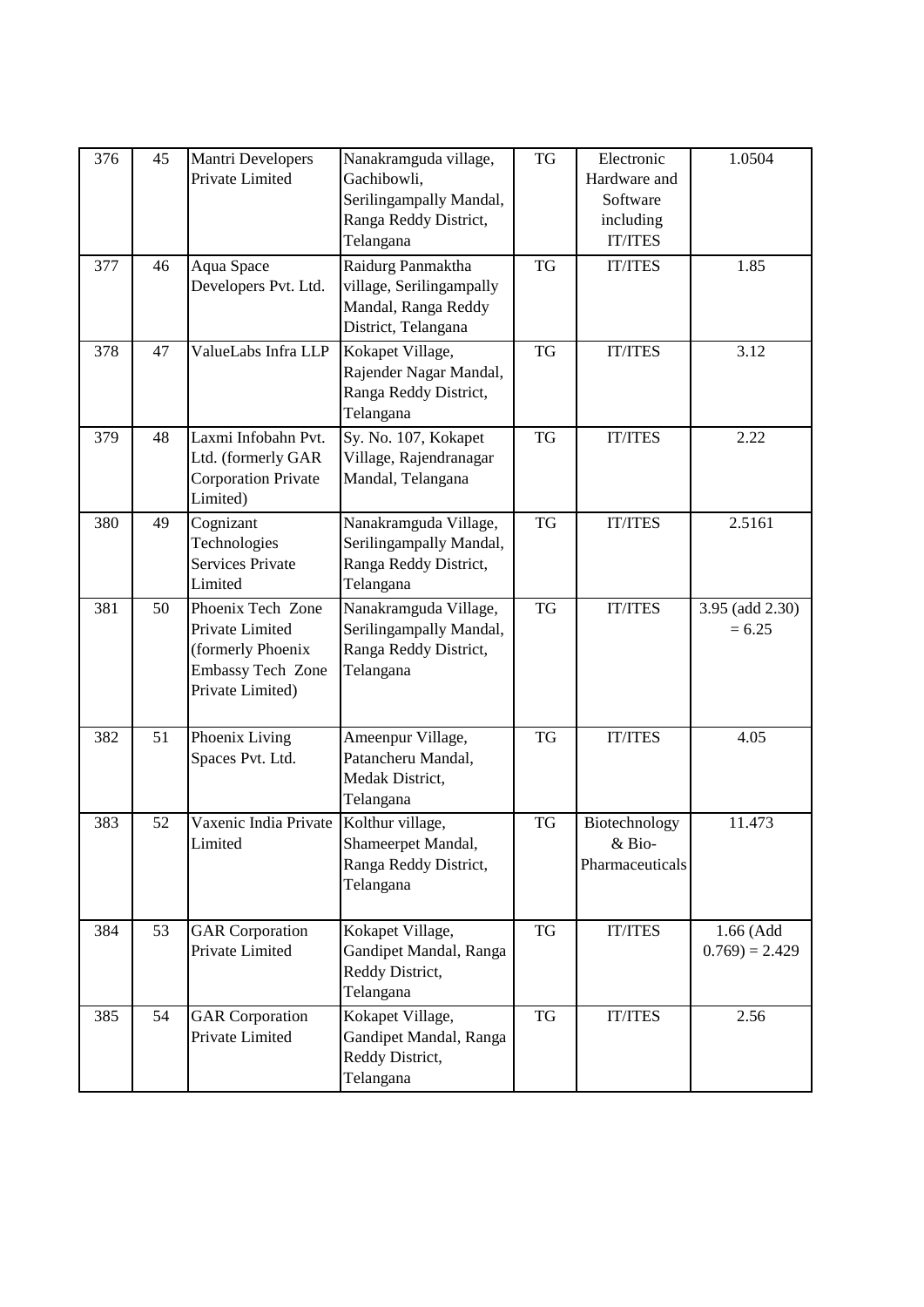| | | | | | | |
|---|---|---|---|---|---|---|
| 376 | 45 | Mantri Developers Private Limited | Nanakramguda village, Gachibowli, Serilingampally Mandal, Ranga Reddy District, Telangana | TG | Electronic Hardware and Software including IT/ITES | 1.0504 |
| 377 | 46 | Aqua Space Developers Pvt. Ltd. | Raidurg Panmaktha village, Serilingampally Mandal, Ranga Reddy District, Telangana | TG | IT/ITES | 1.85 |
| 378 | 47 | ValueLabs Infra LLP | Kokapet Village, Rajender Nagar Mandal, Ranga Reddy District, Telangana | TG | IT/ITES | 3.12 |
| 379 | 48 | Laxmi Infobahn Pvt. Ltd. (formerly GAR Corporation Private Limited) | Sy. No. 107, Kokapet Village, Rajendranagar Mandal, Telangana | TG | IT/ITES | 2.22 |
| 380 | 49 | Cognizant Technologies Services Private Limited | Nanakramguda Village, Serilingampally Mandal, Ranga Reddy District, Telangana | TG | IT/ITES | 2.5161 |
| 381 | 50 | Phoenix Tech Zone Private Limited (formerly Phoenix Embassy Tech Zone Private Limited) | Nanakramguda Village, Serilingampally Mandal, Ranga Reddy District, Telangana | TG | IT/ITES | 3.95 (add 2.30) = 6.25 |
| 382 | 51 | Phoenix Living Spaces Pvt. Ltd. | Ameenpur Village, Patancheru Mandal, Medak District, Telangana | TG | IT/ITES | 4.05 |
| 383 | 52 | Vaxenic India Private Limited | Kolthur village, Shameerpet Mandal, Ranga Reddy District, Telangana | TG | Biotechnology & Bio-Pharmaceuticals | 11.473 |
| 384 | 53 | GAR Corporation Private Limited | Kokapet Village, Gandipet Mandal, Ranga Reddy District, Telangana | TG | IT/ITES | 1.66 (Add 0.769) = 2.429 |
| 385 | 54 | GAR Corporation Private Limited | Kokapet Village, Gandipet Mandal, Ranga Reddy District, Telangana | TG | IT/ITES | 2.56 |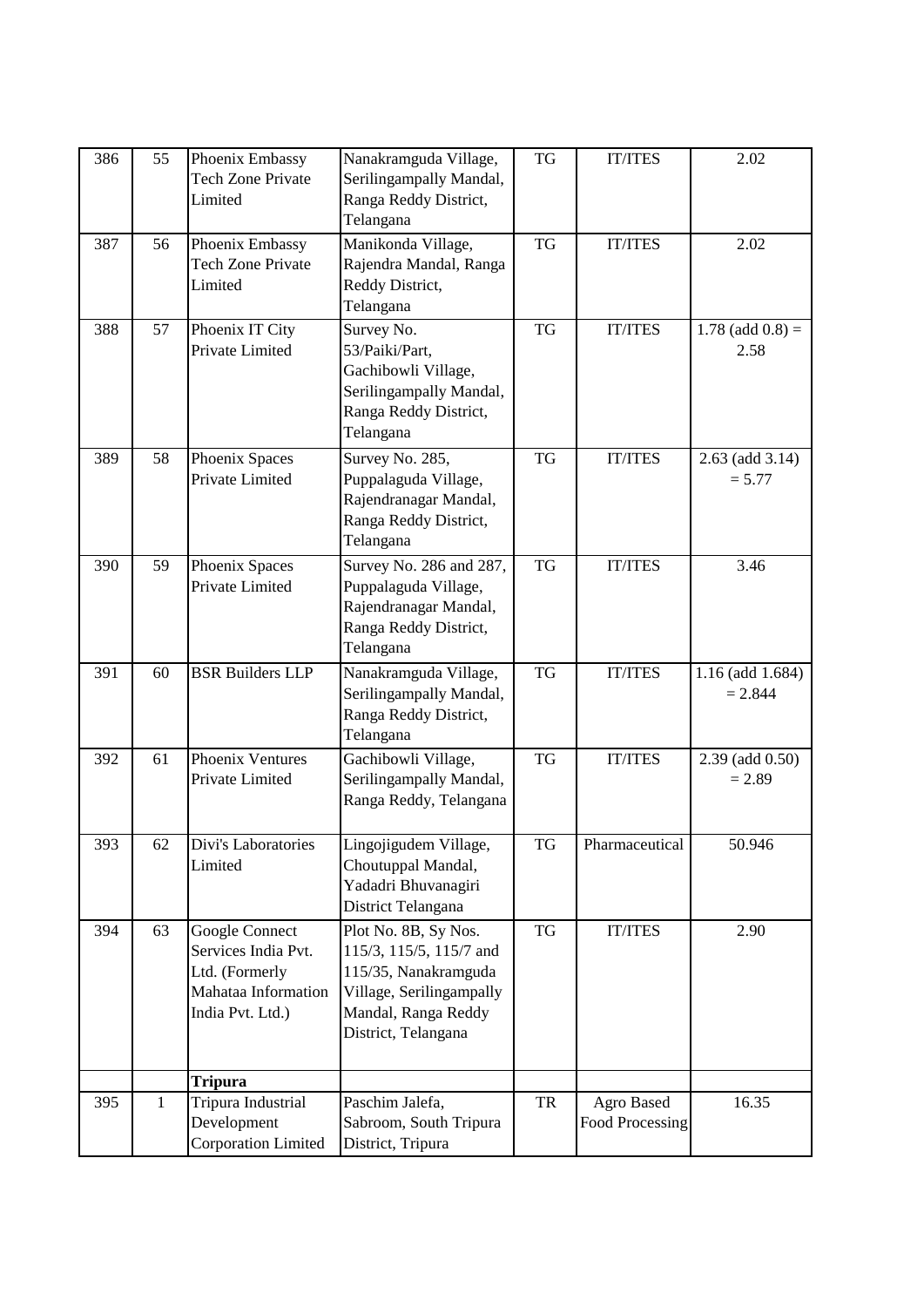| 386 | 55 | Phoenix Embassy Tech Zone Private Limited | Nanakramguda Village, Serilingampally Mandal, Ranga Reddy District, Telangana | TG | IT/ITES | 2.02 |
|---|---|---|---|---|---|---|
| 387 | 56 | Phoenix Embassy Tech Zone Private Limited | Manikonda Village, Rajendra Mandal, Ranga Reddy District, Telangana | TG | IT/ITES | 2.02 |
| 388 | 57 | Phoenix IT City Private Limited | Survey No. 53/Paiki/Part, Gachibowli Village, Serilingampally Mandal, Ranga Reddy District, Telangana | TG | IT/ITES | 1.78 (add 0.8) = 2.58 |
| 389 | 58 | Phoenix Spaces Private Limited | Survey No. 285, Puppalaguda Village, Rajendranagar Mandal, Ranga Reddy District, Telangana | TG | IT/ITES | 2.63 (add 3.14) = 5.77 |
| 390 | 59 | Phoenix Spaces Private Limited | Survey No. 286 and 287, Puppalaguda Village, Rajendranagar Mandal, Ranga Reddy District, Telangana | TG | IT/ITES | 3.46 |
| 391 | 60 | BSR Builders LLP | Nanakramguda Village, Serilingampally Mandal, Ranga Reddy District, Telangana | TG | IT/ITES | 1.16 (add 1.684) = 2.844 |
| 392 | 61 | Phoenix Ventures Private Limited | Gachibowli Village, Serilingampally Mandal, Ranga Reddy, Telangana | TG | IT/ITES | 2.39 (add 0.50) = 2.89 |
| 393 | 62 | Divi's Laboratories Limited | Lingojigudem Village, Choutuppal Mandal, Yadadri Bhuvanagiri District Telangana | TG | Pharmaceutical | 50.946 |
| 394 | 63 | Google Connect Services India Pvt. Ltd. (Formerly Mahataa Information India Pvt. Ltd.) | Plot No. 8B, Sy Nos. 115/3, 115/5, 115/7 and 115/35, Nanakramguda Village, Serilingampally Mandal, Ranga Reddy District, Telangana | TG | IT/ITES | 2.90 |
| | | **Tripura** | | | | |
| 395 | 1 | Tripura Industrial Development Corporation Limited | Paschim Jalefa, Sabroom, South Tripura District, Tripura | TR | Agro Based Food Processing | 16.35 |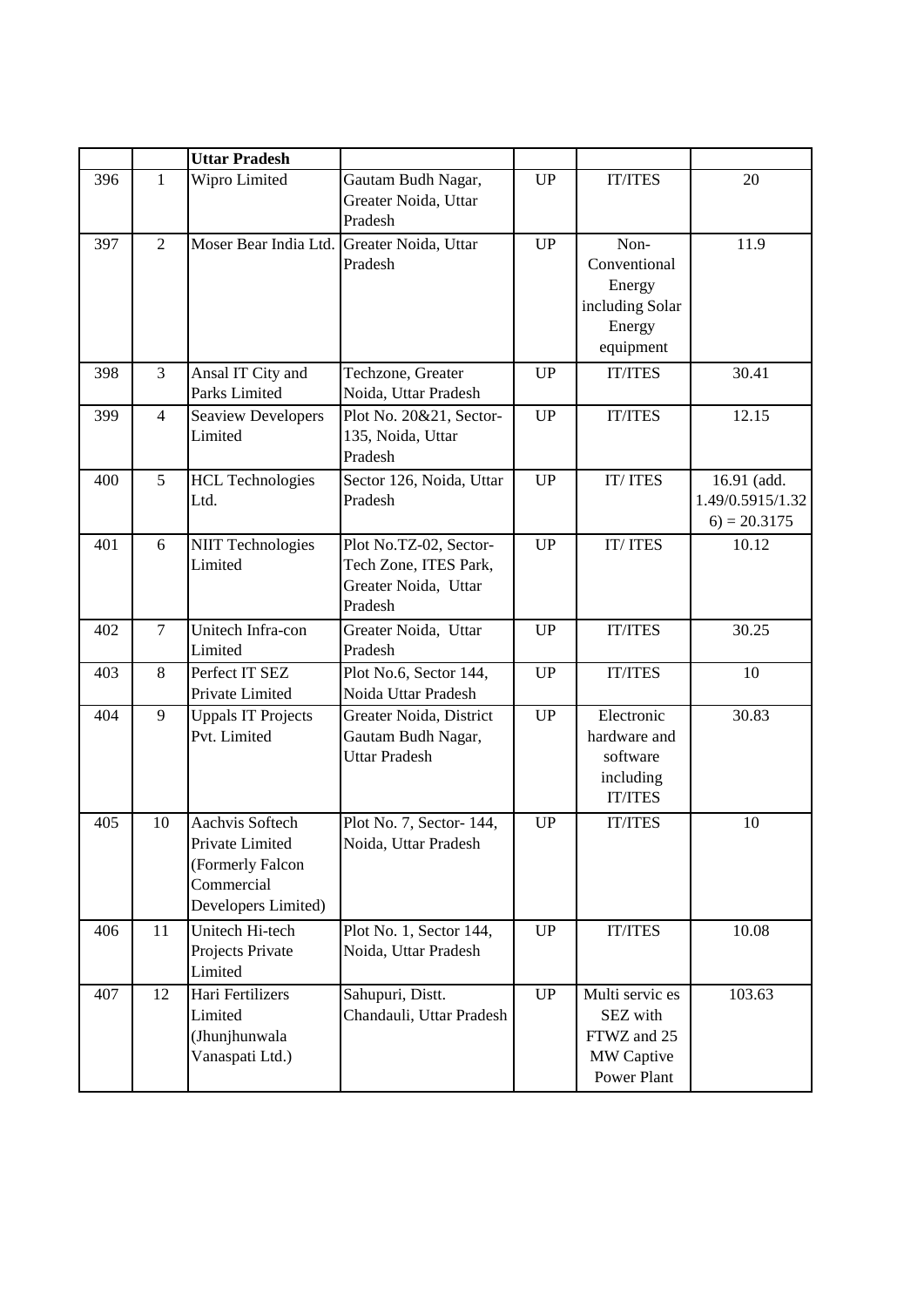|  |  | **Uttar Pradesh** |  |  |  |  |
|---|---|---|---|---|---|---|
| 396 | 1 | Wipro Limited | Gautam Budh Nagar, Greater Noida, Uttar Pradesh | UP | IT/ITES | 20 |
| 397 | 2 | Moser Bear India Ltd. | Greater Noida, Uttar Pradesh | UP | Non-Conventional Energy including Solar Energy equipment | 11.9 |
| 398 | 3 | Ansal IT City and Parks Limited | Techzone, Greater Noida, Uttar Pradesh | UP | IT/ITES | 30.41 |
| 399 | 4 | Seaview Developers Limited | Plot No. 20&21, Sector-135, Noida, Uttar Pradesh | UP | IT/ITES | 12.15 |
| 400 | 5 | HCL Technologies Ltd. | Sector 126, Noida, Uttar Pradesh | UP | IT/ ITES | 16.91 (add. 1.49/0.5915/1.326) = 20.3175 |
| 401 | 6 | NIIT Technologies Limited | Plot No.TZ-02, Sector-Tech Zone, ITES Park, Greater Noida, Uttar Pradesh | UP | IT/ ITES | 10.12 |
| 402 | 7 | Unitech Infra-con Limited | Greater Noida, Uttar Pradesh | UP | IT/ITES | 30.25 |
| 403 | 8 | Perfect IT SEZ Private Limited | Plot No.6, Sector 144, Noida Uttar Pradesh | UP | IT/ITES | 10 |
| 404 | 9 | Uppals IT Projects Pvt. Limited | Greater Noida, District Gautam Budh Nagar, Uttar Pradesh | UP | Electronic hardware and software including IT/ITES | 30.83 |
| 405 | 10 | Aachvis Softech Private Limited (Formerly Falcon Commercial Developers Limited) | Plot No. 7, Sector- 144, Noida, Uttar Pradesh | UP | IT/ITES | 10 |
| 406 | 11 | Unitech Hi-tech Projects Private Limited | Plot No. 1, Sector 144, Noida, Uttar Pradesh | UP | IT/ITES | 10.08 |
| 407 | 12 | Hari Fertilizers Limited (Jhunjhunwala Vanaspati Ltd.) | Sahupuri, Distt. Chandauli, Uttar Pradesh | UP | Multi servic es SEZ with FTWZ and 25 MW Captive Power Plant | 103.63 |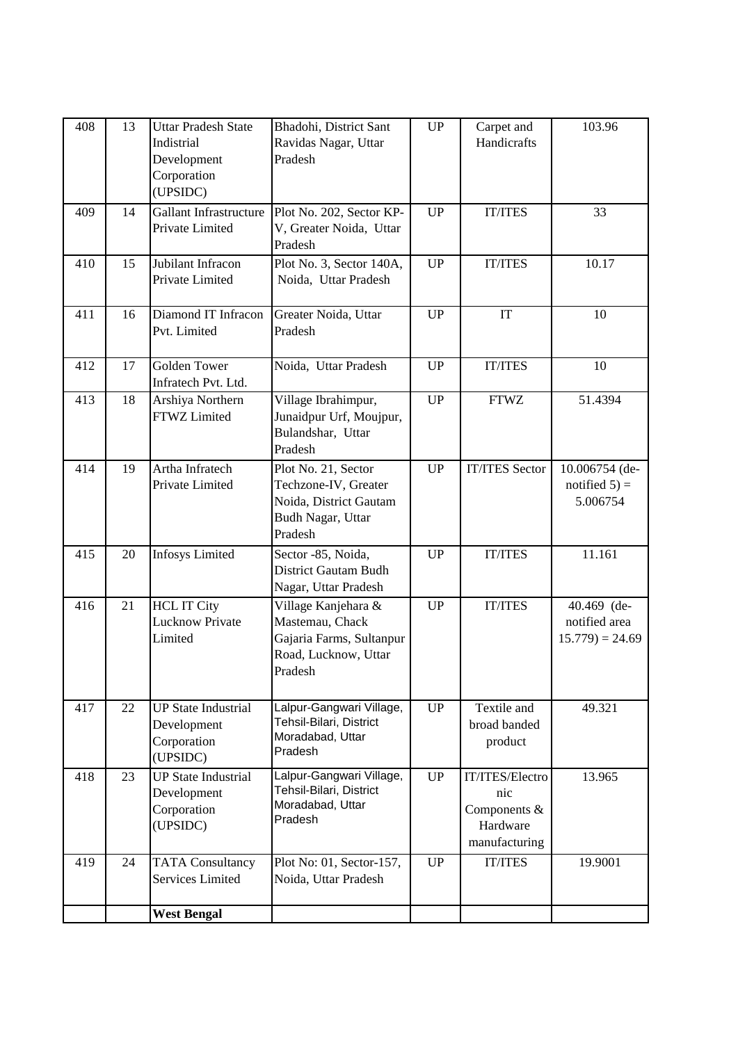| | | | | | | |
|---|---|---|---|---|---|---|
| 408 | 13 | Uttar Pradesh State Indistrial Development Corporation (UPSIDC) | Bhadohi, District Sant Ravidas Nagar, Uttar Pradesh | UP | Carpet and Handicrafts | 103.96 |
| 409 | 14 | Gallant Infrastructure Private Limited | Plot No. 202, Sector KP-V, Greater Noida, Uttar Pradesh | UP | IT/ITES | 33 |
| 410 | 15 | Jubilant Infracon Private Limited | Plot No. 3, Sector 140A, Noida, Uttar Pradesh | UP | IT/ITES | 10.17 |
| 411 | 16 | Diamond IT Infracon Pvt. Limited | Greater Noida, Uttar Pradesh | UP | IT | 10 |
| 412 | 17 | Golden Tower Infratech Pvt. Ltd. | Noida, Uttar Pradesh | UP | IT/ITES | 10 |
| 413 | 18 | Arshiya Northern FTWZ Limited | Village Ibrahimpur, Junaidpur Urf, Moujpur, Bulandshar, Uttar Pradesh | UP | FTWZ | 51.4394 |
| 414 | 19 | Artha Infratech Private Limited | Plot No. 21, Sector Techzone-IV, Greater Noida, District Gautam Budh Nagar, Uttar Pradesh | UP | IT/ITES Sector | 10.006754 (de-notified 5) = 5.006754 |
| 415 | 20 | Infosys Limited | Sector -85, Noida, District Gautam Budh Nagar, Uttar Pradesh | UP | IT/ITES | 11.161 |
| 416 | 21 | HCL IT City Lucknow Private Limited | Village Kanjehara & Mastemau, Chack Gajaria Farms, Sultanpur Road, Lucknow, Uttar Pradesh | UP | IT/ITES | 40.469 (de-notified area 15.779) = 24.69 |
| 417 | 22 | UP State Industrial Development Corporation (UPSIDC) | Lalpur-Gangwari Village, Tehsil-Bilari, District Moradabad, Uttar Pradesh | UP | Textile and broad banded product | 49.321 |
| 418 | 23 | UP State Industrial Development Corporation (UPSIDC) | Lalpur-Gangwari Village, Tehsil-Bilari, District Moradabad, Uttar Pradesh | UP | IT/ITES/Electronic Components & Hardware manufacturing | 13.965 |
| 419 | 24 | TATA Consultancy Services Limited | Plot No: 01, Sector-157, Noida, Uttar Pradesh | UP | IT/ITES | 19.9001 |
| | | **West Bengal** | | | | |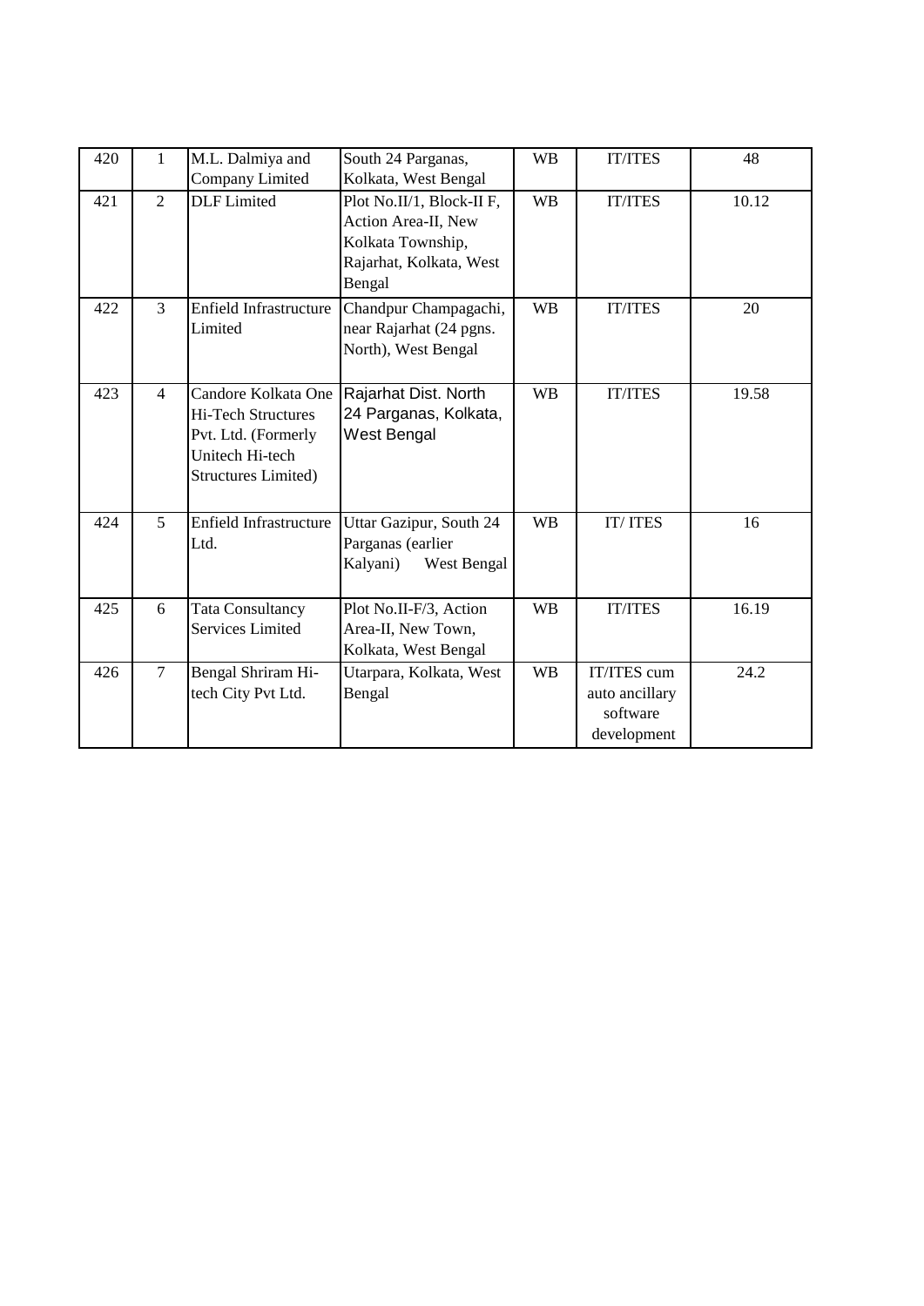| | | | | | | |
|---|---|---|---|---|---|---|
| 420 | 1 | M.L. Dalmiya and Company Limited | South 24 Parganas, Kolkata, West Bengal | WB | IT/ITES | 48 |
| 421 | 2 | DLF Limited | Plot No.II/1, Block-II F, Action Area-II, New Kolkata Township, Rajarhat, Kolkata, West Bengal | WB | IT/ITES | 10.12 |
| 422 | 3 | Enfield Infrastructure Limited | Chandpur Champagachi, near Rajarhat (24 pgns. North), West Bengal | WB | IT/ITES | 20 |
| 423 | 4 | Candore Kolkata One Hi-Tech Structures Pvt. Ltd. (Formerly Unitech Hi-tech Structures Limited) | Rajarhat Dist. North 24 Parganas, Kolkata, West Bengal | WB | IT/ITES | 19.58 |
| 424 | 5 | Enfield Infrastructure Ltd. | Uttar Gazipur, South 24 Parganas (earlier Kalyani) West Bengal | WB | IT/ ITES | 16 |
| 425 | 6 | Tata Consultancy Services Limited | Plot No.II-F/3, Action Area-II, New Town, Kolkata, West Bengal | WB | IT/ITES | 16.19 |
| 426 | 7 | Bengal Shriram Hi-tech City Pvt Ltd. | Utarpara, Kolkata, West Bengal | WB | IT/ITES cum auto ancillary software development | 24.2 |